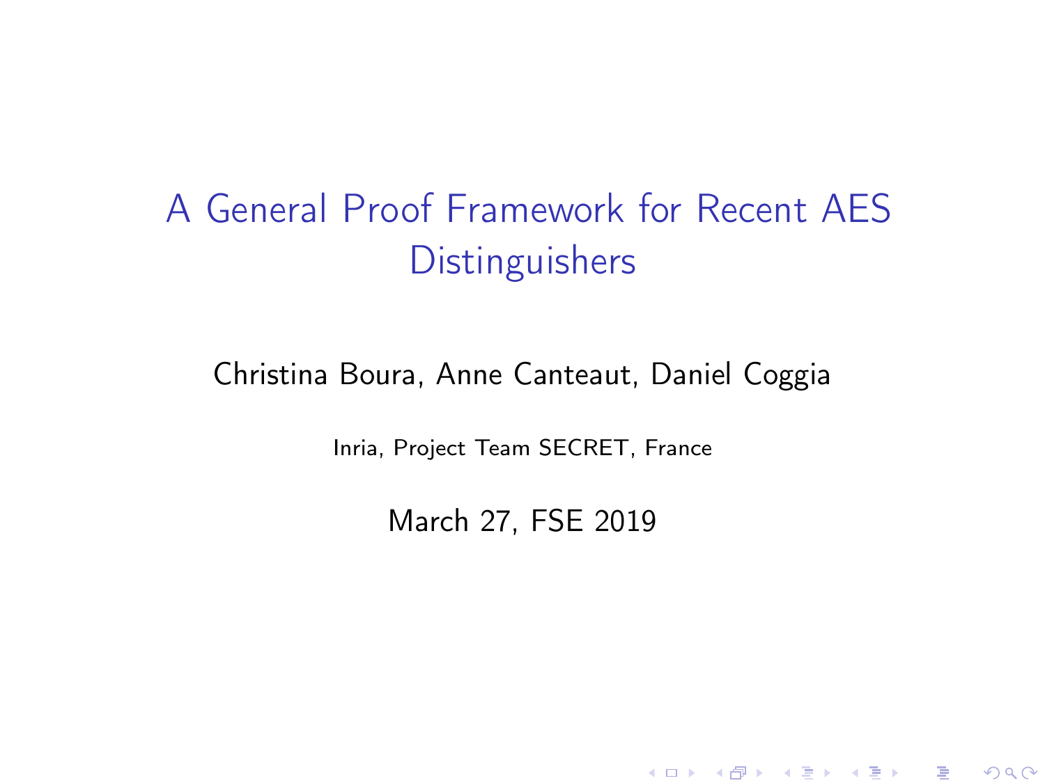# A General Proof Framework for Recent AES Distinguishers

Christina Boura, Anne Canteaut, Daniel Coggia

Inria, Project Team SECRET, France

March 27, FSE 2019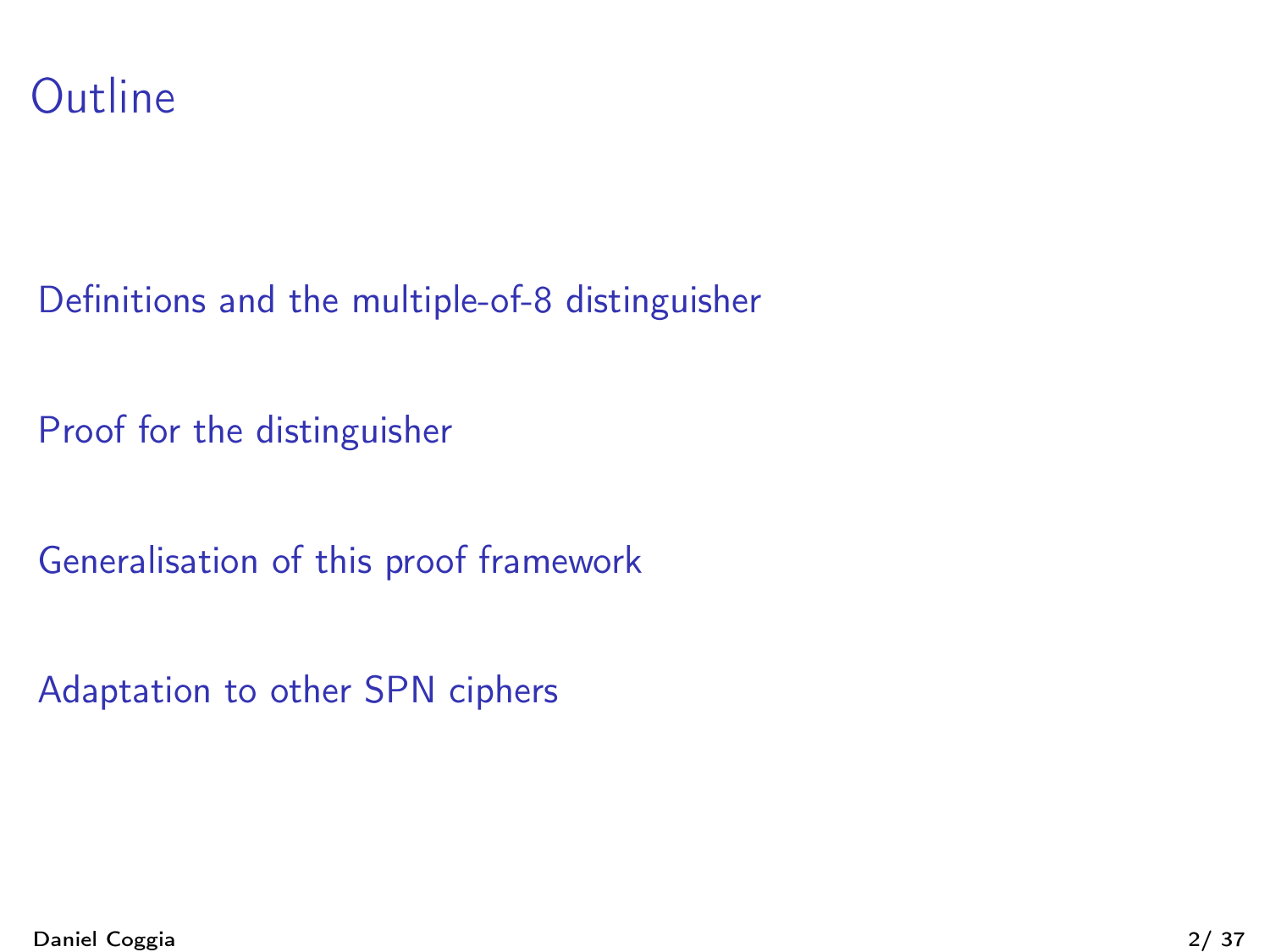# Outline

Definitions and the multiple-of-8 distinguisher

Proof for the distinguisher

Generalisation of this proof framework

Adaptation to other SPN ciphers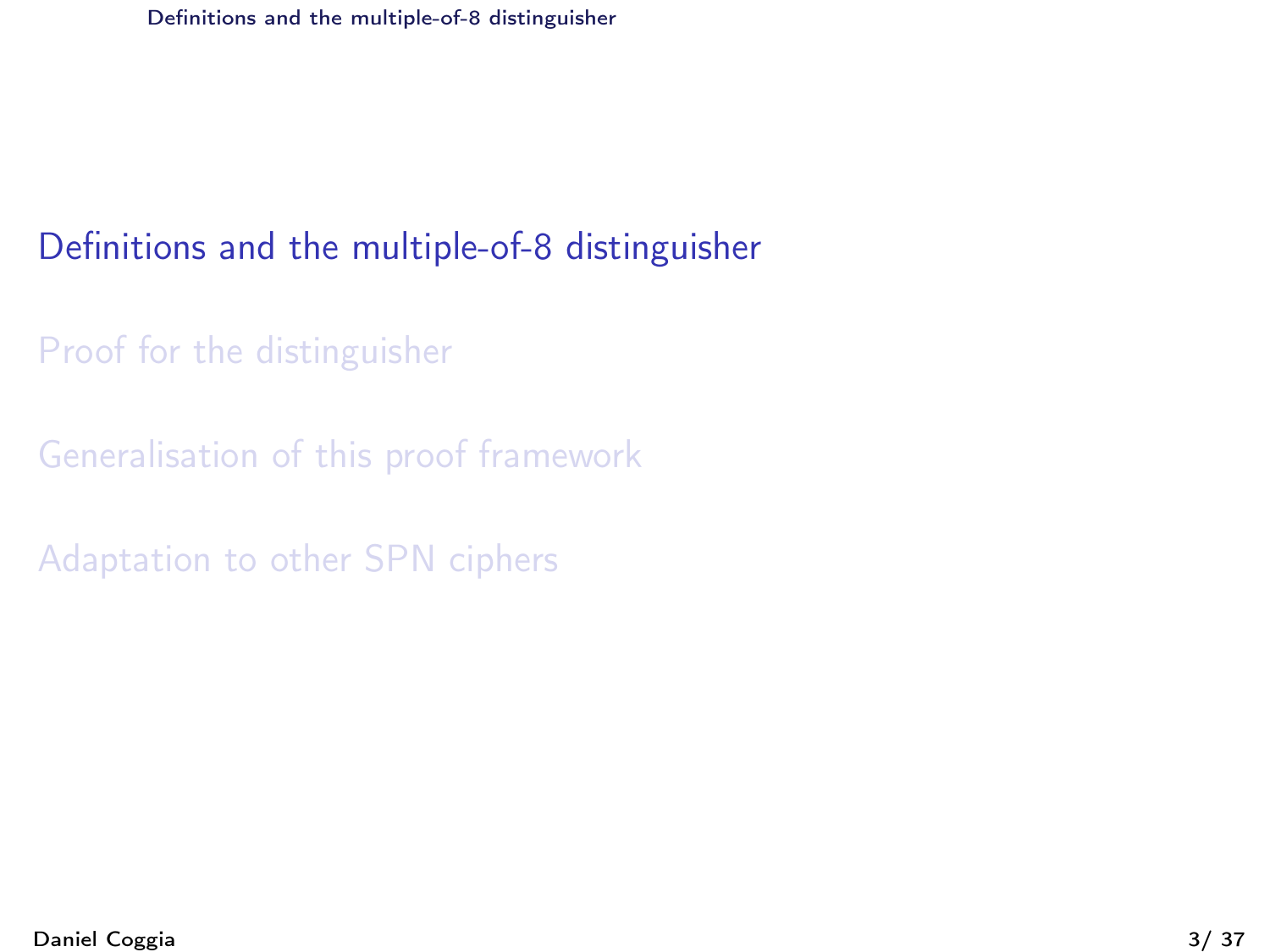Definitions and the multiple-of-8 distinguisher

Proof for the distinguisher

Generalisation of this proof framework

Adaptation to other SPN ciphers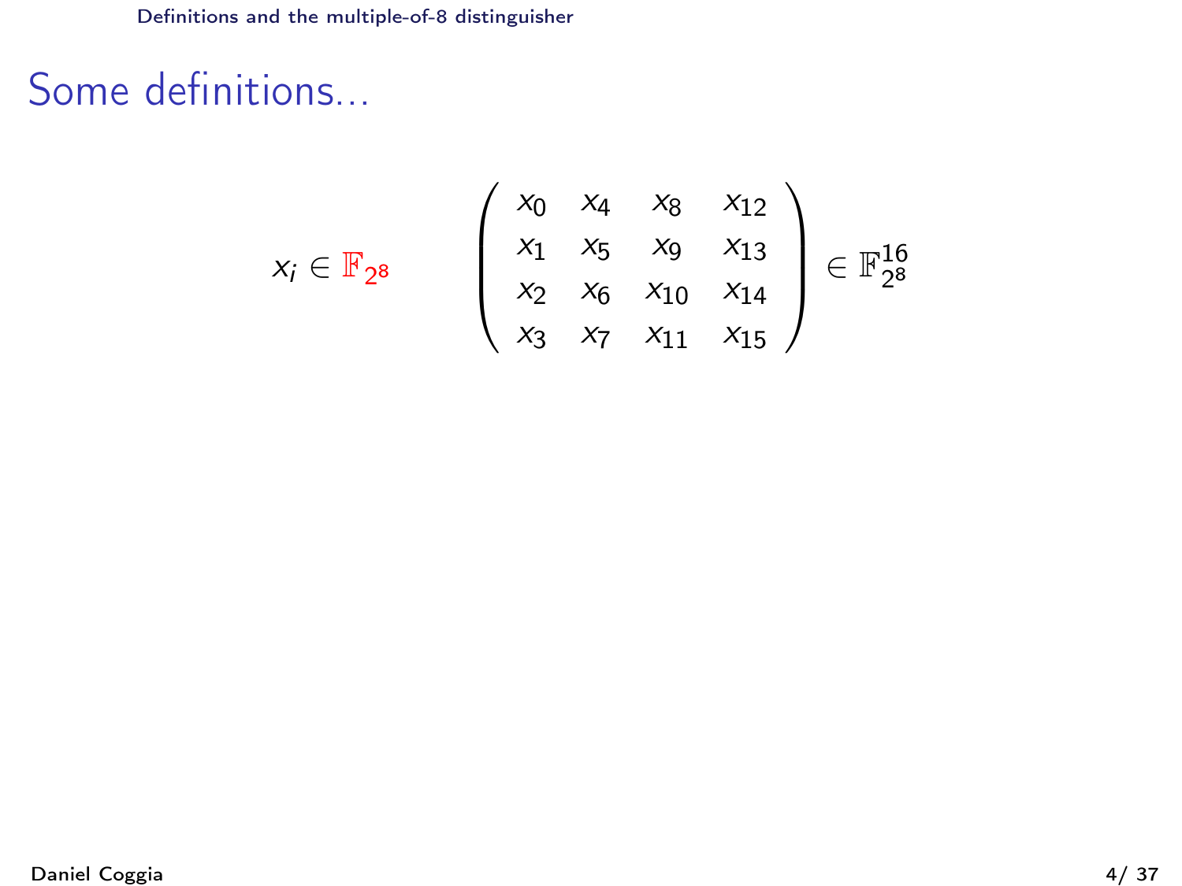# Some definitions...

$$x_i \in \mathbb{F}_{2^8} \qquad \begin{pmatrix} x_0 & x_4 & x_8 & x_{12} \\ x_1 & x_5 & x_9 & x_{13} \\ x_2 & x_6 & x_{10} & x_{14} \\ x_3 & x_7 & x_{11} & x_{15} \end{pmatrix} \in \mathbb{F}_{2^8}^{16}$$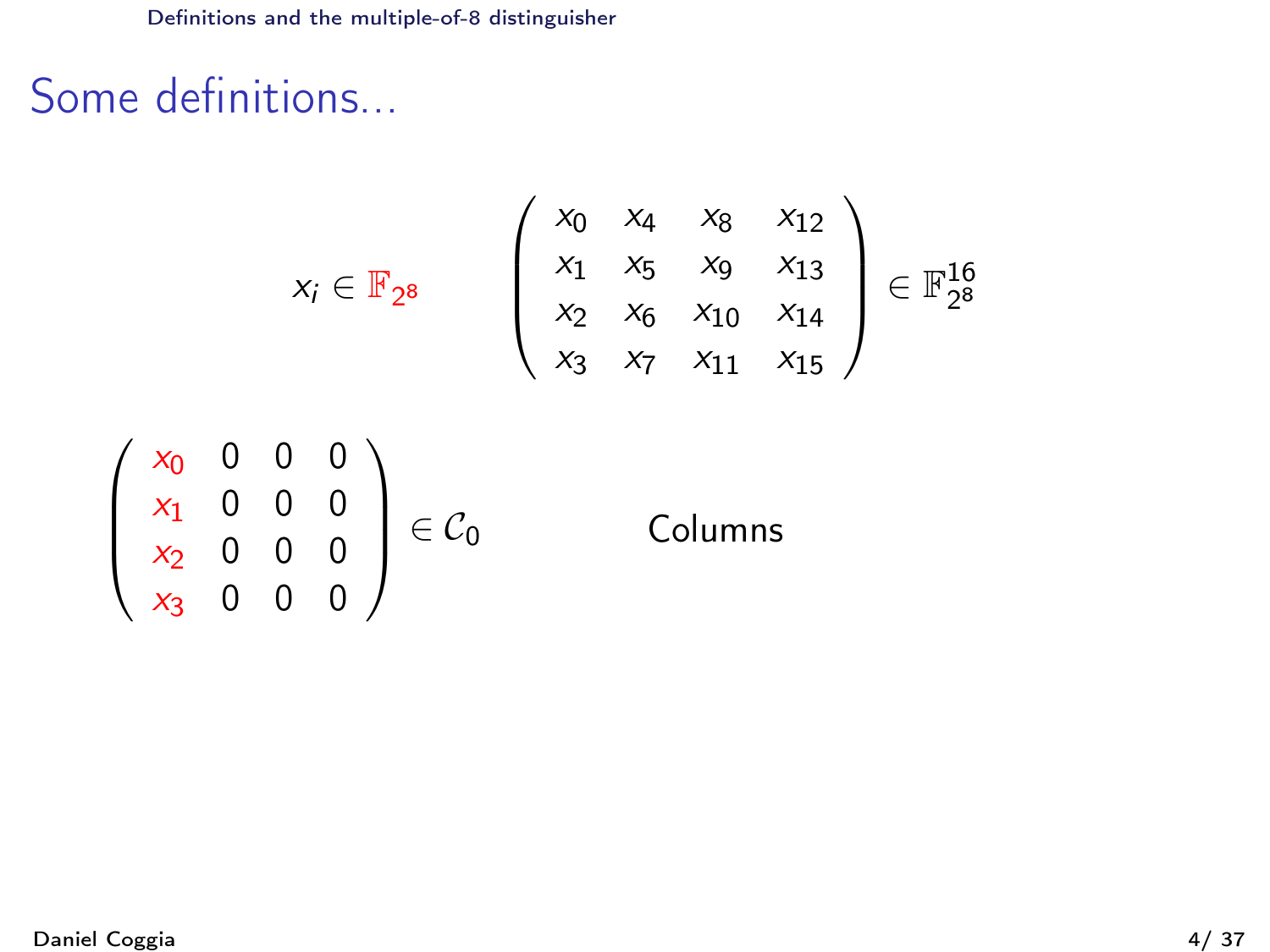# Some definitions...

$$x_i \in \mathbb{F}_{2^8} \qquad \begin{pmatrix} x_0 & x_4 & x_8 & x_{12} \\ x_1 & x_5 & x_9 & x_{13} \\ x_2 & x_6 & x_{10} & x_{14} \\ x_3 & x_7 & x_{11} & x_{15} \end{pmatrix} \in \mathbb{F}_{2^8}^{16}$$

$$\begin{pmatrix} x_0 & 0 & 0 & 0 \\ x_1 & 0 & 0 & 0 \\ x_2 & 0 & 0 & 0 \\ x_3 & 0 & 0 & 0 \end{pmatrix} \in \mathcal{C}_0$$

Columns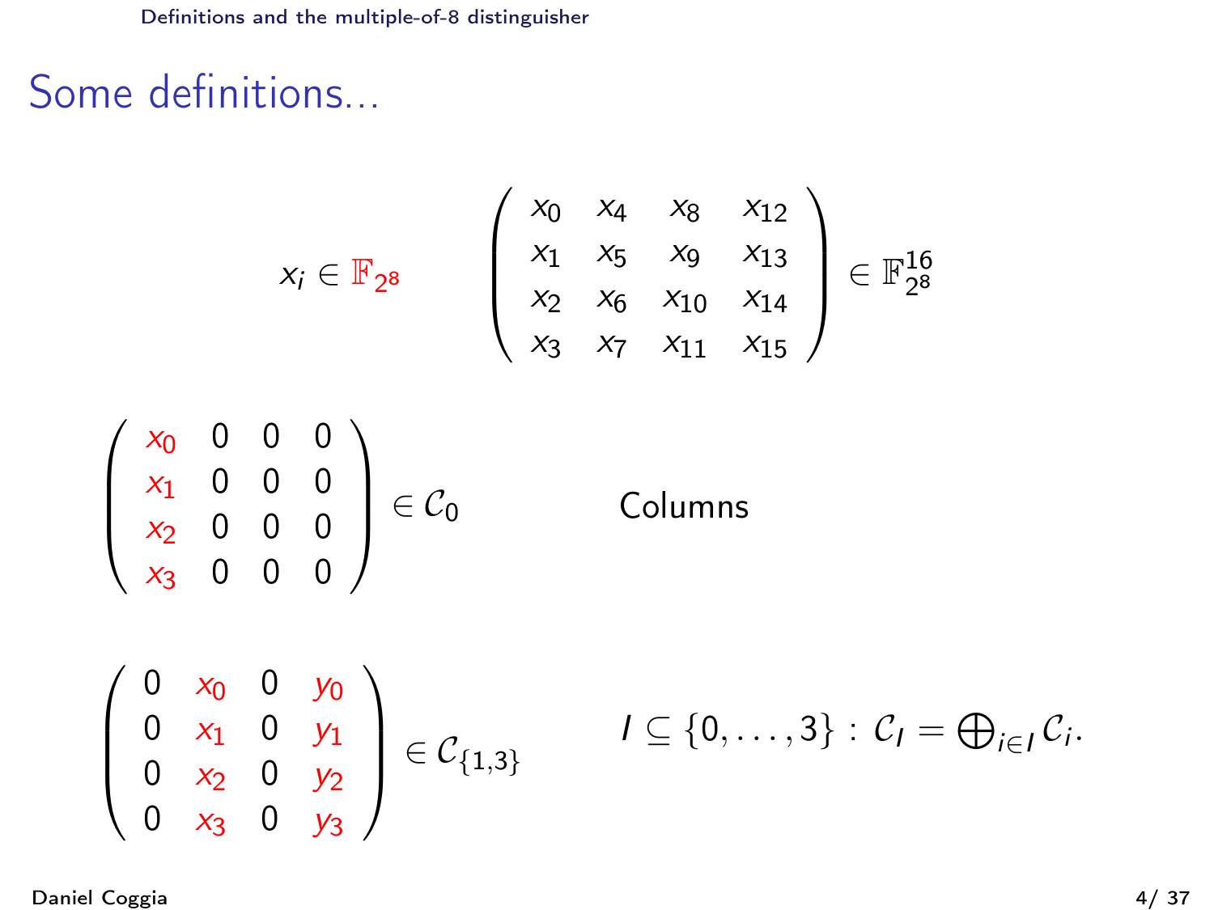# Some definitions...

$$x_i \in \mathbb{F}_{2^8} \qquad \begin{pmatrix} x_0 & x_4 & x_8 & x_{12} \\ x_1 & x_5 & x_9 & x_{13} \\ x_2 & x_6 & x_{10} & x_{14} \\ x_3 & x_7 & x_{11} & x_{15} \end{pmatrix} \in \mathbb{F}_{2^8}^{16}$$

$$\begin{pmatrix} x_0 & 0 & 0 & 0 \\ x_1 & 0 & 0 & 0 \\ x_2 & 0 & 0 & 0 \\ x_3 & 0 & 0 & 0 \end{pmatrix} \in \mathcal{C}_0$$

Columns

$$\begin{pmatrix} 0 & x_0 & 0 & y_0 \\ 0 & x_1 & 0 & y_1 \\ 0 & x_2 & 0 & y_2 \\ 0 & x_3 & 0 & y_3 \end{pmatrix} \in \mathcal{C}_{\{1,3\}}$$

$$I \subseteq \{0, \ldots, 3\} : \mathcal{C}_I = \bigoplus_{i \in I} \mathcal{C}_i.$$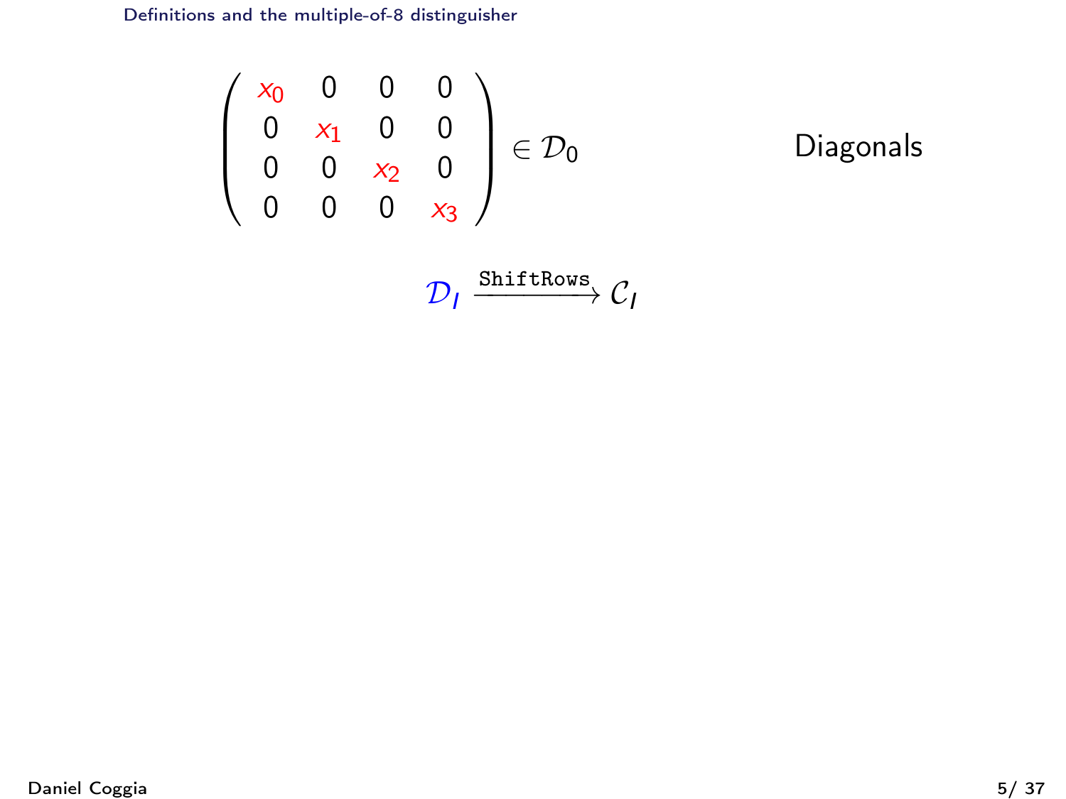$$\begin{pmatrix} x_0 & 0 & 0 & 0 \\ 0 & x_1 & 0 & 0 \\ 0 & 0 & x_2 & 0 \\ 0 & 0 & 0 & x_3 \end{pmatrix} \in \mathcal{D}_0$$

Diagonals

$$\mathcal{D}_I \xrightarrow{\texttt{ShiftRows}} \mathcal{C}_I$$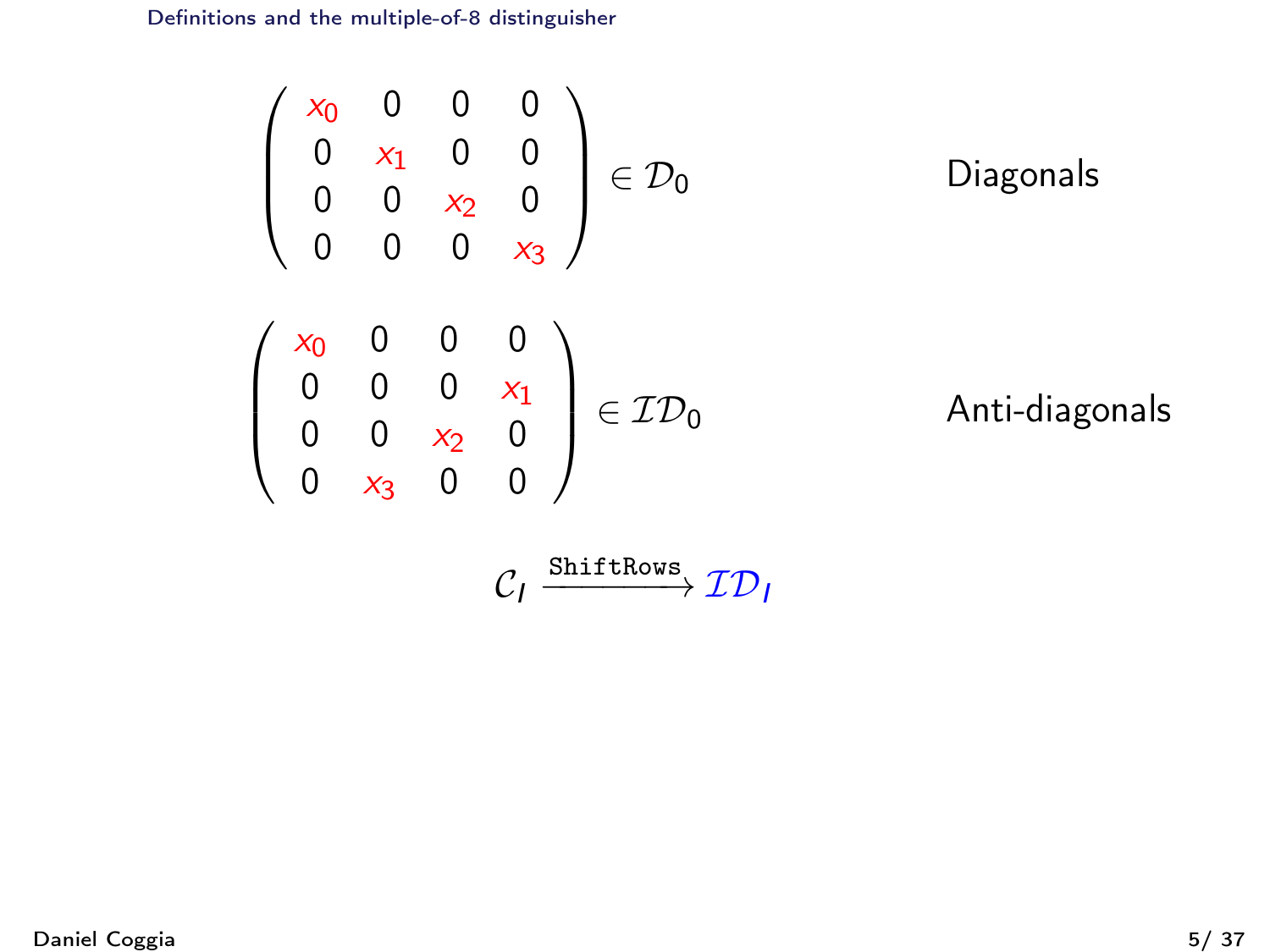$$\begin{pmatrix} x_0 & 0 & 0 & 0 \\ 0 & x_1 & 0 & 0 \\ 0 & 0 & x_2 & 0 \\ 0 & 0 & 0 & x_3 \end{pmatrix} \in \mathcal{D}_0$$

Diagonals

$$\begin{pmatrix} x_0 & 0 & 0 & 0 \\ 0 & 0 & 0 & x_1 \\ 0 & 0 & x_2 & 0 \\ 0 & x_3 & 0 & 0 \end{pmatrix} \in \mathcal{ID}_0$$

Anti-diagonals

$$\mathcal{C}_I \xrightarrow{\texttt{ShiftRows}} \mathcal{ID}_I$$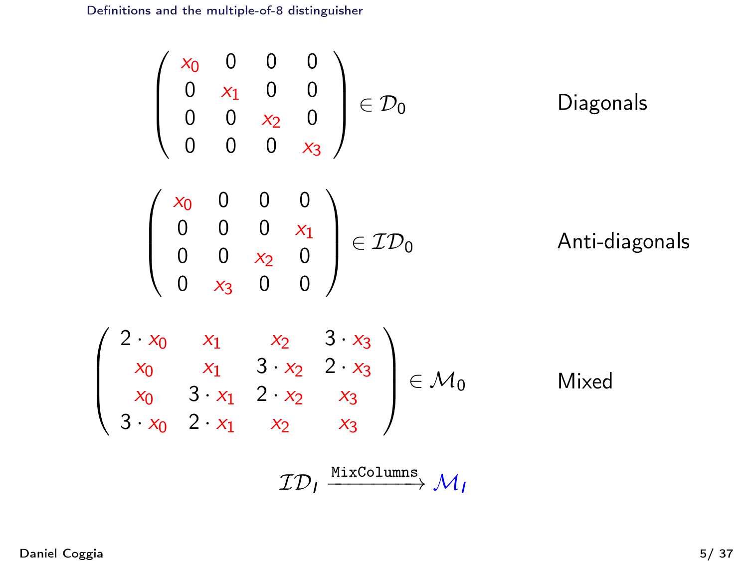## Definitions and the multiple-of-8 distinguisher

$$\begin{pmatrix} x_0 & 0 & 0 & 0 \\ 0 & x_1 & 0 & 0 \\ 0 & 0 & x_2 & 0 \\ 0 & 0 & 0 & x_3 \end{pmatrix} \in \mathcal{D}_0$$

Diagonals

$$\begin{pmatrix} x_0 & 0 & 0 & 0 \\ 0 & 0 & 0 & x_1 \\ 0 & 0 & x_2 & 0 \\ 0 & x_3 & 0 & 0 \end{pmatrix} \in \mathcal{ID}_0$$

Anti-diagonals

$$\begin{pmatrix} 2 \cdot x_0 & x_1 & x_2 & 3 \cdot x_3 \\ x_0 & x_1 & 3 \cdot x_2 & 2 \cdot x_3 \\ x_0 & 3 \cdot x_1 & 2 \cdot x_2 & x_3 \\ 3 \cdot x_0 & 2 \cdot x_1 & x_2 & x_3 \end{pmatrix} \in \mathcal{M}_0$$

Mixed

$$\mathcal{ID}_I \xrightarrow{\texttt{MixColumns}} \mathcal{M}_I$$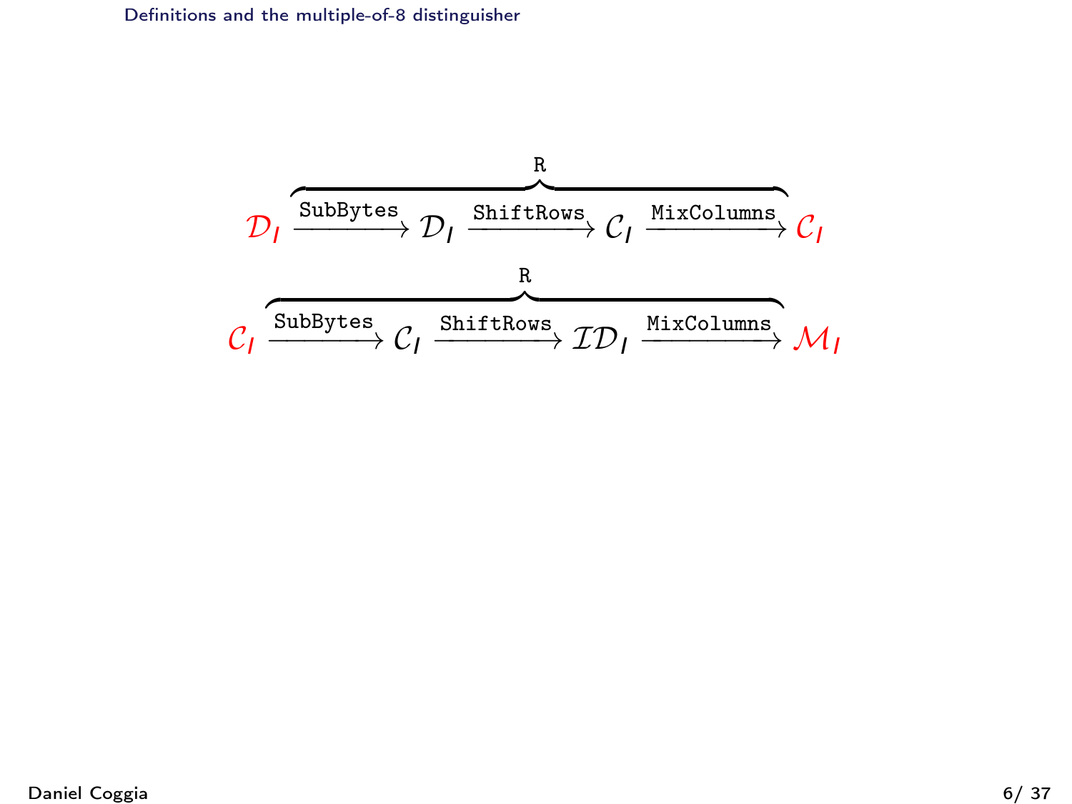## Definitions and the multiple-of-8 distinguisher

$$\mathcal{D}_I \overbrace{\xrightarrow{\texttt{SubBytes}} \mathcal{D}_I \xrightarrow{\texttt{ShiftRows}} \mathcal{C}_I \xrightarrow{\texttt{MixColumns}}}^{\texttt{R}} \mathcal{C}_I$$

$$\mathcal{C}_I \overbrace{\xrightarrow{\texttt{SubBytes}} \mathcal{C}_I \xrightarrow{\texttt{ShiftRows}} \mathcal{ID}_I \xrightarrow{\texttt{MixColumns}}}^{\texttt{R}} \mathcal{M}_I$$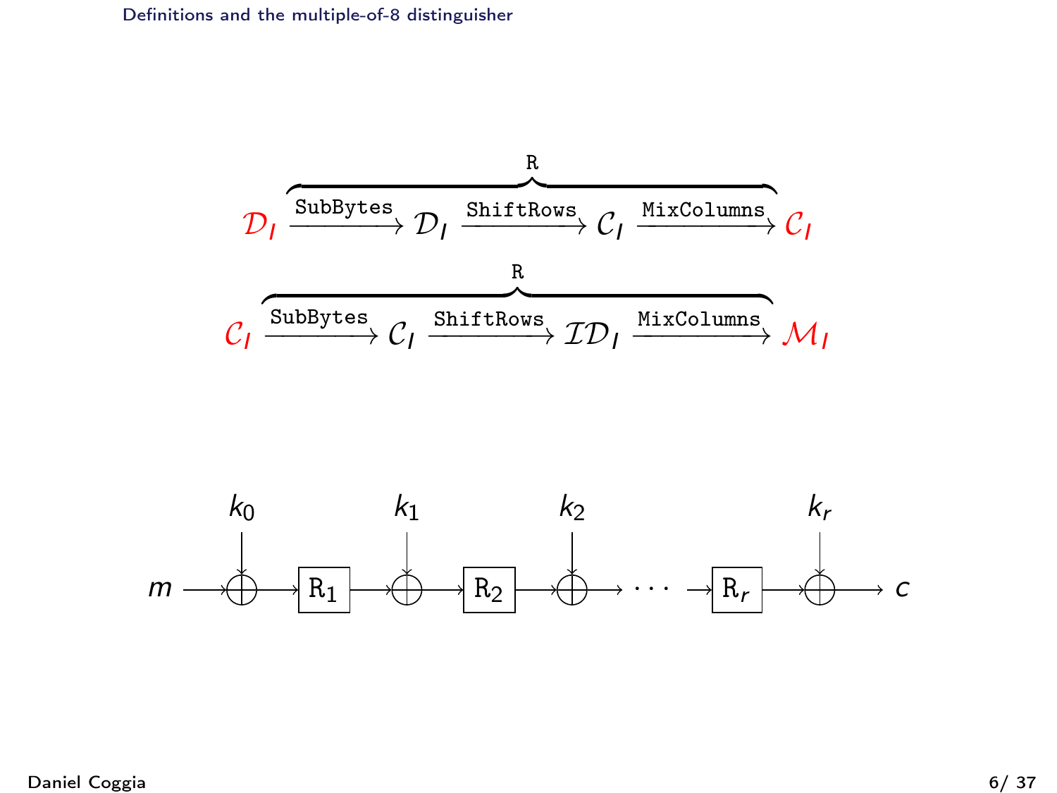## Definitions and the multiple-of-8 distinguisher

$$\mathcal{D}_I \xrightarrow{\texttt{SubBytes}} \mathcal{D}_I \xrightarrow{\texttt{ShiftRows}} \mathcal{C}_I \xrightarrow{\texttt{MixColumns}} \mathcal{C}_I \quad (\texttt{R})$$

$$\mathcal{C}_I \xrightarrow{\texttt{SubBytes}} \mathcal{C}_I \xrightarrow{\texttt{ShiftRows}} \mathcal{ID}_I \xrightarrow{\texttt{MixColumns}} \mathcal{M}_I \quad (\texttt{R})$$

$$m \rightarrow \oplus k_0 \rightarrow \texttt{R}_1 \rightarrow \oplus k_1 \rightarrow \texttt{R}_2 \rightarrow \oplus k_2 \rightarrow \cdots \rightarrow \texttt{R}_r \rightarrow \oplus k_r \rightarrow c$$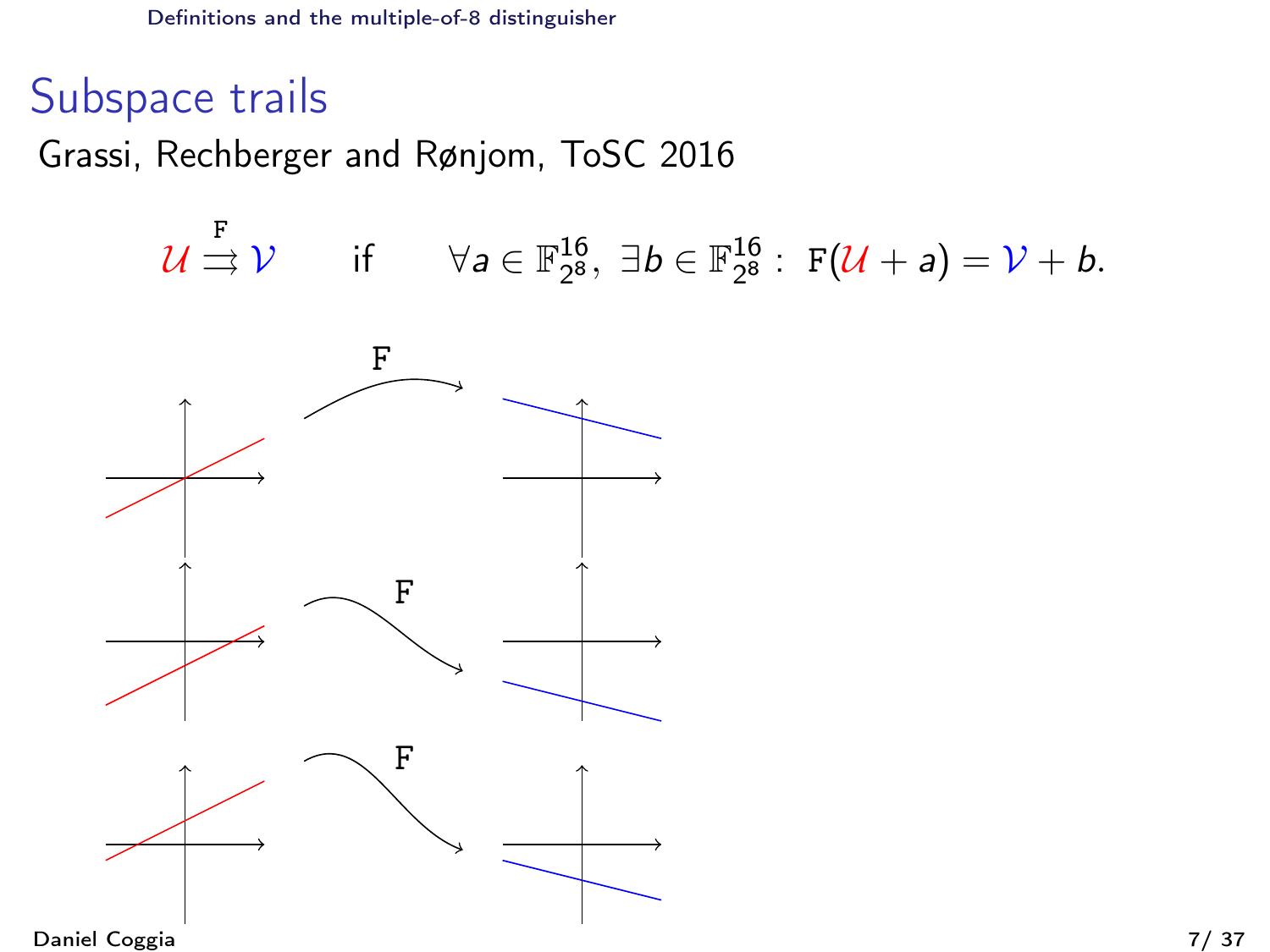# Subspace trails

Grassi, Rechberger and Rønjom, ToSC 2016

$$\mathcal{U} \overset{\mathtt{F}}{\rightrightarrows} \mathcal{V} \qquad \text{if} \qquad \forall a \in \mathbb{F}_{2^8}^{16},\ \exists b \in \mathbb{F}_{2^8}^{16} :\ \mathtt{F}(\mathcal{U} + a) = \mathcal{V} + b.$$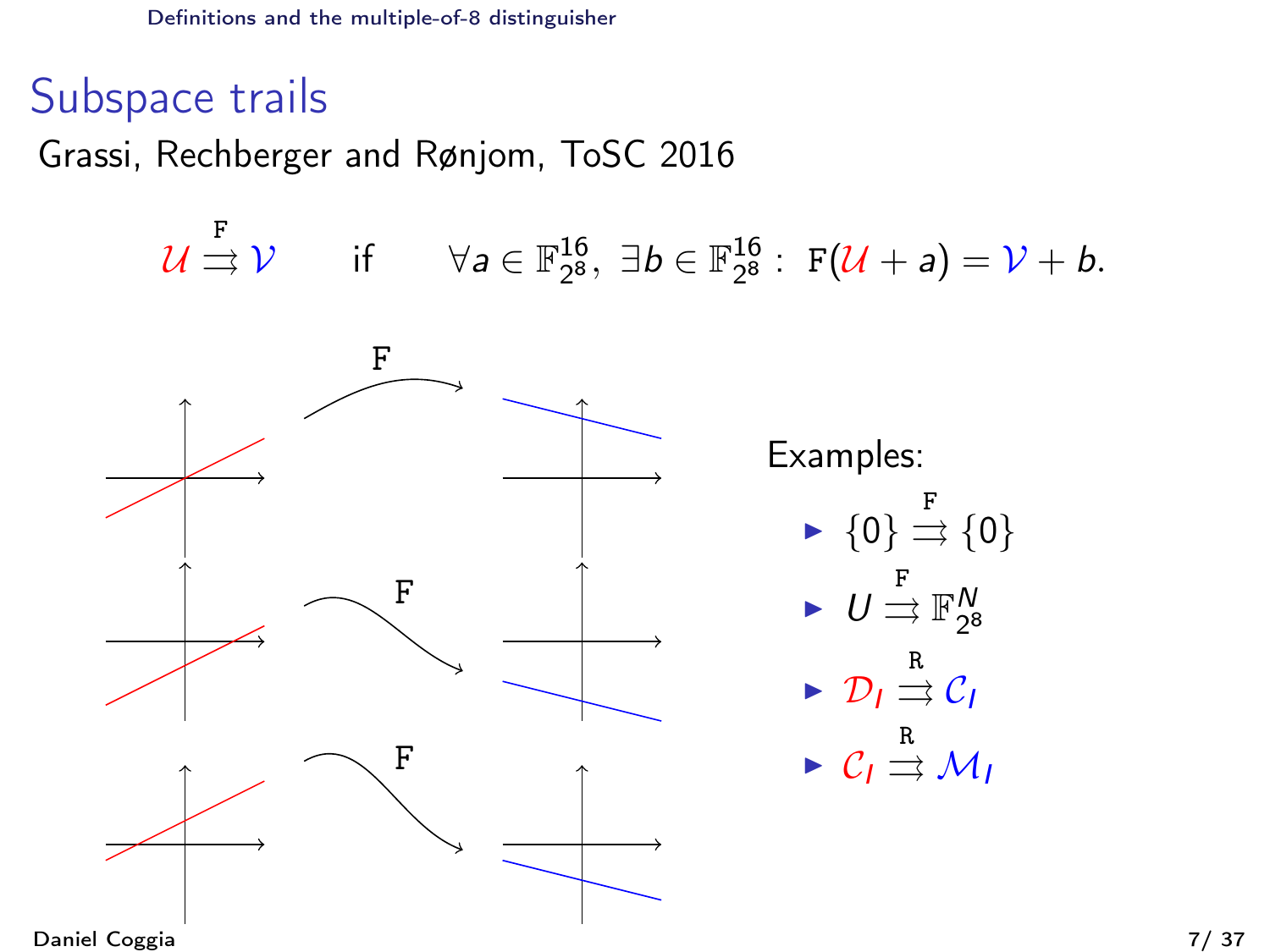# Subspace trails

Grassi, Rechberger and Rønjom, ToSC 2016

$$\mathcal{U} \overset{\mathtt{F}}{\rightrightarrows} \mathcal{V} \quad \text{if} \quad \forall a \in \mathbb{F}_{2^8}^{16},\ \exists b \in \mathbb{F}_{2^8}^{16} :\ \mathtt{F}(\mathcal{U} + a) = \mathcal{V} + b.$$

Examples:

- $\{0\} \overset{\mathtt{F}}{\rightrightarrows} \{0\}$
- $U \overset{\mathtt{F}}{\rightrightarrows} \mathbb{F}_{2^8}^{N}$
- $\mathcal{D}_I \overset{\mathtt{R}}{\rightrightarrows} \mathcal{C}_I$
- $\mathcal{C}_I \overset{\mathtt{R}}{\rightrightarrows} \mathcal{M}_I$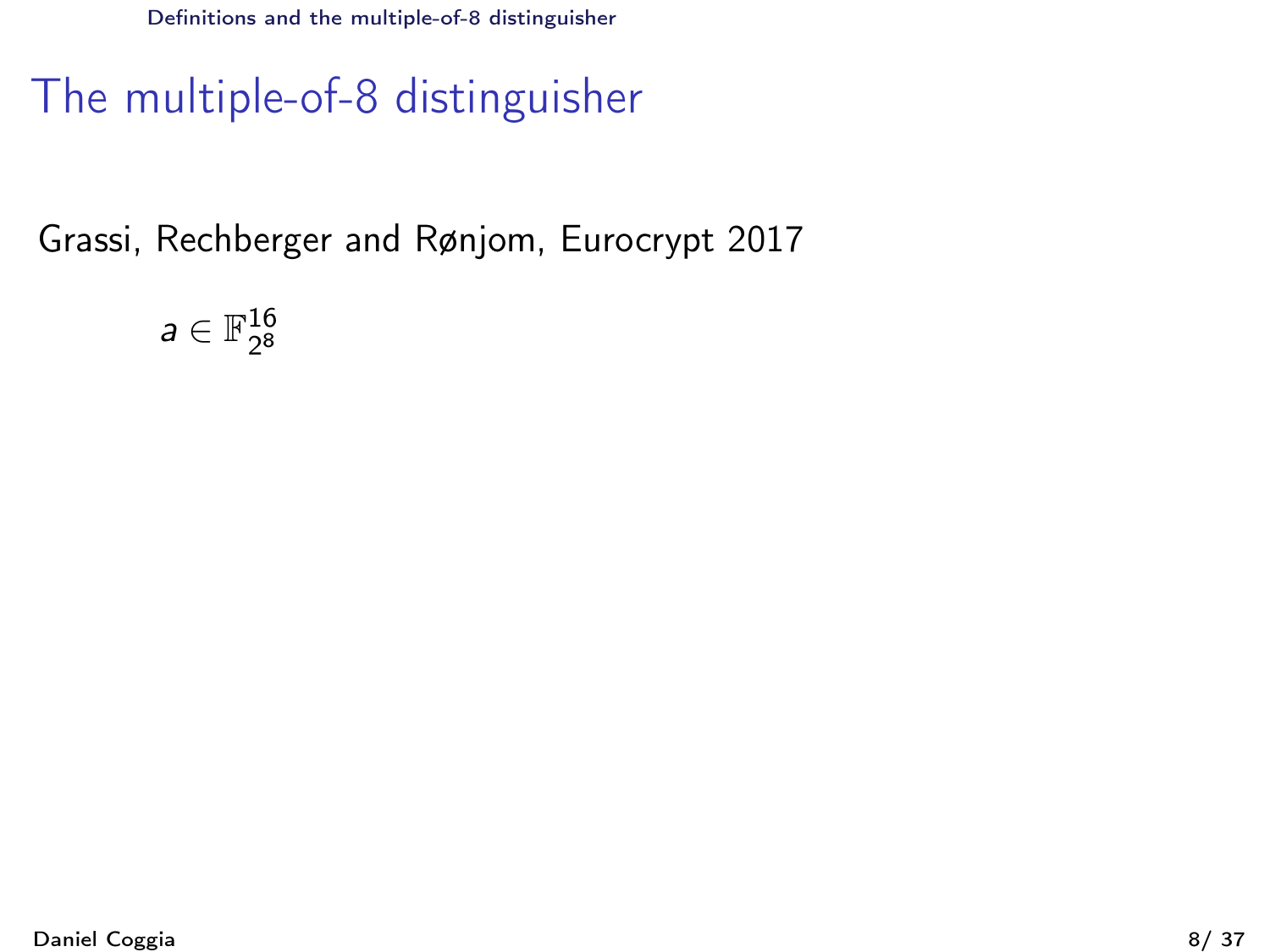# The multiple-of-8 distinguisher

Grassi, Rechberger and Rønjom, Eurocrypt 2017

$a \in \mathbb{F}_{2^8}^{16}$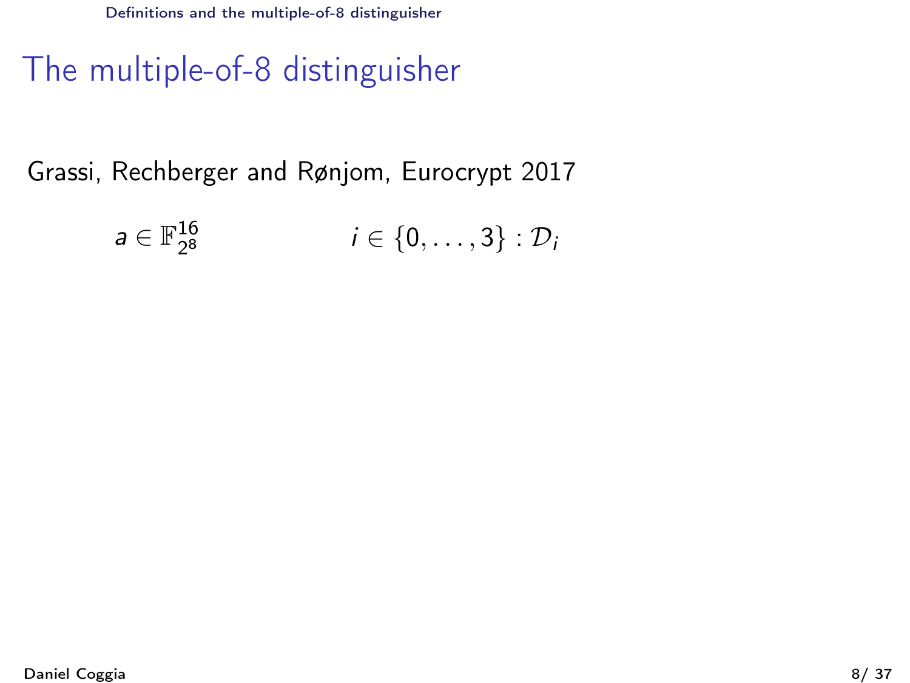# The multiple-of-8 distinguisher

Grassi, Rechberger and Rønjom, Eurocrypt 2017

$a \in \mathbb{F}_{2^8}^{16}$ $\quad\quad\quad\quad$ $i \in \{0, \ldots, 3\} : \mathcal{D}_i$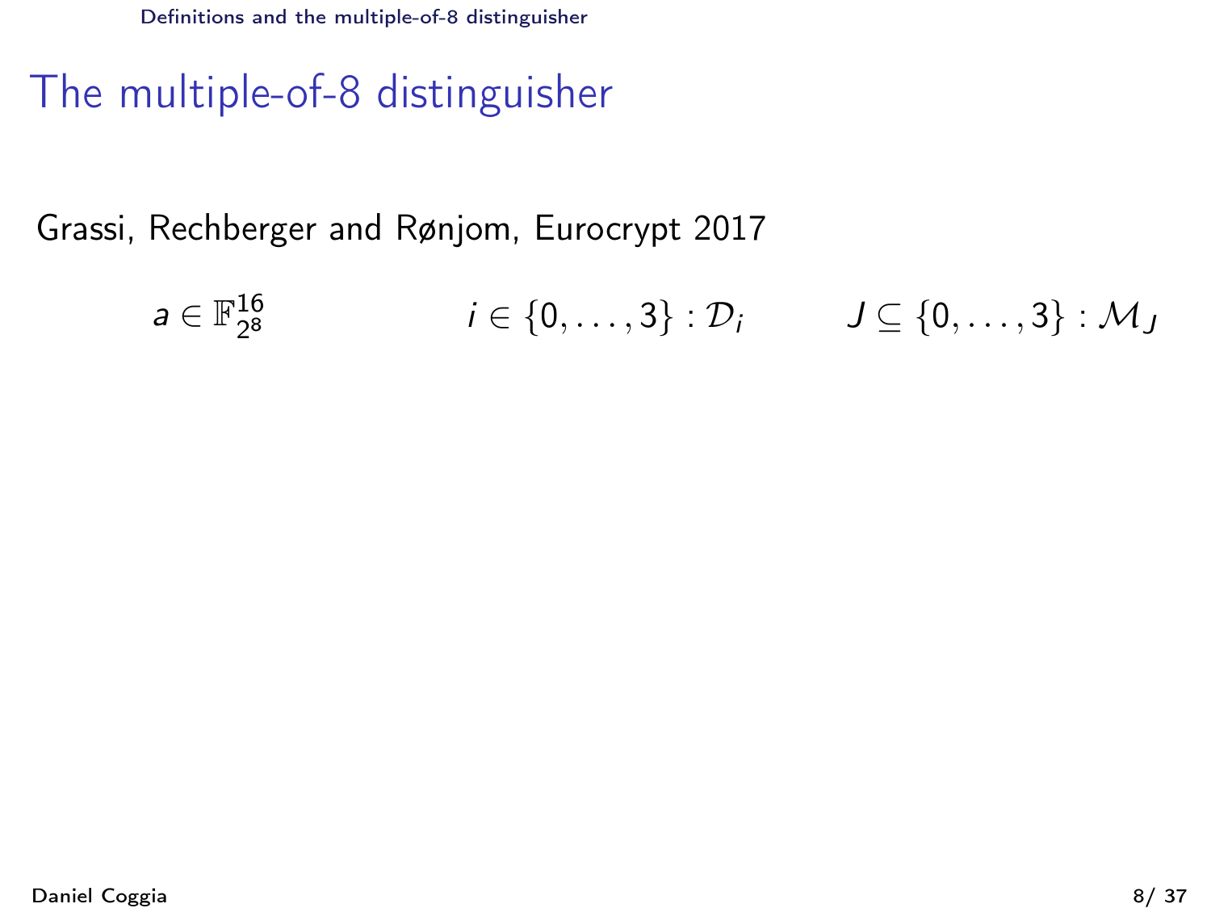# The multiple-of-8 distinguisher

Grassi, Rechberger and Rønjom, Eurocrypt 2017

$a \in \mathbb{F}_{2^8}^{16}$ $\qquad$ $i \in \{0, \ldots, 3\} : \mathcal{D}_i$ $\qquad$ $J \subseteq \{0, \ldots, 3\} : \mathcal{M}_J$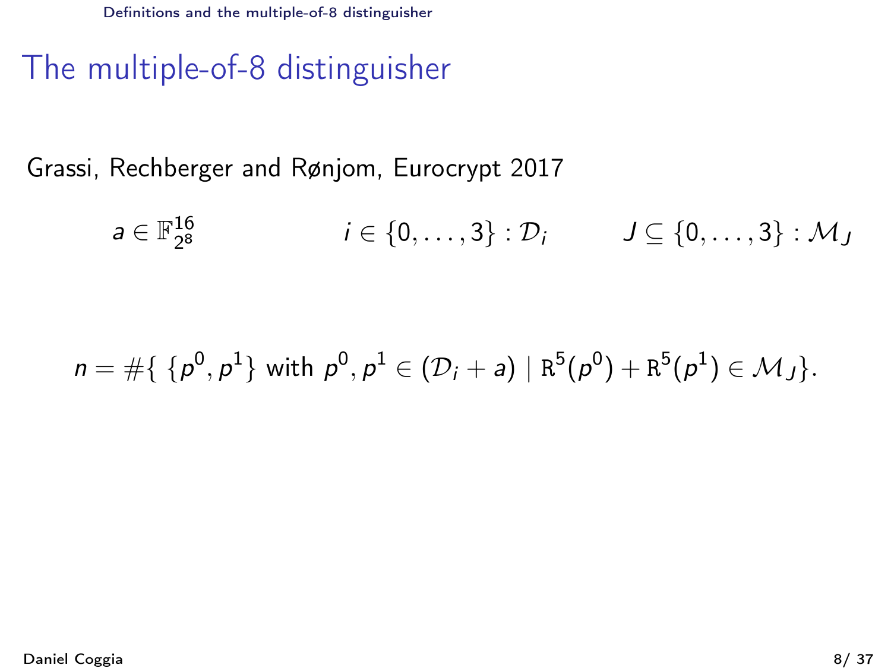# The multiple-of-8 distinguisher

Grassi, Rechberger and Rønjom, Eurocrypt 2017

$a \in \mathbb{F}_{2^8}^{16}$ $\quad$ $i \in \{0, \ldots, 3\} : \mathcal{D}_i$ $\quad$ $J \subseteq \{0, \ldots, 3\} : \mathcal{M}_J$

$$n = \#\{ \; \{p^0, p^1\} \text{ with } p^0, p^1 \in (\mathcal{D}_i + a) \mid \mathtt{R}^5(p^0) + \mathtt{R}^5(p^1) \in \mathcal{M}_J\}.$$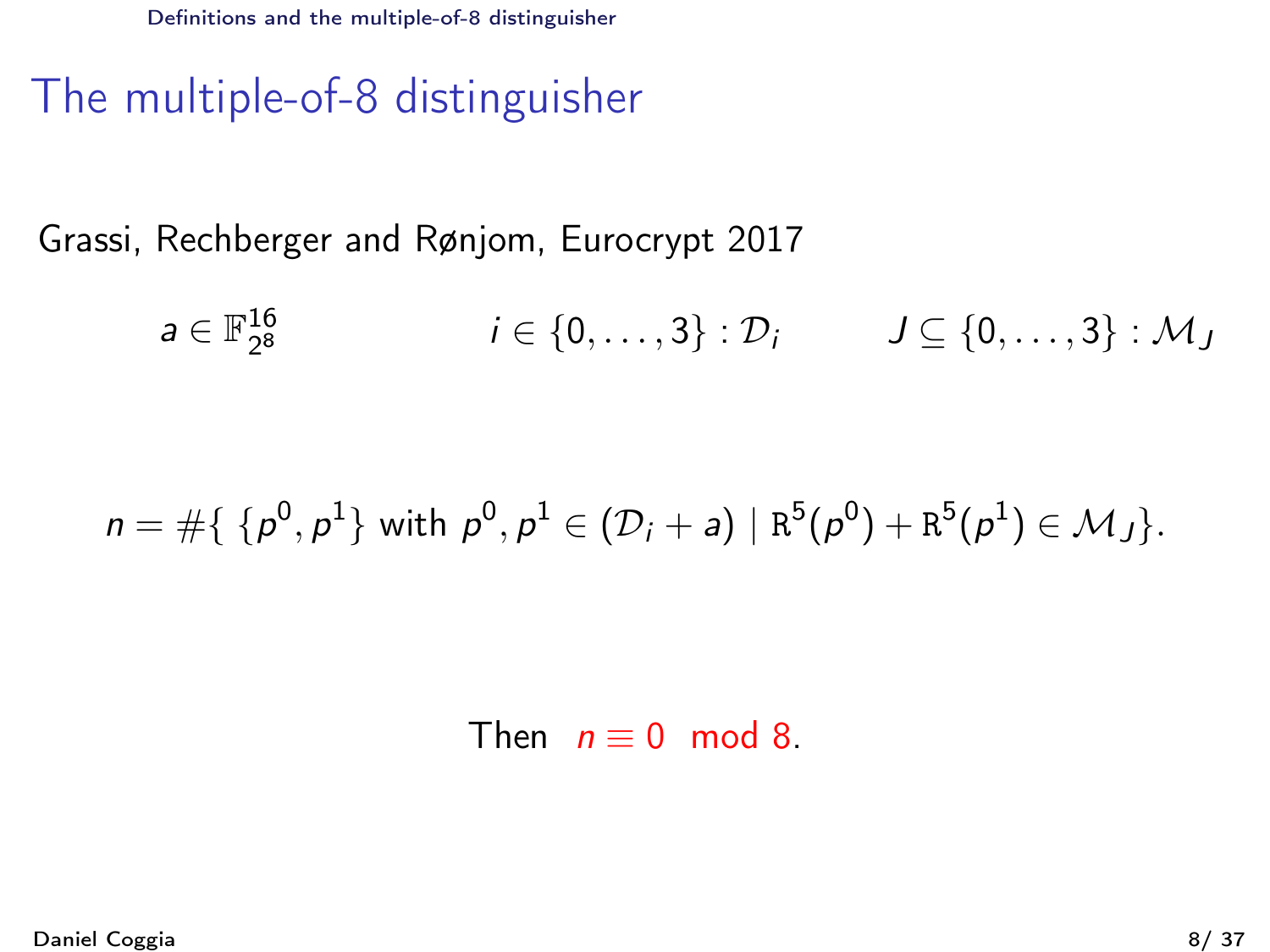# The multiple-of-8 distinguisher

Grassi, Rechberger and Rønjom, Eurocrypt 2017

$a \in \mathbb{F}_{2^8}^{16}$ $\quad$ $i \in \{0, \dots, 3\} : \mathcal{D}_i$ $\quad$ $J \subseteq \{0, \dots, 3\} : \mathcal{M}_J$

$$n = \#\{ \, \{p^0, p^1\} \text{ with } p^0, p^1 \in (\mathcal{D}_i + a) \mid \mathtt{R}^5(p^0) + \mathtt{R}^5(p^1) \in \mathcal{M}_J \}.$$

Then $n \equiv 0 \mod 8$.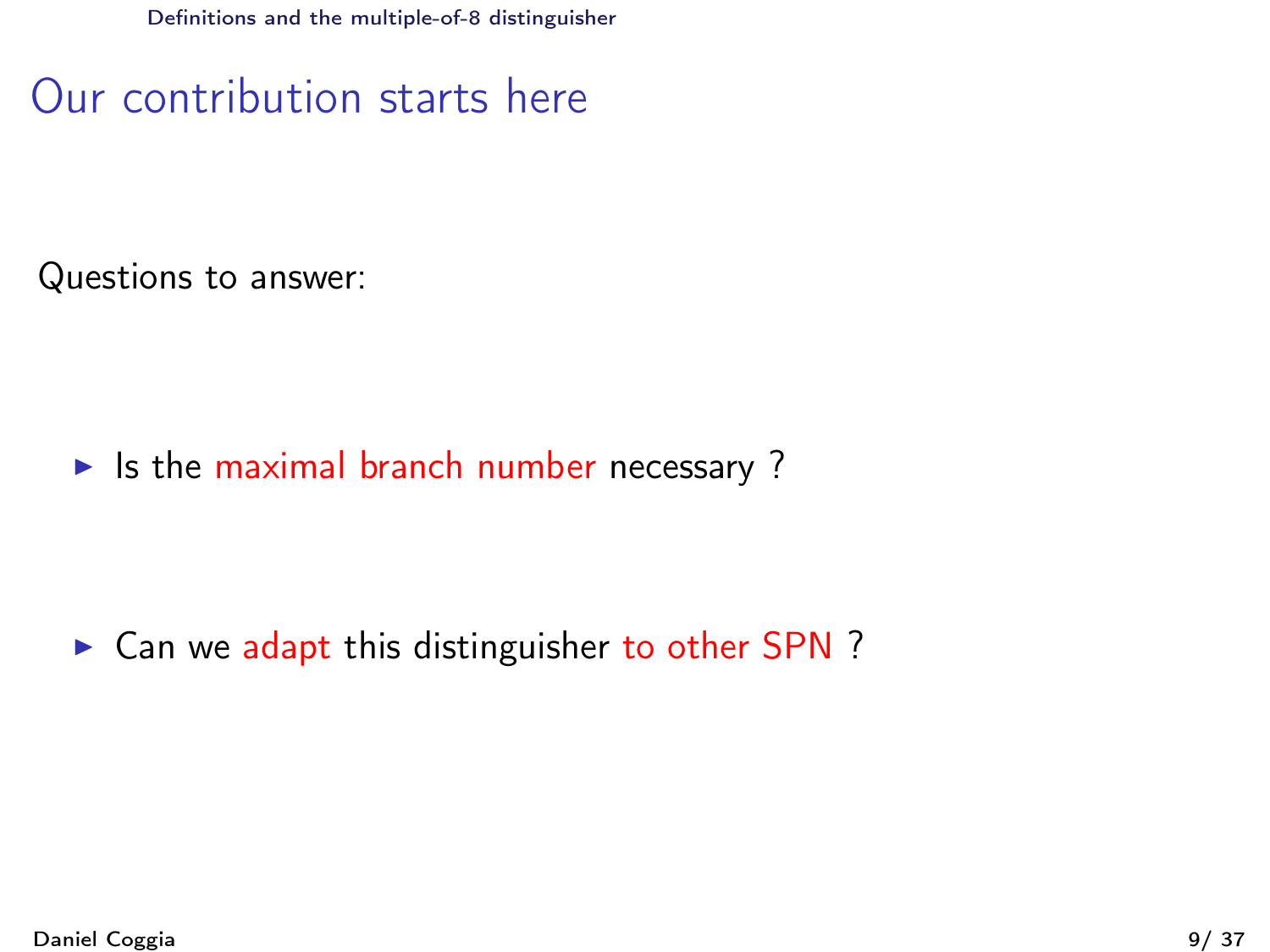# Our contribution starts here

Questions to answer:

- Is the maximal branch number necessary ?
- Can we adapt this distinguisher to other SPN ?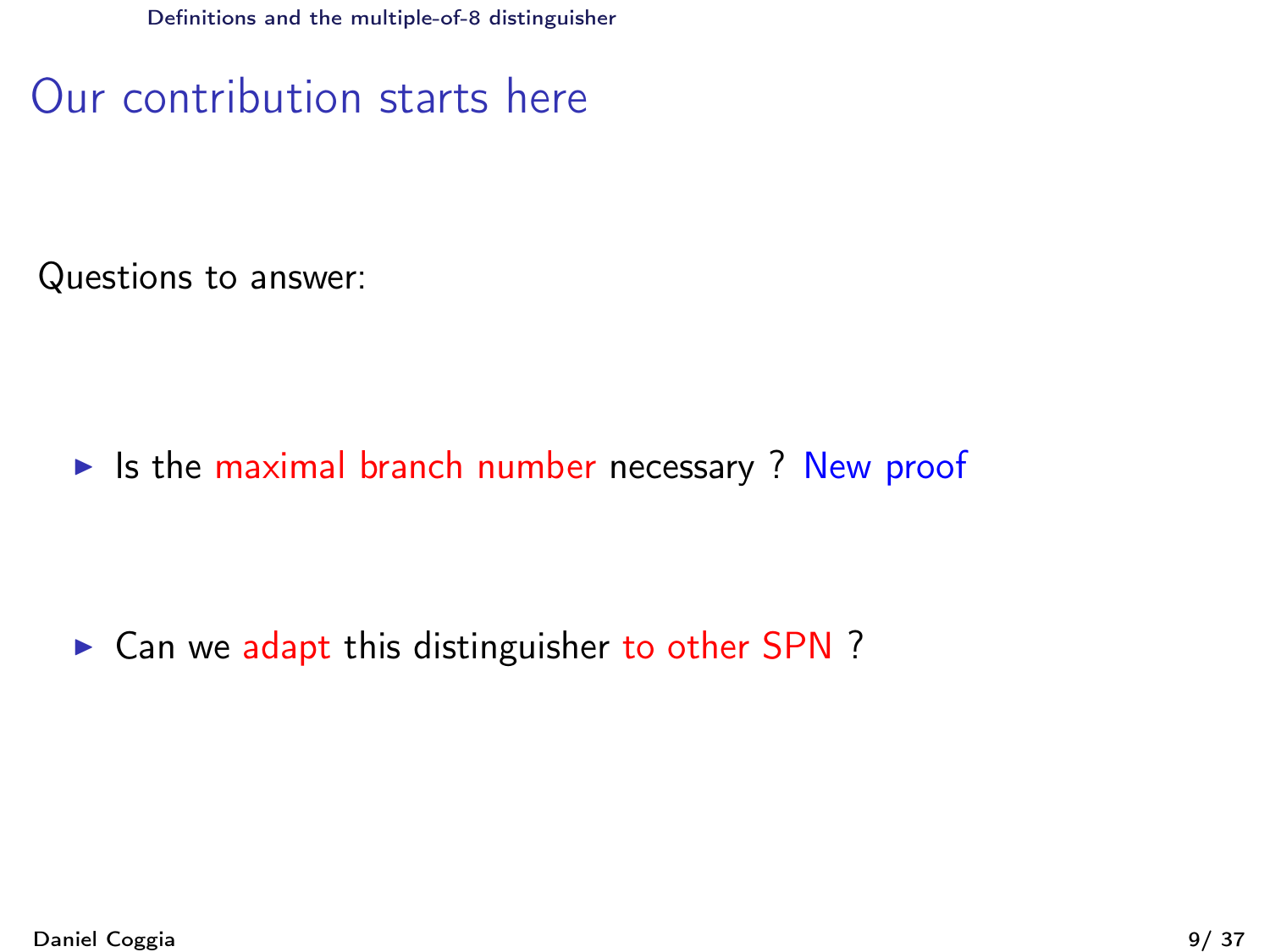# Our contribution starts here

Questions to answer:

- Is the maximal branch number necessary ? New proof
- Can we adapt this distinguisher to other SPN ?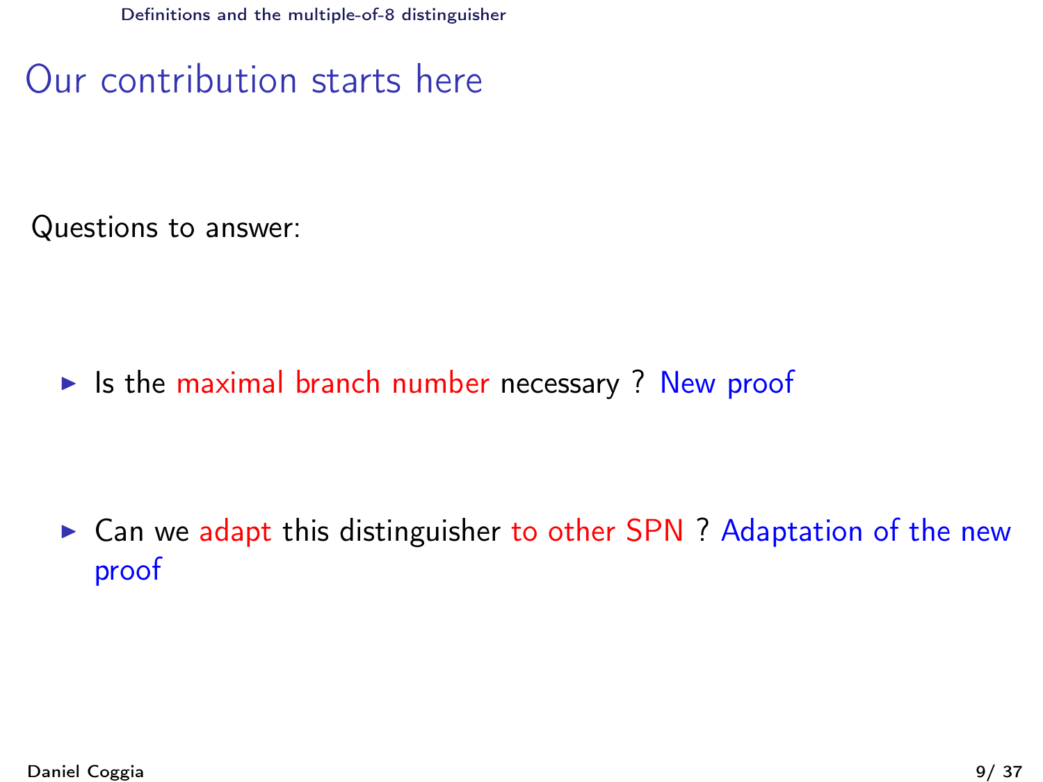# Our contribution starts here

Questions to answer:

- Is the maximal branch number necessary ? New proof
- Can we adapt this distinguisher to other SPN ? Adaptation of the new proof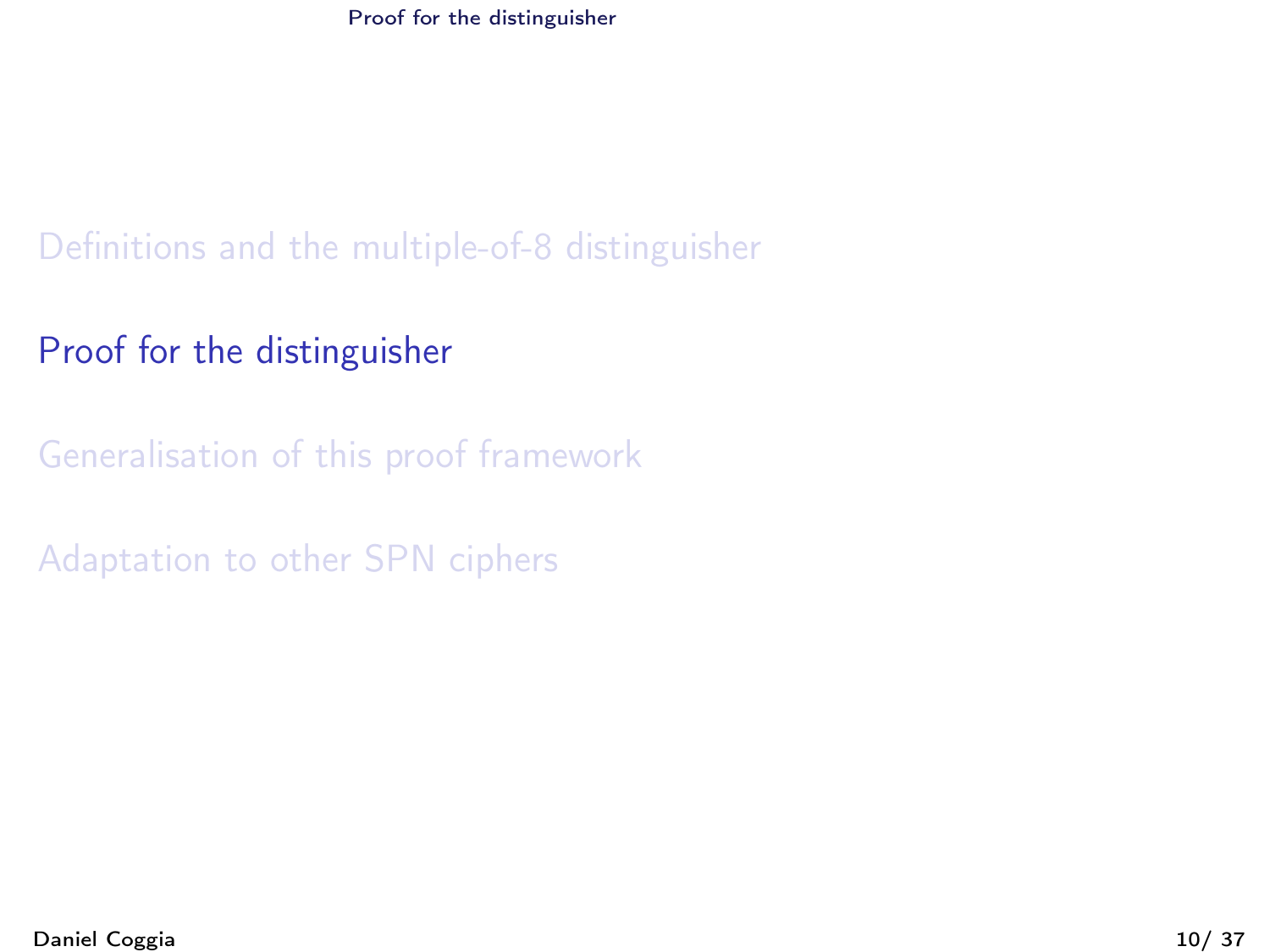Definitions and the multiple-of-8 distinguisher

Proof for the distinguisher

Generalisation of this proof framework

Adaptation to other SPN ciphers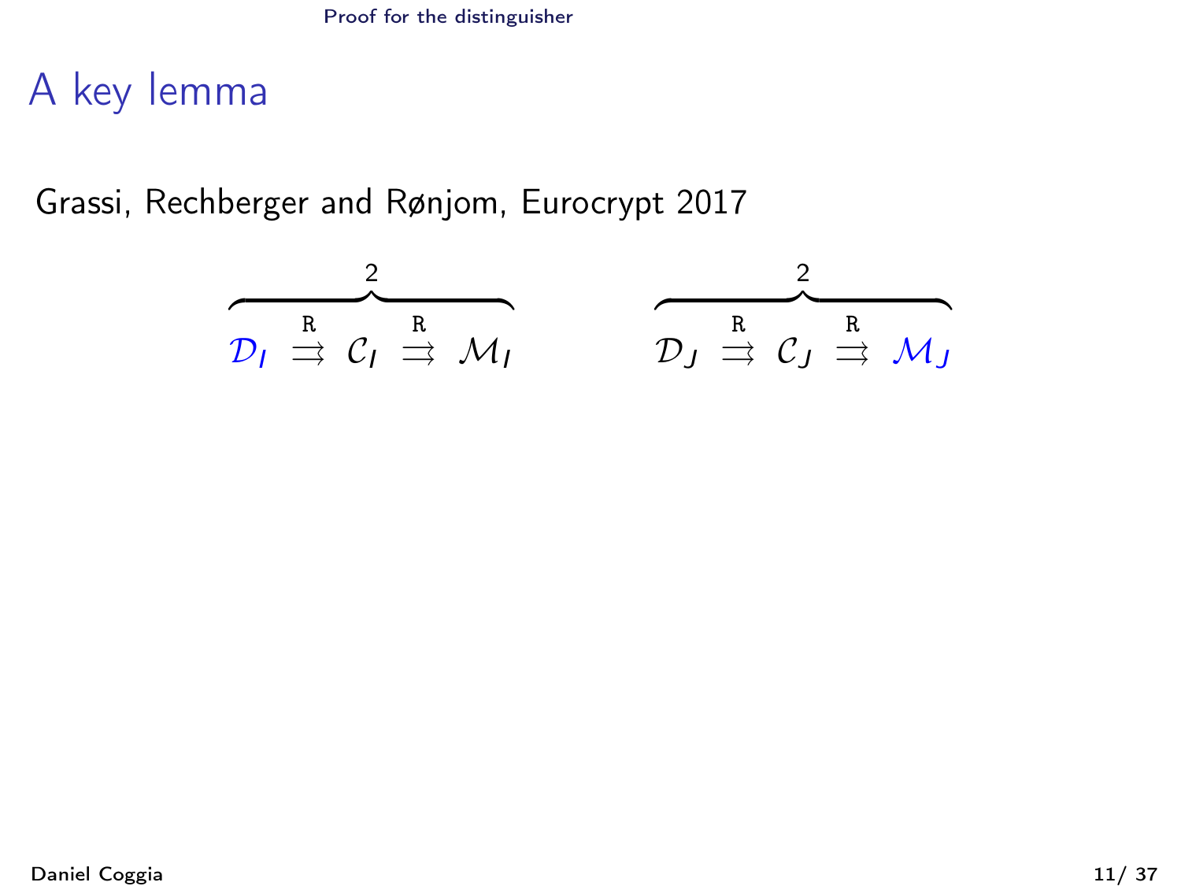# A key lemma

Grassi, Rechberger and Rønjom, Eurocrypt 2017

$$\overbrace{\mathcal{D}_I \overset{\texttt{R}}{\rightrightarrows} \mathcal{C}_I \overset{\texttt{R}}{\rightrightarrows} \mathcal{M}_I}^{2} \qquad \overbrace{\mathcal{D}_J \overset{\texttt{R}}{\rightrightarrows} \mathcal{C}_J \overset{\texttt{R}}{\rightrightarrows} \mathcal{M}_J}^{2}$$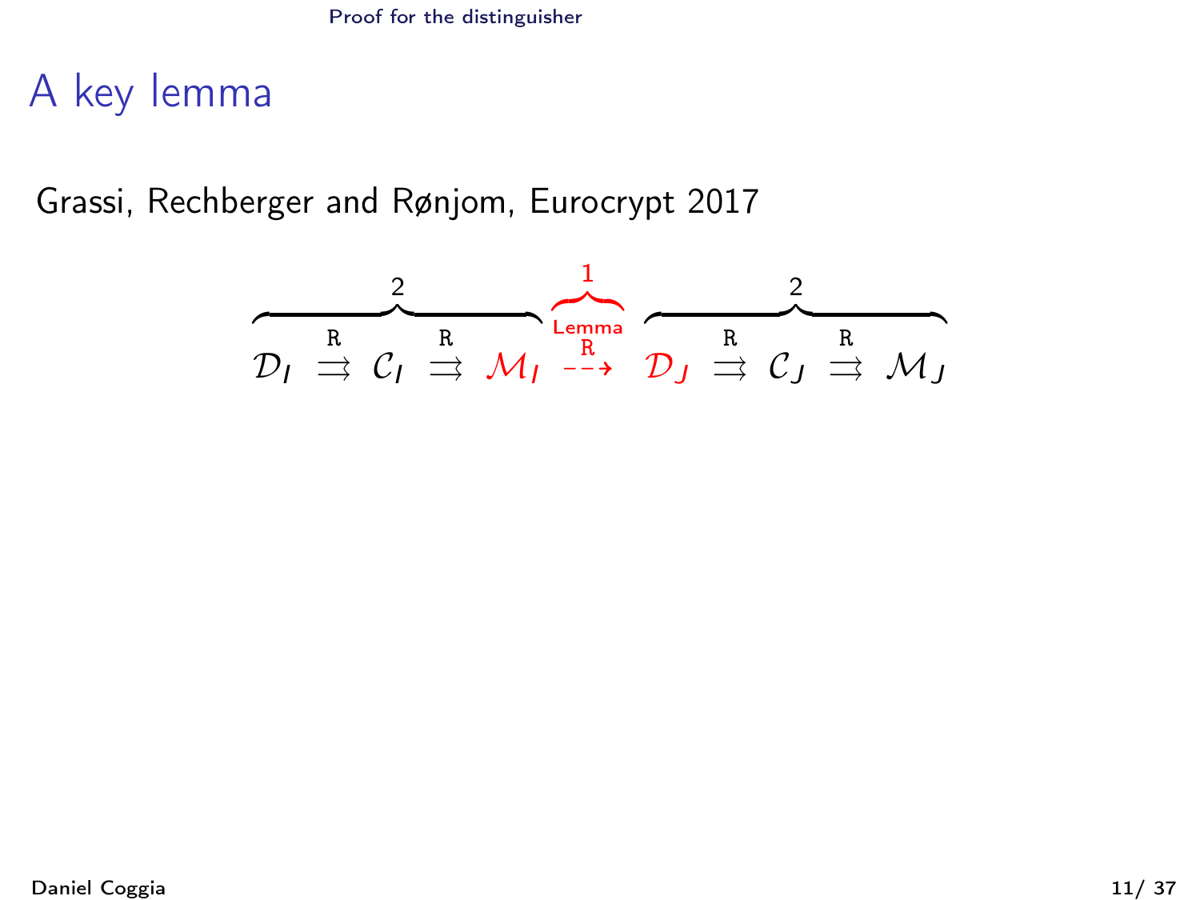# A key lemma

Grassi, Rechberger and Rønjom, Eurocrypt 2017

$$\overbrace{\mathcal{D}_I \overset{\texttt{R}}{\rightrightarrows} \mathcal{C}_I \overset{\texttt{R}}{\rightrightarrows} \mathcal{M}_I}^{2} \overbrace{\overset{\text{Lemma}}{\underset{}{\overset{\texttt{R}}{\dashrightarrow}}}}^{1} \overbrace{\mathcal{D}_J \overset{\texttt{R}}{\rightrightarrows} \mathcal{C}_J \overset{\texttt{R}}{\rightrightarrows} \mathcal{M}_J}^{2}$$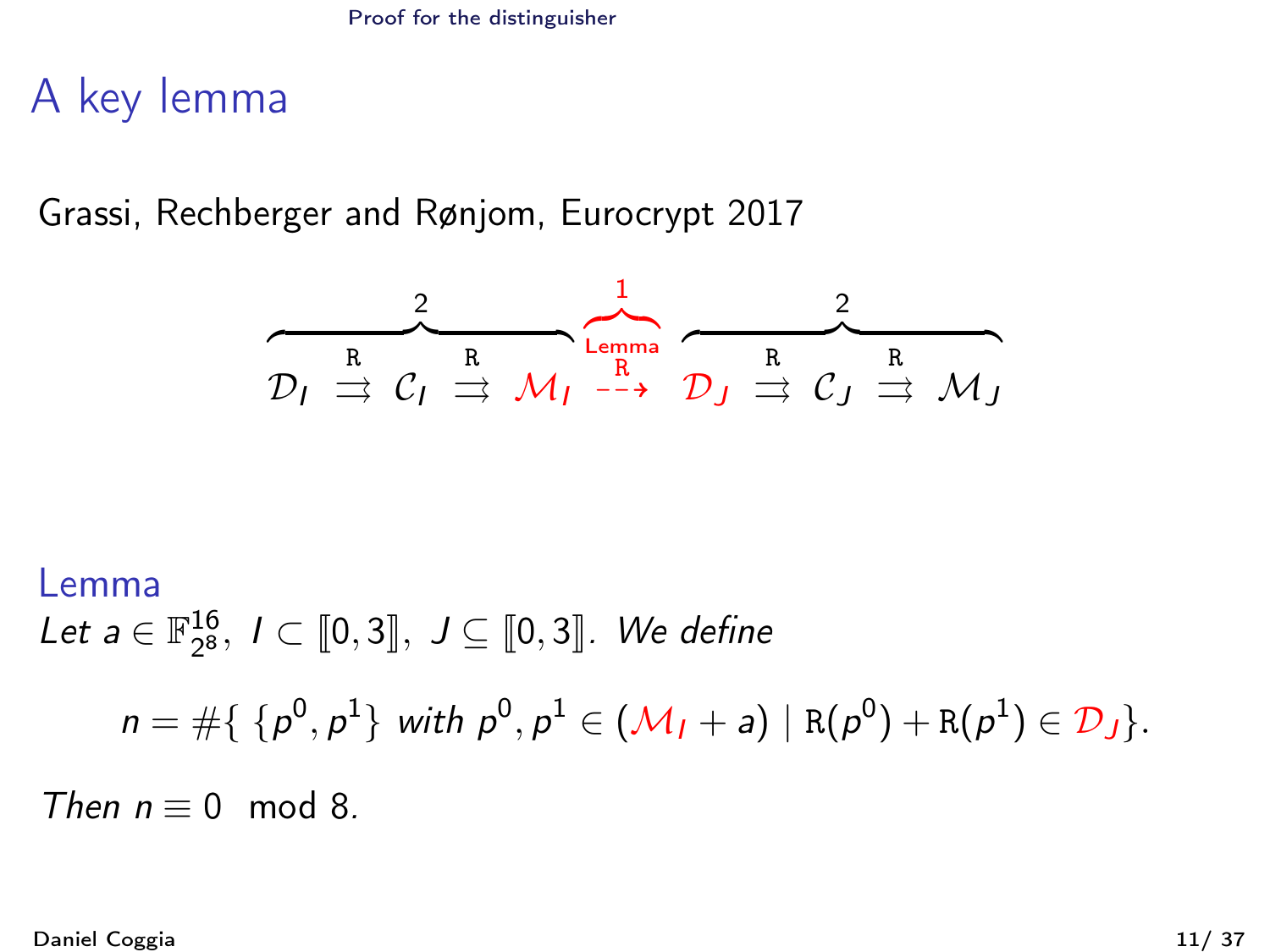# A key lemma

Grassi, Rechberger and Rønjom, Eurocrypt 2017

$$\overbrace{\mathcal{D}_I \overset{\mathtt{R}}{\rightrightarrows} \mathcal{C}_I \overset{\mathtt{R}}{\rightrightarrows} \color{red}{\mathcal{M}_I}}^{2} \overbrace{\overset{\text{Lemma}}{\underset{}{\overset{\mathtt{R}}{\dashrightarrow}}}}^{\color{red}{1}} \overbrace{\color{red}{\mathcal{D}_J} \overset{\mathtt{R}}{\rightrightarrows} \mathcal{C}_J \overset{\mathtt{R}}{\rightrightarrows} \mathcal{M}_J}^{2}$$

## Lemma

*Let $a \in \mathbb{F}_{2^8}^{16}$, $I \subset [\![0,3]\!]$, $J \subseteq [\![0,3]\!]$. We define*

$$n = \#\{\ \{p^0, p^1\} \text{ with } p^0, p^1 \in (\mathcal{M}_I + a) \mid \mathtt{R}(p^0) + \mathtt{R}(p^1) \in \mathcal{D}_J\}.$$

*Then $n \equiv 0 \mod 8$.*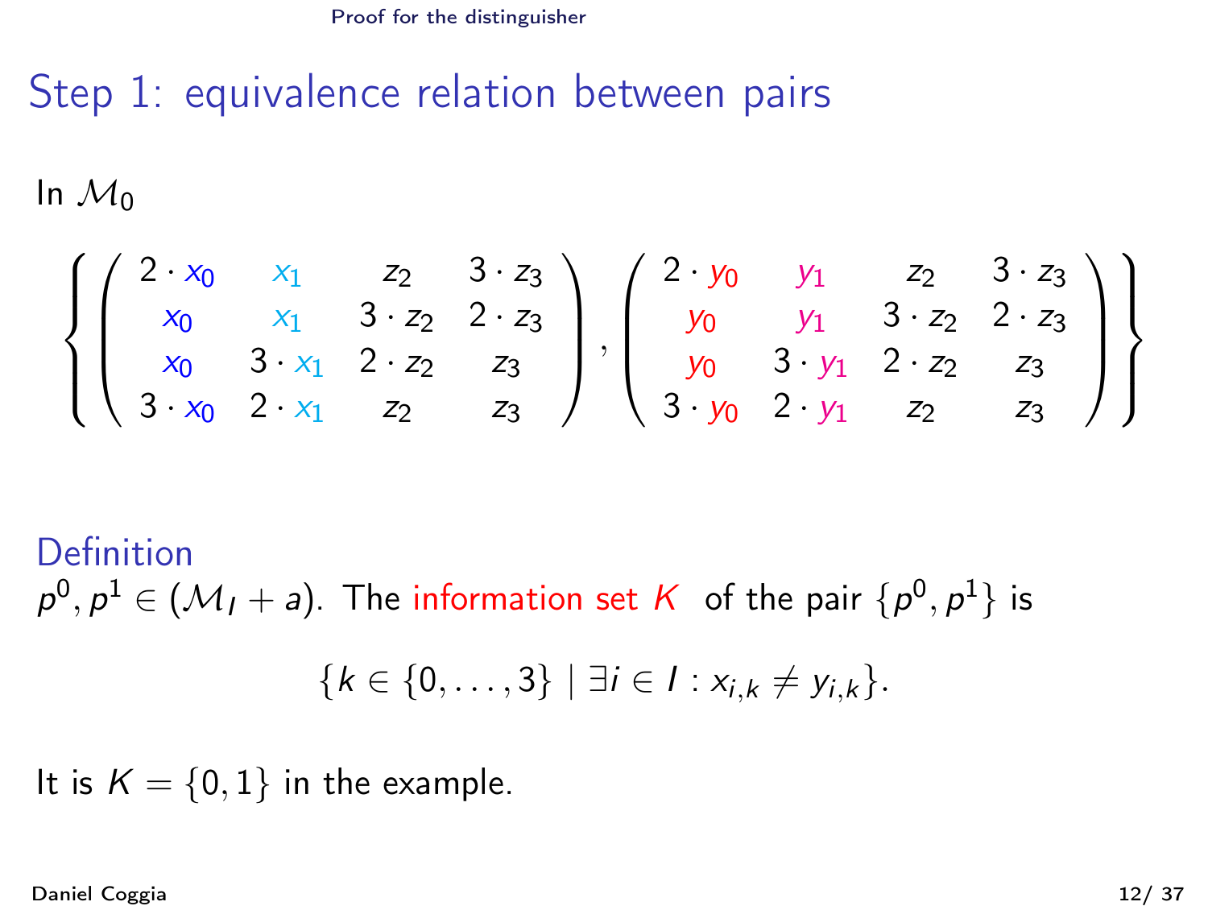# Step 1: equivalence relation between pairs

In $\mathcal{M}_0$

$$\left\{ \begin{pmatrix} 2 \cdot x_0 & x_1 & z_2 & 3 \cdot z_3 \\ x_0 & x_1 & 3 \cdot z_2 & 2 \cdot z_3 \\ x_0 & 3 \cdot x_1 & 2 \cdot z_2 & z_3 \\ 3 \cdot x_0 & 2 \cdot x_1 & z_2 & z_3 \end{pmatrix}, \begin{pmatrix} 2 \cdot y_0 & y_1 & z_2 & 3 \cdot z_3 \\ y_0 & y_1 & 3 \cdot z_2 & 2 \cdot z_3 \\ y_0 & 3 \cdot y_1 & 2 \cdot z_2 & z_3 \\ 3 \cdot y_0 & 2 \cdot y_1 & z_2 & z_3 \end{pmatrix} \right\}$$

## Definition

$p^0, p^1 \in (\mathcal{M}_I + a)$. The information set $K$ of the pair $\{p^0, p^1\}$ is

$$\{k \in \{0, \ldots, 3\} \mid \exists i \in I : x_{i,k} \neq y_{i,k}\}.$$

It is $K = \{0, 1\}$ in the example.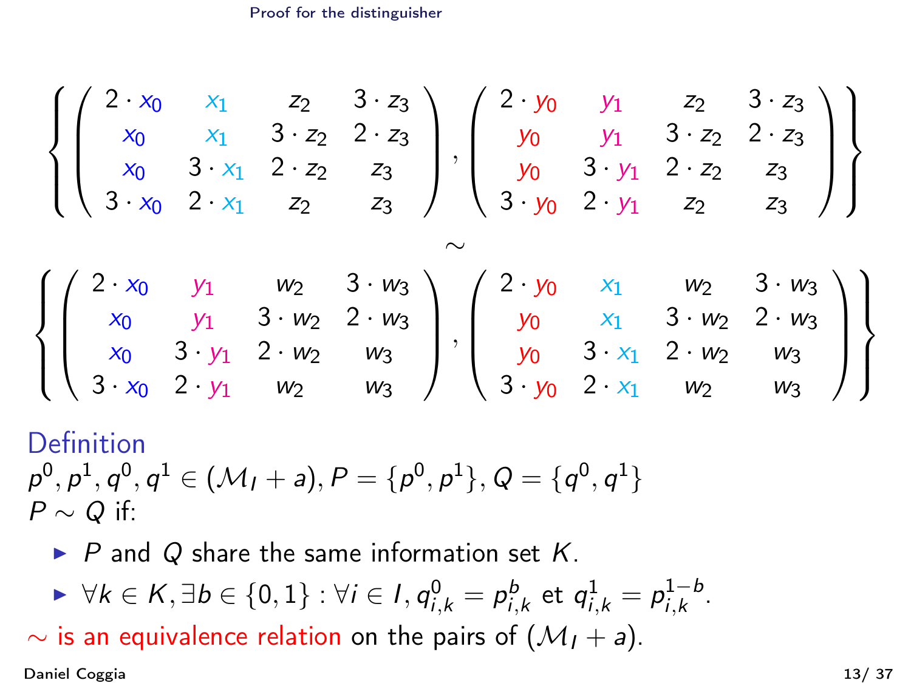## Proof for the distinguisher

$$\left\{ \begin{pmatrix} 2\cdot x_0 & x_1 & z_2 & 3\cdot z_3 \\ x_0 & x_1 & 3\cdot z_2 & 2\cdot z_3 \\ x_0 & 3\cdot x_1 & 2\cdot z_2 & z_3 \\ 3\cdot x_0 & 2\cdot x_1 & z_2 & z_3 \end{pmatrix}, \begin{pmatrix} 2\cdot y_0 & y_1 & z_2 & 3\cdot z_3 \\ y_0 & y_1 & 3\cdot z_2 & 2\cdot z_3 \\ y_0 & 3\cdot y_1 & 2\cdot z_2 & z_3 \\ 3\cdot y_0 & 2\cdot y_1 & z_2 & z_3 \end{pmatrix} \right\}$$

$$\sim$$

$$\left\{ \begin{pmatrix} 2\cdot x_0 & y_1 & w_2 & 3\cdot w_3 \\ x_0 & y_1 & 3\cdot w_2 & 2\cdot w_3 \\ x_0 & 3\cdot y_1 & 2\cdot w_2 & w_3 \\ 3\cdot x_0 & 2\cdot y_1 & w_2 & w_3 \end{pmatrix}, \begin{pmatrix} 2\cdot y_0 & x_1 & w_2 & 3\cdot w_3 \\ y_0 & x_1 & 3\cdot w_2 & 2\cdot w_3 \\ y_0 & 3\cdot x_1 & 2\cdot w_2 & w_3 \\ 3\cdot y_0 & 2\cdot x_1 & w_2 & w_3 \end{pmatrix} \right\}$$

### Definition

$p^0, p^1, q^0, q^1 \in (\mathcal{M}_I + a), P = \{p^0, p^1\}, Q = \{q^0, q^1\}$

$P \sim Q$ if:

- $P$ and $Q$ share the same information set $K$.
- $\forall k \in K, \exists b \in \{0,1\} : \forall i \in I, q^0_{i,k} = p^b_{i,k}$ et $q^1_{i,k} = p^{1-b}_{i,k}$.

$\sim$ is an equivalence relation on the pairs of $(\mathcal{M}_I + a)$.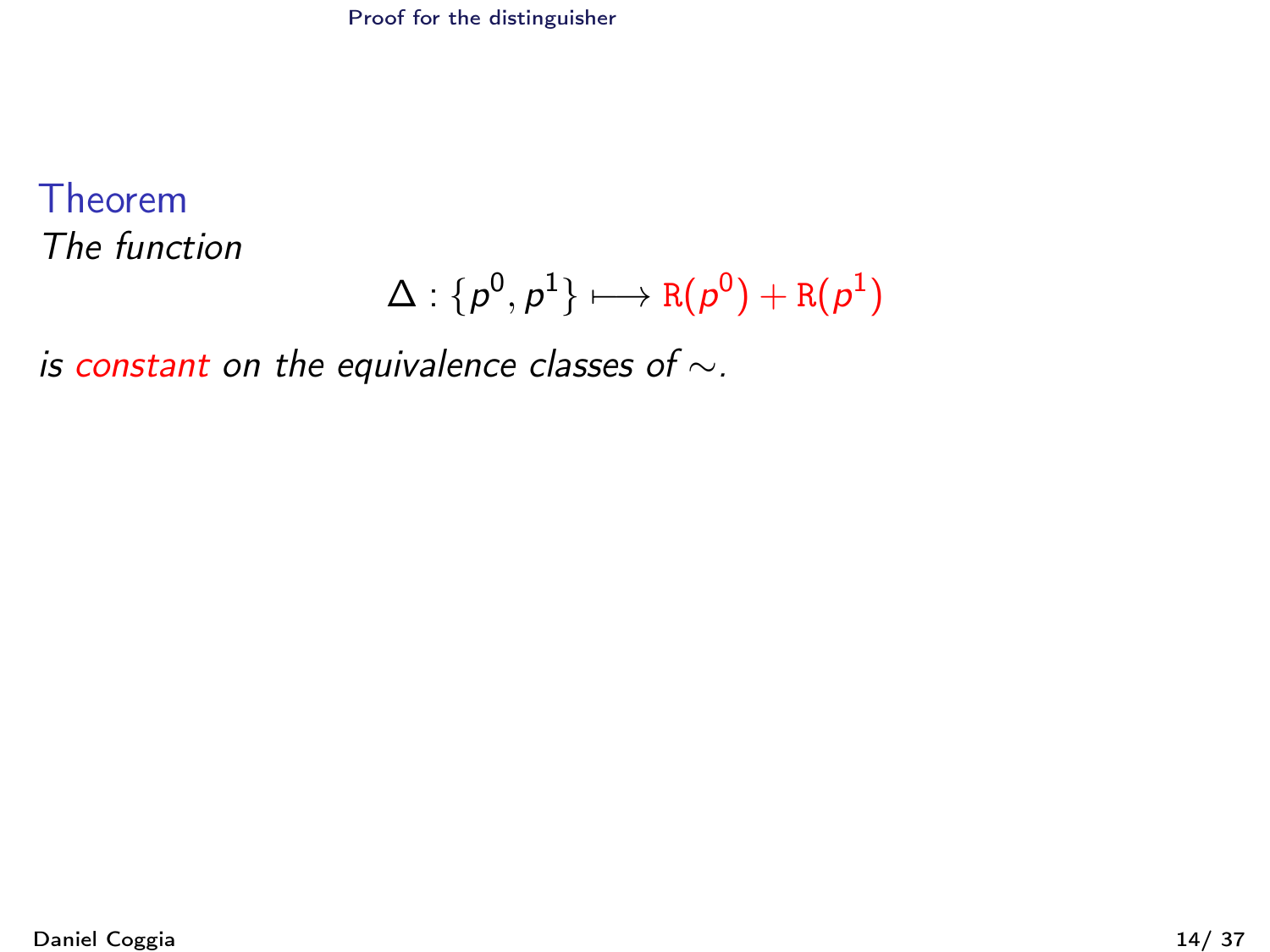**Theorem**

*The function*

$$\Delta : \{p^0, p^1\} \longmapsto \mathtt{R}(p^0) + \mathtt{R}(p^1)$$

*is constant on the equivalence classes of* $\sim$.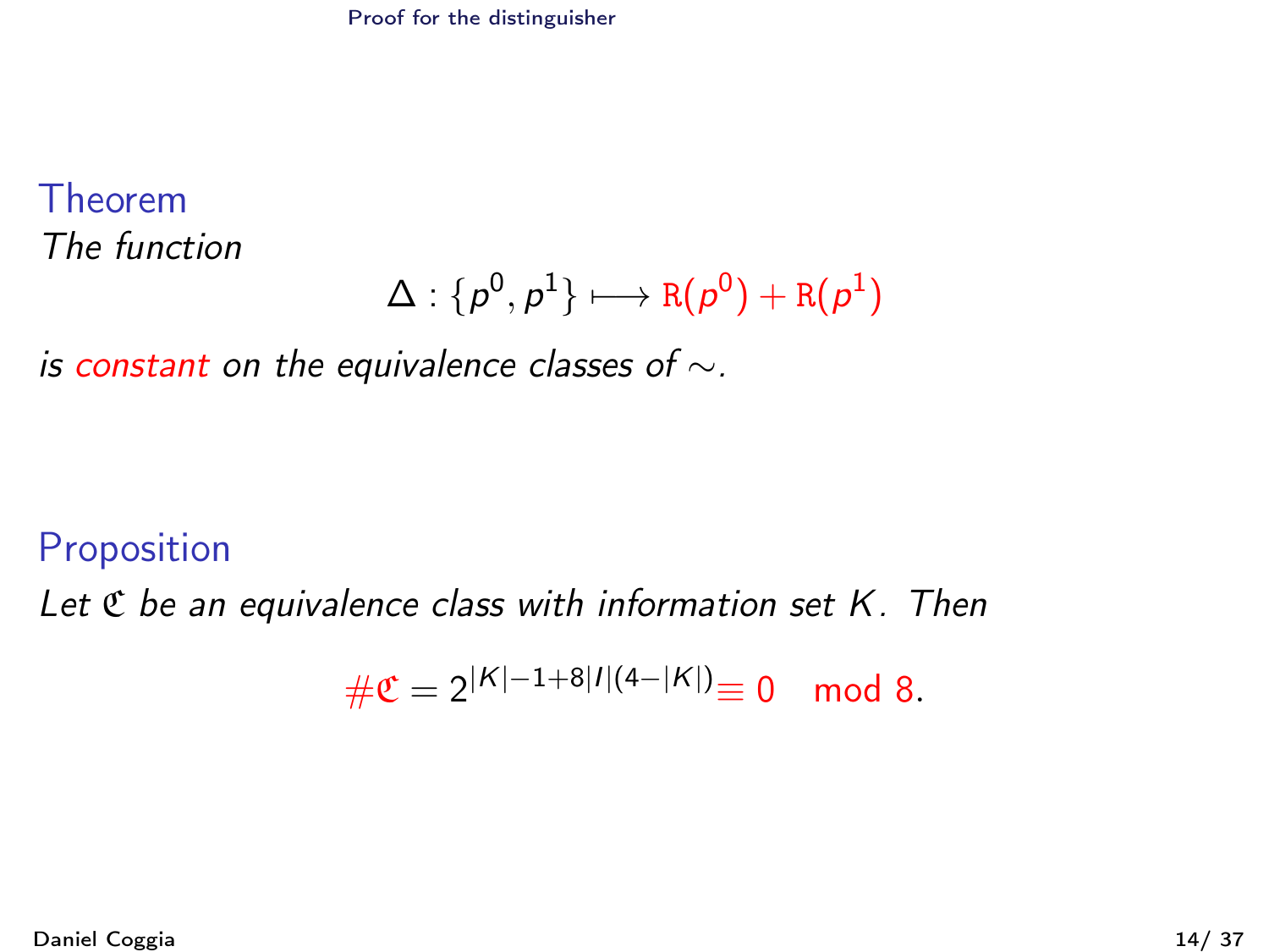**Theorem**

*The function*

$$\Delta : \{p^0, p^1\} \longmapsto \mathtt{R}(p^0) + \mathtt{R}(p^1)$$

*is constant on the equivalence classes of* $\sim$.

**Proposition**

*Let* $\mathfrak{C}$ *be an equivalence class with information set* $K$. *Then*

$$\#\mathfrak{C} = 2^{|K|-1+8|I|(4-|K|)} \equiv 0 \mod 8.$$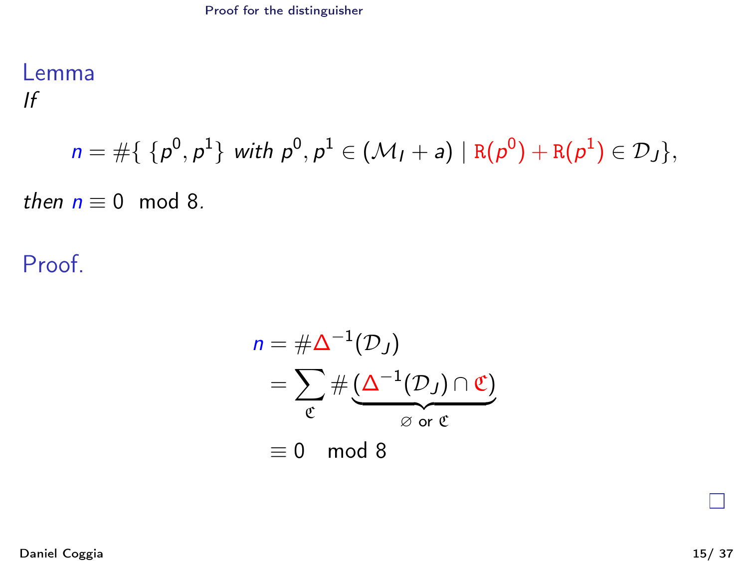## Lemma

*If*

$$n = \#\{\ \{p^0, p^1\} \text{ with } p^0, p^1 \in (\mathcal{M}_I + a) \mid \mathtt{R}(p^0) + \mathtt{R}(p^1) \in \mathcal{D}_J\},$$

*then* $n \equiv 0 \mod 8$.

## Proof.

$$\begin{aligned}
n &= \#\Delta^{-1}(\mathcal{D}_J) \\
&= \sum_{\mathfrak{C}} \# \underbrace{(\Delta^{-1}(\mathcal{D}_J) \cap \mathfrak{C})}_{\varnothing \text{ or } \mathfrak{C}} \\
&\equiv 0 \mod 8
\end{aligned}$$

□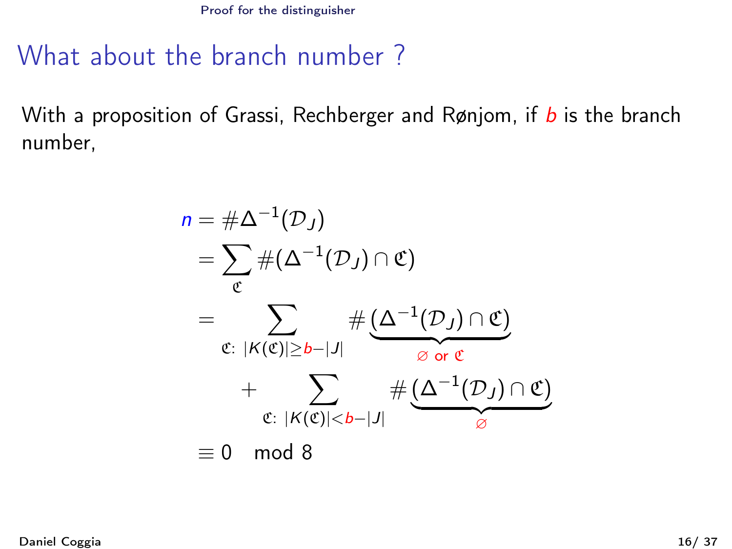# What about the branch number ?

With a proposition of Grassi, Rechberger and Rønjom, if $b$ is the branch number,

$$
\begin{aligned}
n &= \#\Delta^{-1}(\mathcal{D}_J) \\
&= \sum_{\mathfrak{C}} \#(\Delta^{-1}(\mathcal{D}_J) \cap \mathfrak{C}) \\
&= \sum_{\mathfrak{C}:\ |K(\mathfrak{C})| \geq b - |J|} \# \underbrace{(\Delta^{-1}(\mathcal{D}_J) \cap \mathfrak{C})}_{\varnothing \text{ or } \mathfrak{C}} \\
&\quad + \sum_{\mathfrak{C}:\ |K(\mathfrak{C})| < b - |J|} \# \underbrace{(\Delta^{-1}(\mathcal{D}_J) \cap \mathfrak{C})}_{\varnothing} \\
&\equiv 0 \mod 8
\end{aligned}
$$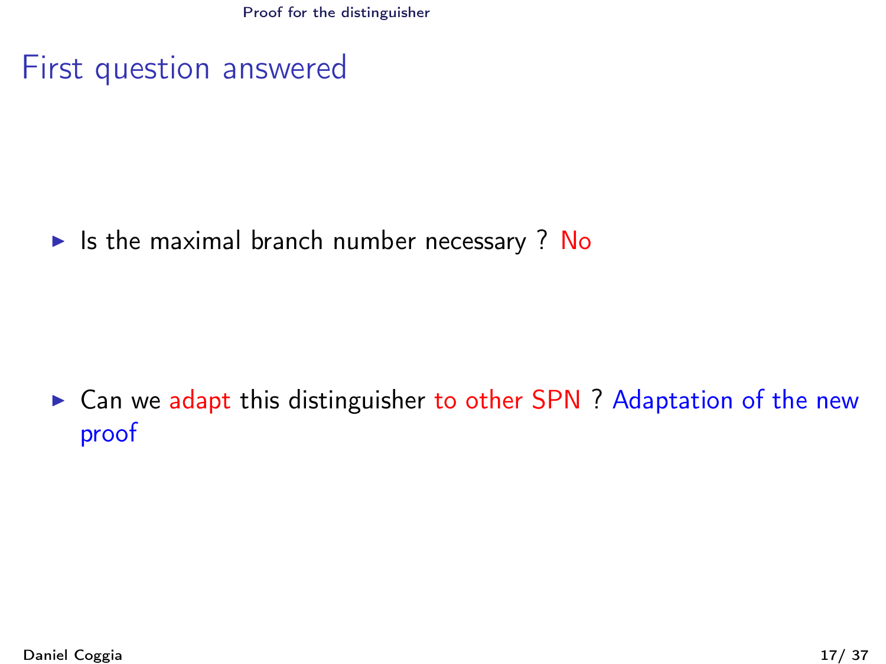# First question answered

- Is the maximal branch number necessary ? No
- Can we adapt this distinguisher to other SPN ? Adaptation of the new proof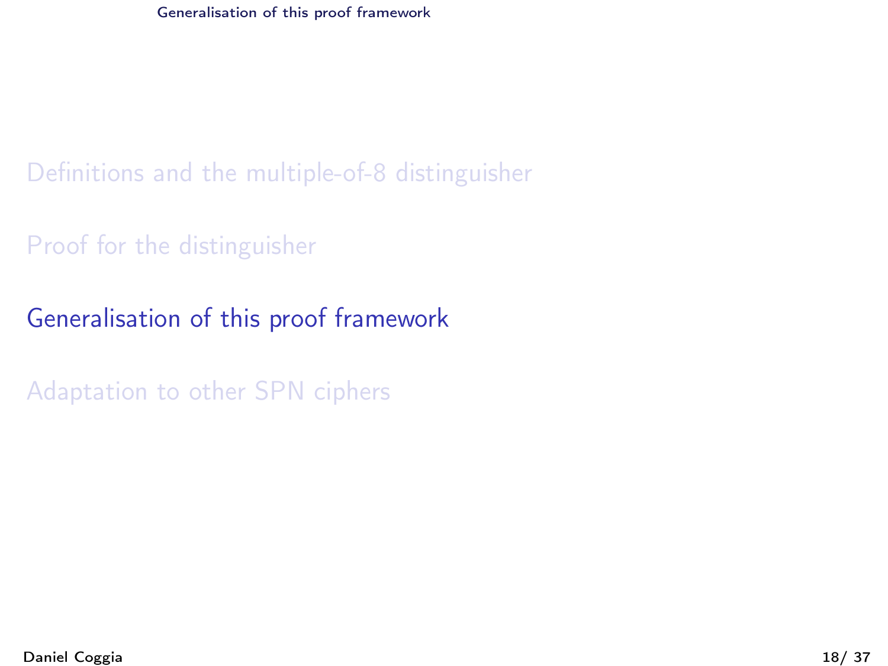Definitions and the multiple-of-8 distinguisher

Proof for the distinguisher

**Generalisation of this proof framework**

Adaptation to other SPN ciphers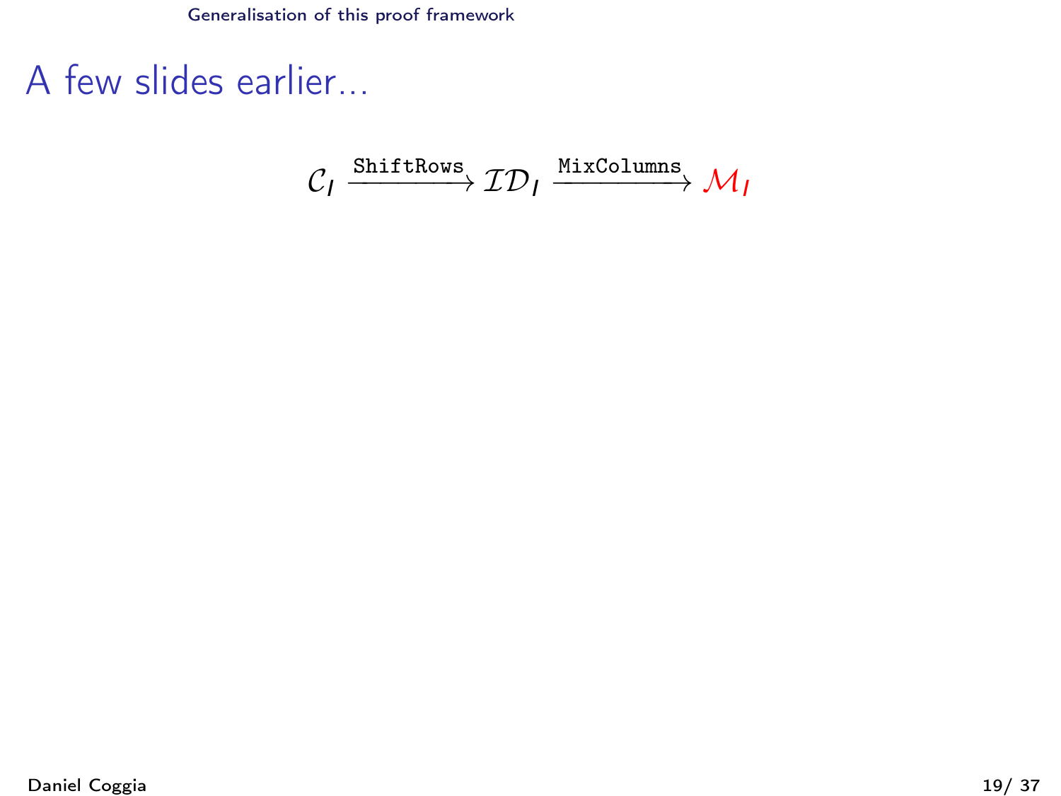# A few slides earlier...

$$\mathcal{C}_I \xrightarrow{\texttt{ShiftRows}} \mathcal{ID}_I \xrightarrow{\texttt{MixColumns}} \mathcal{M}_I$$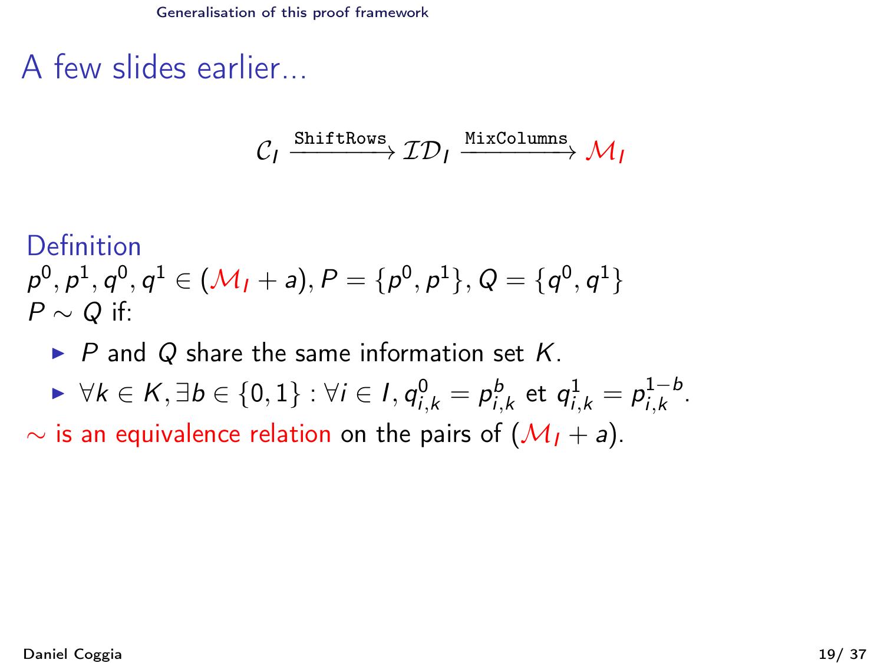# A few slides earlier...

$$\mathcal{C}_I \xrightarrow{\texttt{ShiftRows}} \mathcal{ID}_I \xrightarrow{\texttt{MixColumns}} \mathcal{M}_I$$

## Definition

$p^0, p^1, q^0, q^1 \in (\mathcal{M}_I + a), P = \{p^0, p^1\}, Q = \{q^0, q^1\}$
$P \sim Q$ if:

- $P$ and $Q$ share the same information set $K$.
- $\forall k \in K, \exists b \in \{0,1\} : \forall i \in I, q^0_{i,k} = p^b_{i,k}$ et $q^1_{i,k} = p^{1-b}_{i,k}$.

$\sim$ is an equivalence relation on the pairs of $(\mathcal{M}_I + a)$.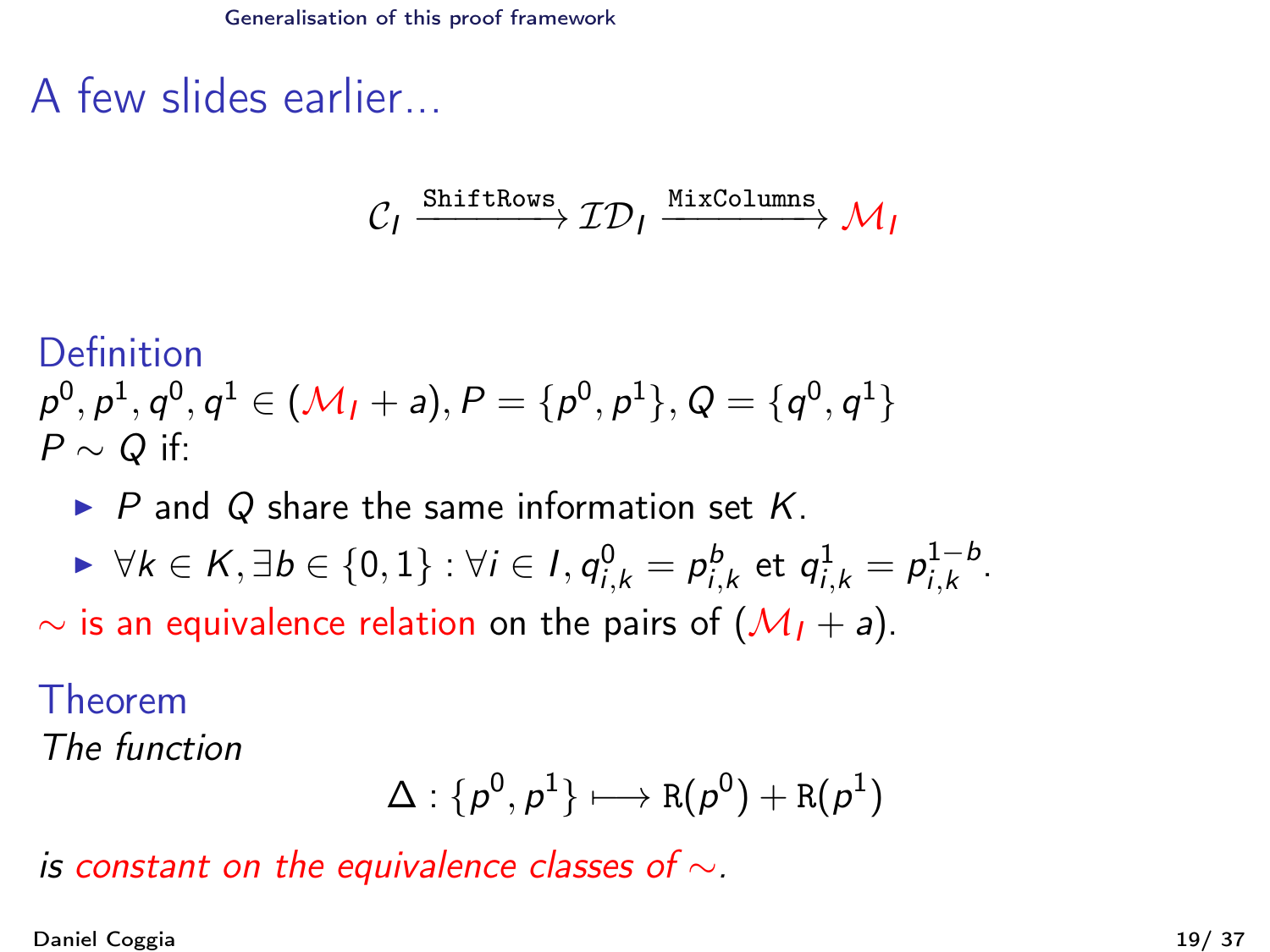# A few slides earlier...

$$\mathcal{C}_I \xrightarrow{\texttt{ShiftRows}} \mathcal{ID}_I \xrightarrow{\texttt{MixColumns}} \mathcal{M}_I$$

## Definition

$p^0, p^1, q^0, q^1 \in (\mathcal{M}_I + a), P = \{p^0, p^1\}, Q = \{q^0, q^1\}$
$P \sim Q$ if:

- $P$ and $Q$ share the same information set $K$.
- $\forall k \in K, \exists b \in \{0, 1\} : \forall i \in I, q^0_{i,k} = p^b_{i,k}$ et $q^1_{i,k} = p^{1-b}_{i,k}$.

$\sim$ is an equivalence relation on the pairs of $(\mathcal{M}_I + a)$.

## Theorem

*The function*

$$\Delta : \{p^0, p^1\} \longmapsto \mathtt{R}(p^0) + \mathtt{R}(p^1)$$

*is constant on the equivalence classes of* $\sim$*.*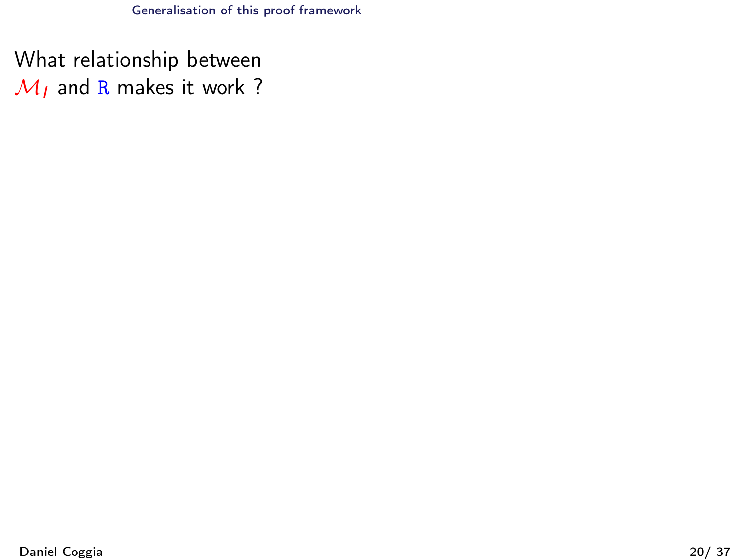What relationship between $\mathcal{M}_I$ and `R` makes it work ?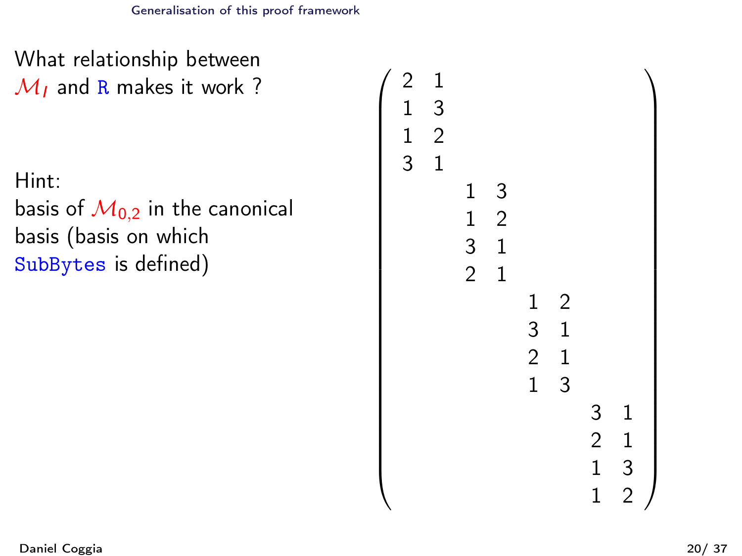What relationship between $\mathcal{M}_I$ and `R` makes it work ?

Hint:
basis of $\mathcal{M}_{0,2}$ in the canonical basis (basis on which `SubBytes` is defined)

$$
\begin{pmatrix}
2 & 1 & & & & & & \\
1 & 3 & & & & & & \\
1 & 2 & & & & & & \\
3 & 1 & & & & & & \\
 & & 1 & 3 & & & & \\
 & & 1 & 2 & & & & \\
 & & 3 & 1 & & & & \\
 & & 2 & 1 & & & & \\
 & & & & 1 & 2 & & \\
 & & & & 3 & 1 & & \\
 & & & & 2 & 1 & & \\
 & & & & 1 & 3 & & \\
 & & & & & & 3 & 1 \\
 & & & & & & 2 & 1 \\
 & & & & & & 1 & 3 \\
 & & & & & & 1 & 2
\end{pmatrix}
$$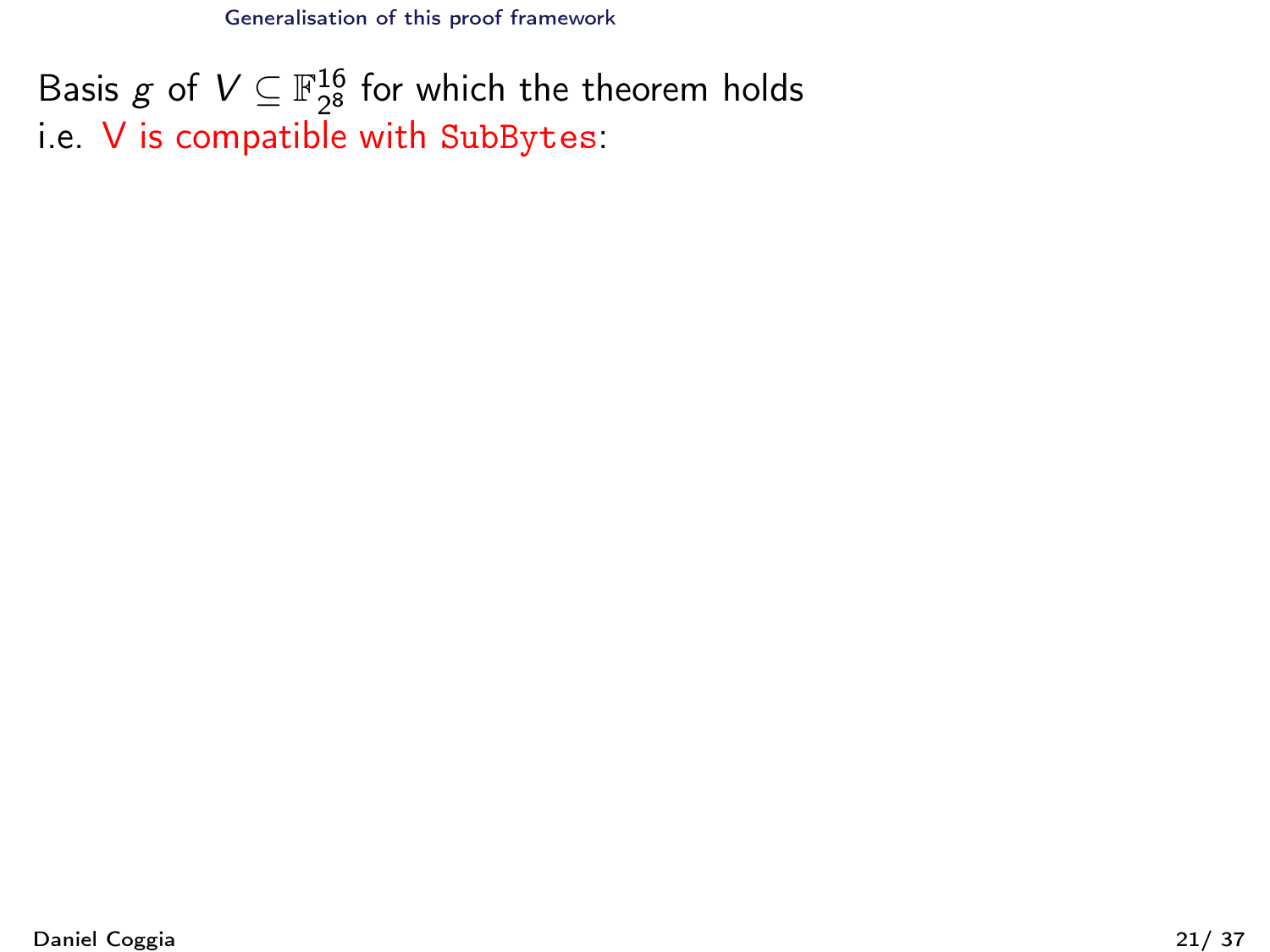Basis $g$ of $V \subseteq \mathbb{F}_{2^8}^{16}$ for which the theorem holds
i.e. V is compatible with `SubBytes`: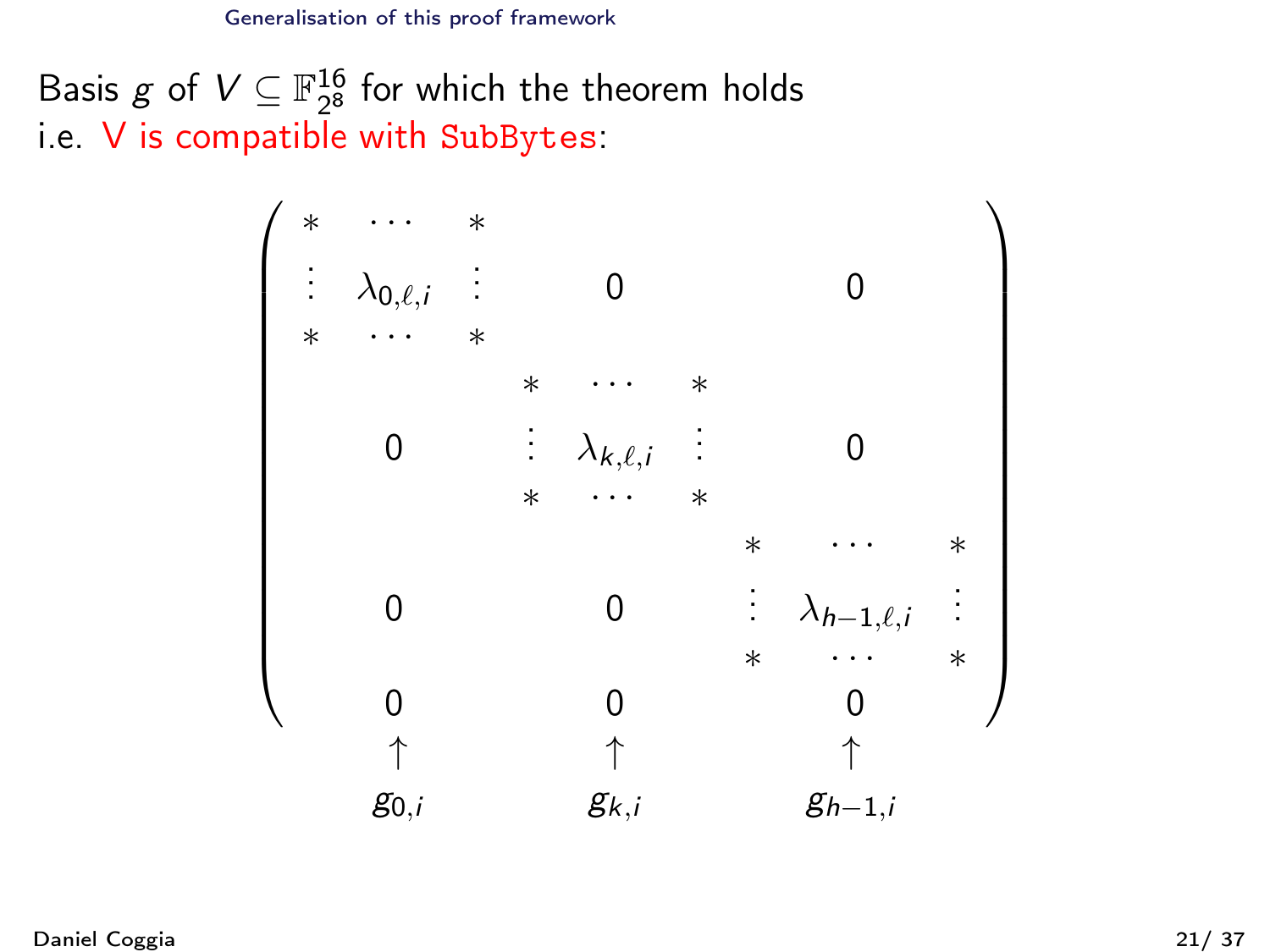Basis $g$ of $V \subseteq \mathbb{F}_{2^8}^{16}$ for which the theorem holds
i.e. V is compatible with `SubBytes`:

$$
\left(\begin{array}{ccc}
\begin{matrix} * & \cdots & * \\ \vdots & \lambda_{0,\ell,i} & \vdots \\ * & \cdots & * \end{matrix} & 0 & 0 \\
0 & \begin{matrix} * & \cdots & * \\ \vdots & \lambda_{k,\ell,i} & \vdots \\ * & \cdots & * \end{matrix} & 0 \\
0 & 0 & \begin{matrix} * & \cdots & * \\ \vdots & \lambda_{h-1,\ell,i} & \vdots \\ * & \cdots & * \end{matrix} \\
0 & 0 & 0
\end{array}\right)
$$

$$
\begin{array}{ccc}
\uparrow & \uparrow & \uparrow \\
g_{0,i} & g_{k,i} & g_{h-1,i}
\end{array}
$$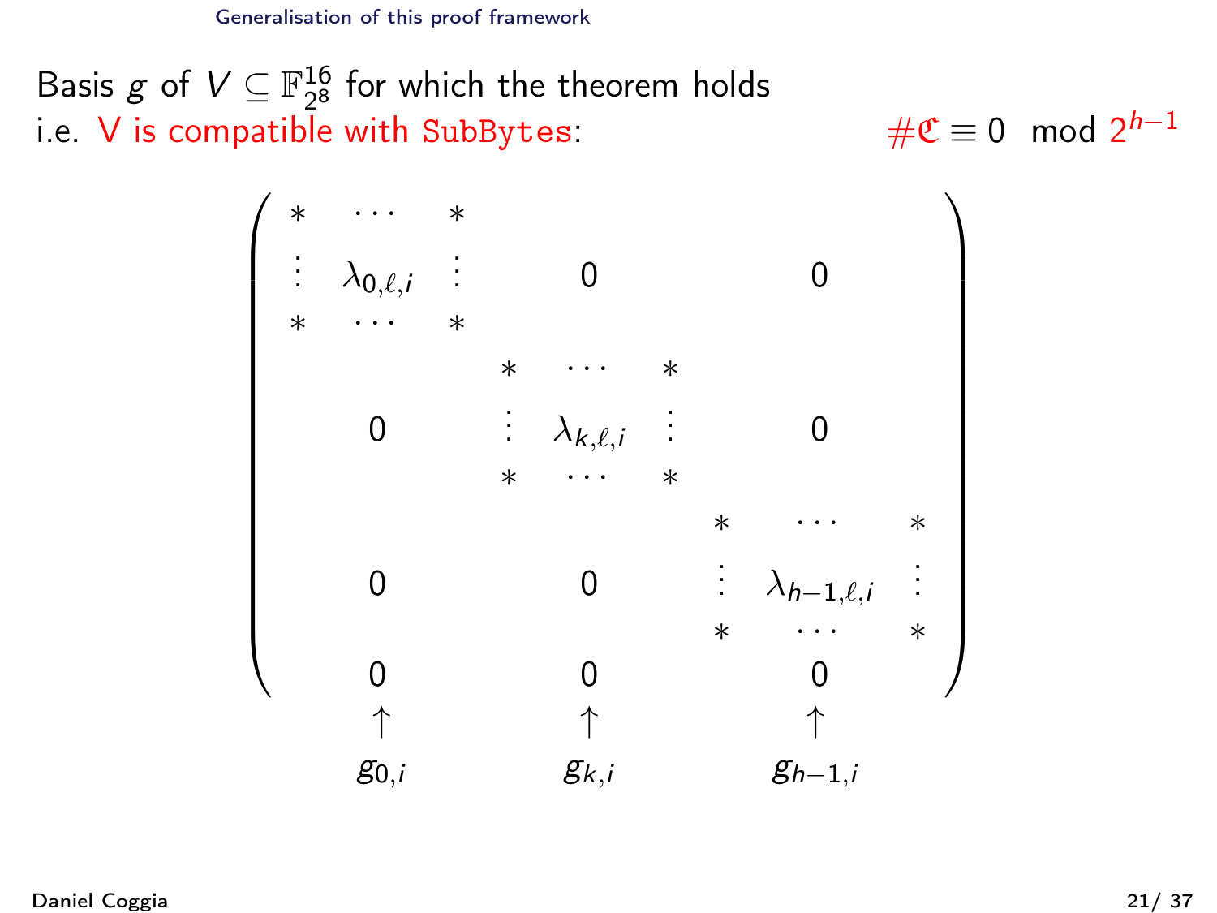Basis $g$ of $V \subseteq \mathbb{F}_{2^8}^{16}$ for which the theorem holds
i.e. V is compatible with `SubBytes`: $\#\mathfrak{C} \equiv 0 \mod 2^{h-1}$

$$
\begin{pmatrix}
\begin{matrix} * & \cdots & * \\ \vdots & \lambda_{0,\ell,i} & \vdots \\ * & \cdots & * \end{matrix} & 0 & 0 \\
0 & \begin{matrix} * & \cdots & * \\ \vdots & \lambda_{k,\ell,i} & \vdots \\ * & \cdots & * \end{matrix} & 0 \\
0 & 0 & \begin{matrix} * & \cdots & * \\ \vdots & \lambda_{h-1,\ell,i} & \vdots \\ * & \cdots & * \end{matrix} \\
0 & 0 & 0
\end{pmatrix}
$$

$$
\begin{matrix} \uparrow & \uparrow & \uparrow \\ g_{0,i} & g_{k,i} & g_{h-1,i} \end{matrix}
$$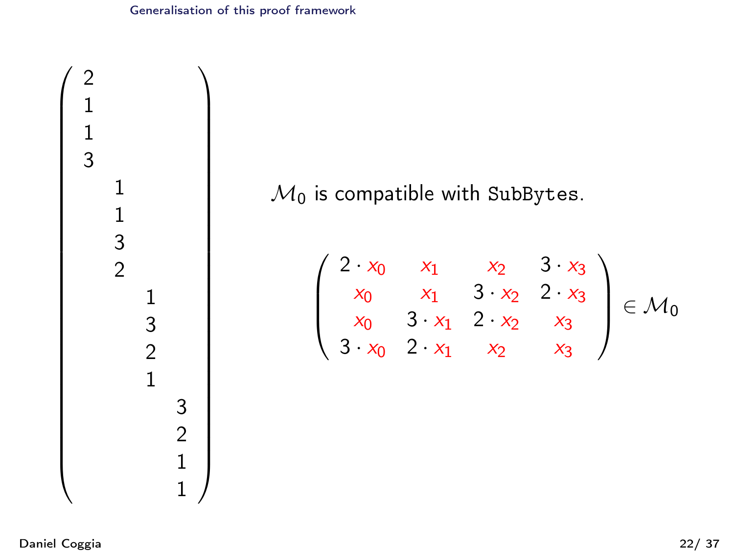$$
\begin{pmatrix}
2 & & & \\
1 & & & \\
1 & & & \\
3 & & & \\
& 1 & & \\
& 1 & & \\
& 3 & & \\
& 2 & & \\
& & 1 & \\
& & 3 & \\
& & 2 & \\
& & 1 & \\
& & & 3 \\
& & & 2 \\
& & & 1 \\
& & & 1
\end{pmatrix}
$$

$\mathcal{M}_0$ is compatible with `SubBytes`.

$$
\begin{pmatrix}
2 \cdot x_0 & x_1 & x_2 & 3 \cdot x_3 \\
x_0 & x_1 & 3 \cdot x_2 & 2 \cdot x_3 \\
x_0 & 3 \cdot x_1 & 2 \cdot x_2 & x_3 \\
3 \cdot x_0 & 2 \cdot x_1 & x_2 & x_3
\end{pmatrix} \in \mathcal{M}_0
$$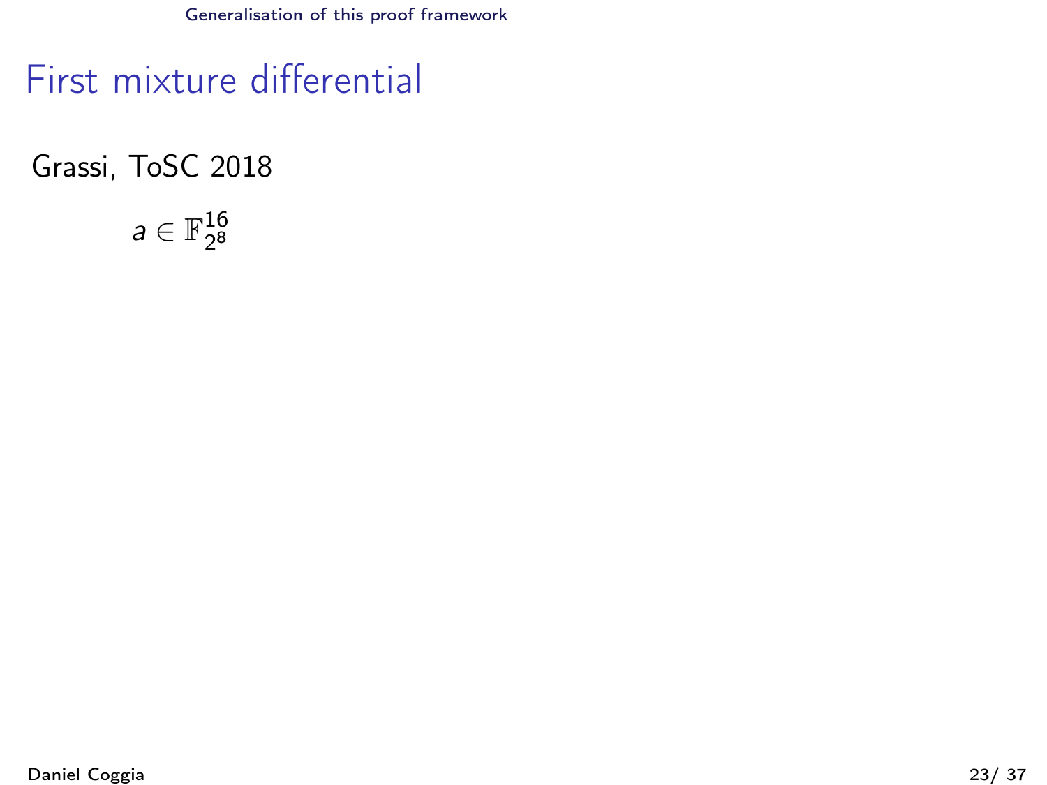# First mixture differential

Grassi, ToSC 2018

$a \in \mathbb{F}_{2^8}^{16}$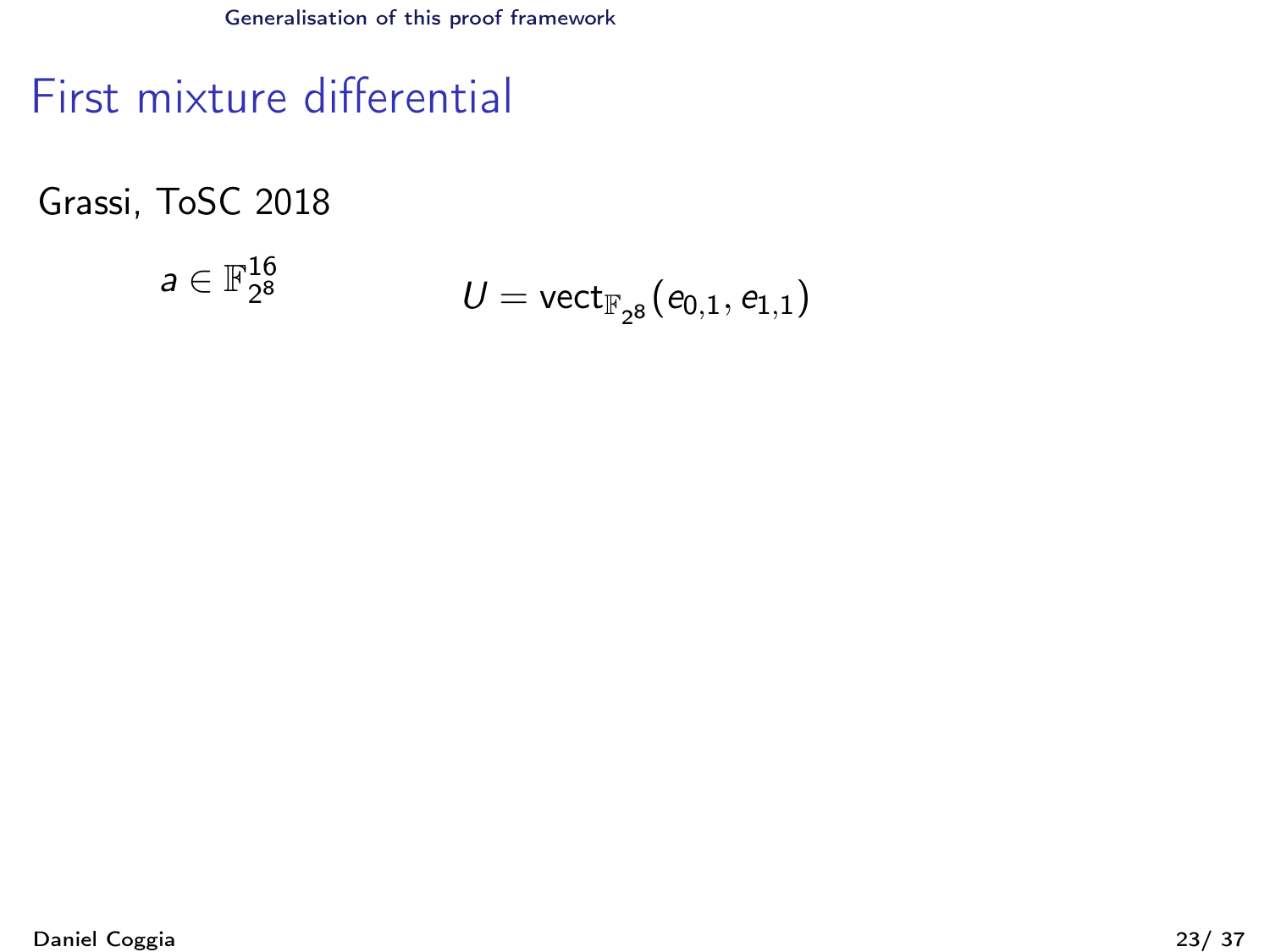# First mixture differential

Grassi, ToSC 2018

$a \in \mathbb{F}_{2^8}^{16}$ $\qquad U = \mathrm{vect}_{\mathbb{F}_{2^8}}(e_{0,1}, e_{1,1})$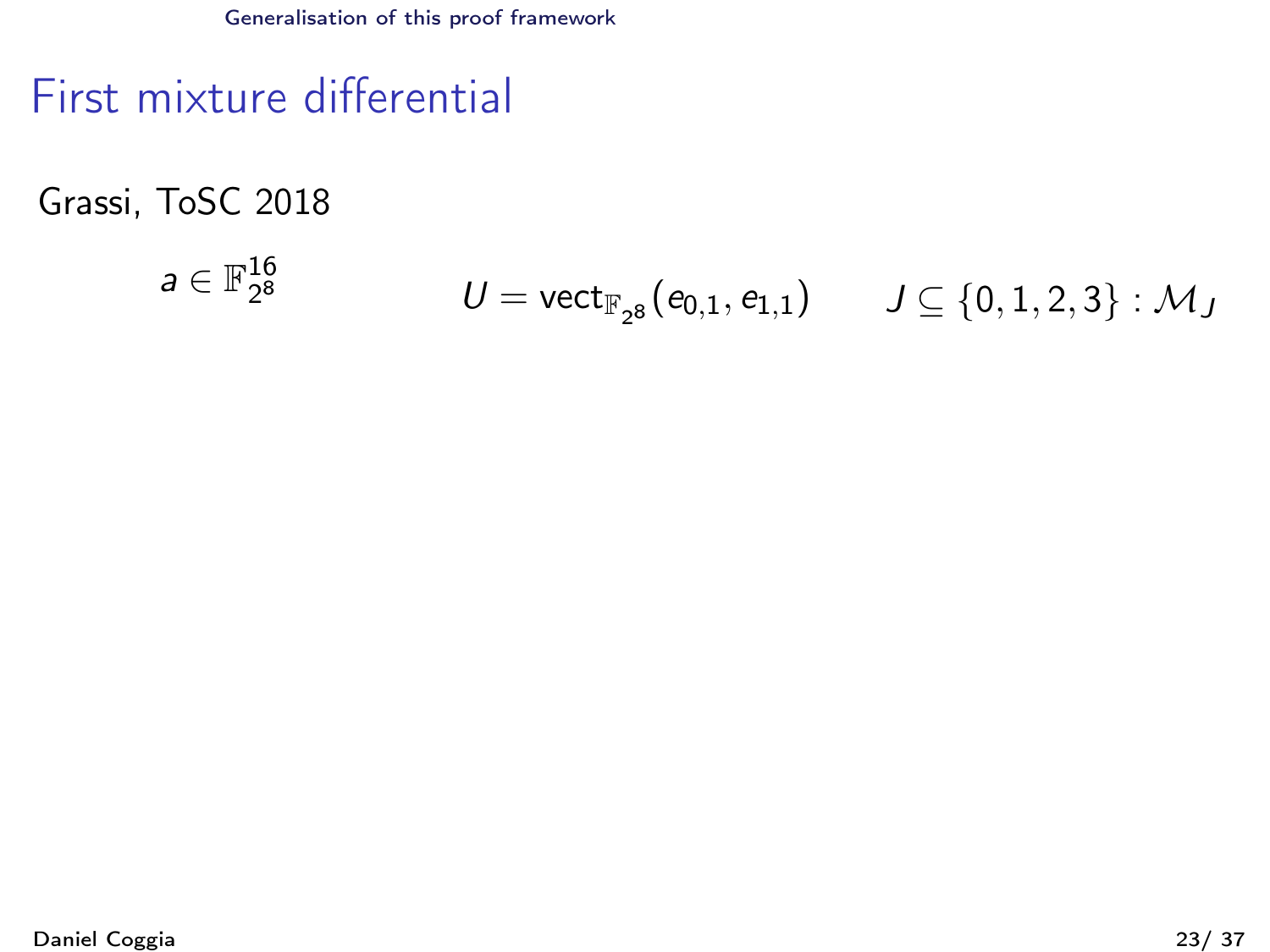# First mixture differential

Grassi, ToSC 2018

$a \in \mathbb{F}_{2^8}^{16}$ $\quad U = \mathrm{vect}_{\mathbb{F}_{2^8}}(e_{0,1}, e_{1,1})$ $\quad J \subseteq \{0, 1, 2, 3\} : \mathcal{M}_J$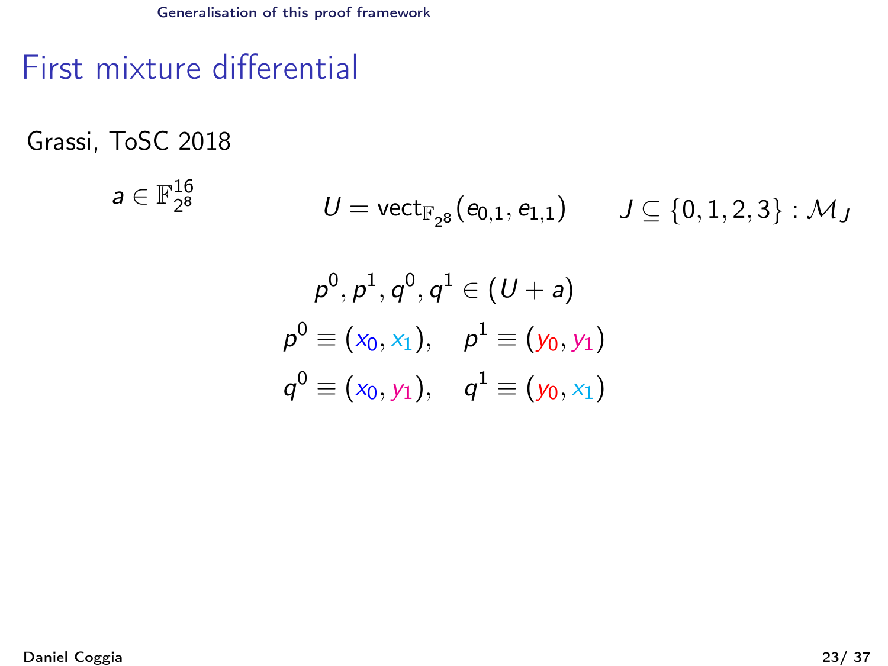# First mixture differential

Grassi, ToSC 2018

$a \in \mathbb{F}_{2^8}^{16}$ $\quad U = \text{vect}_{\mathbb{F}_{2^8}}(e_{0,1}, e_{1,1}) \quad J \subseteq \{0, 1, 2, 3\} : \mathcal{M}_J$

$$p^0, p^1, q^0, q^1 \in (U + a)$$

$$p^0 \equiv (x_0, x_1), \quad p^1 \equiv (y_0, y_1)$$

$$q^0 \equiv (x_0, y_1), \quad q^1 \equiv (y_0, x_1)$$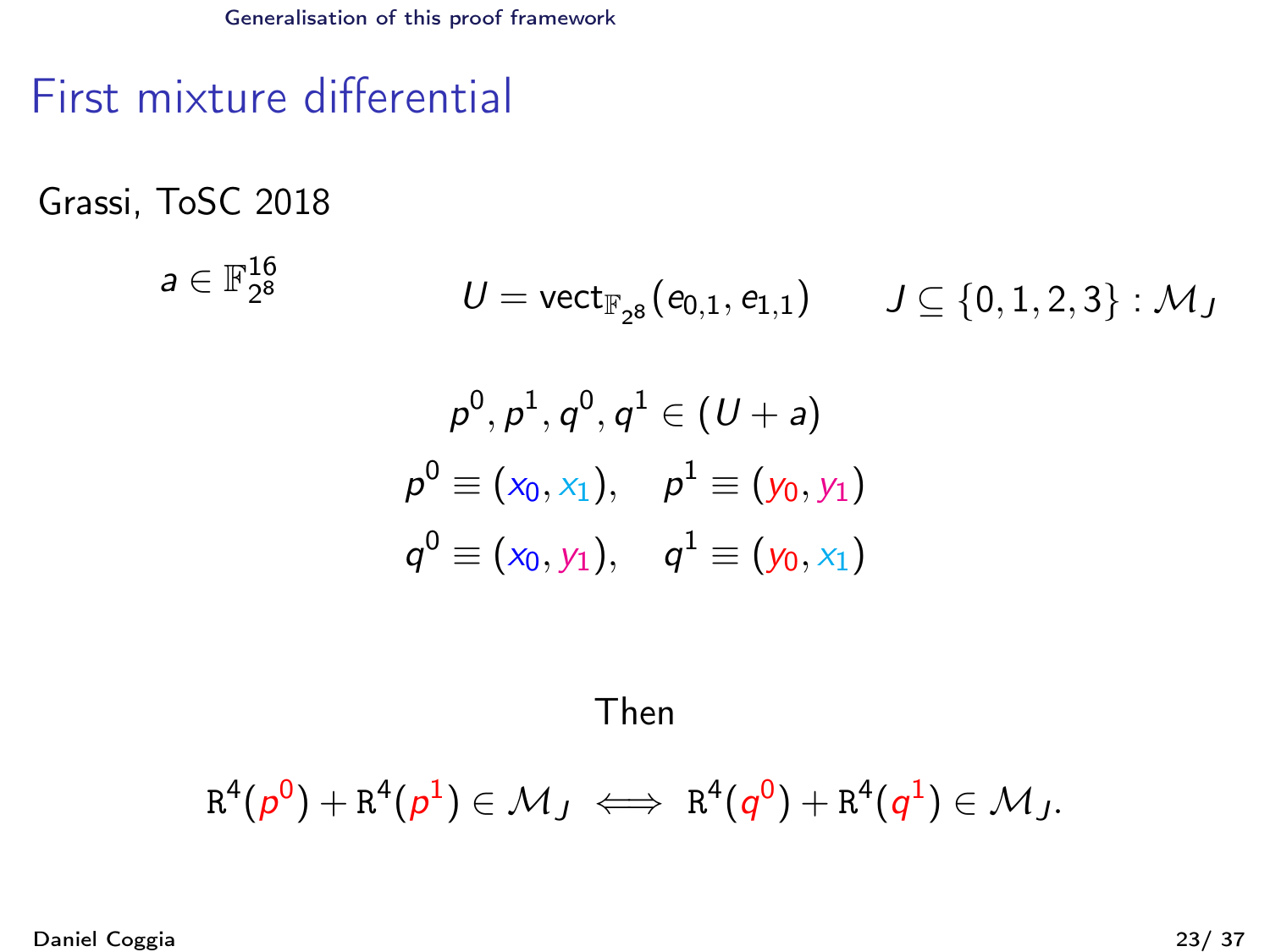# First mixture differential

Grassi, ToSC 2018

$a \in \mathbb{F}_{2^8}^{16}$ $\quad U = \mathrm{vect}_{\mathbb{F}_{2^8}}(e_{0,1}, e_{1,1})$ $\quad J \subseteq \{0,1,2,3\} : \mathcal{M}_J$

$$p^0, p^1, q^0, q^1 \in (U + a)$$

$$p^0 \equiv (x_0, x_1), \quad p^1 \equiv (y_0, y_1)$$

$$q^0 \equiv (x_0, y_1), \quad q^1 \equiv (y_0, x_1)$$

Then

$$\mathrm{R}^4(p^0) + \mathrm{R}^4(p^1) \in \mathcal{M}_J \iff \mathrm{R}^4(q^0) + \mathrm{R}^4(q^1) \in \mathcal{M}_J.$$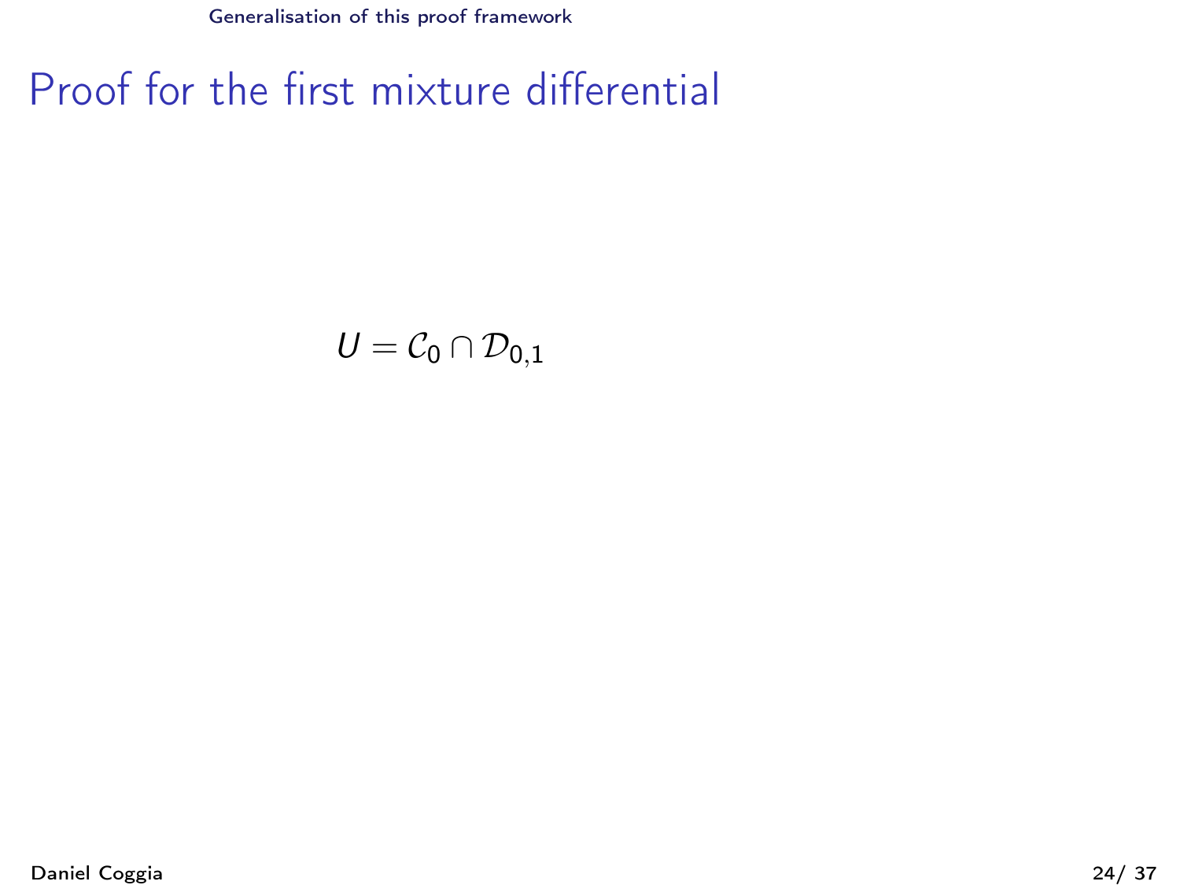# Proof for the first mixture differential

$$U = \mathcal{C}_0 \cap \mathcal{D}_{0,1}$$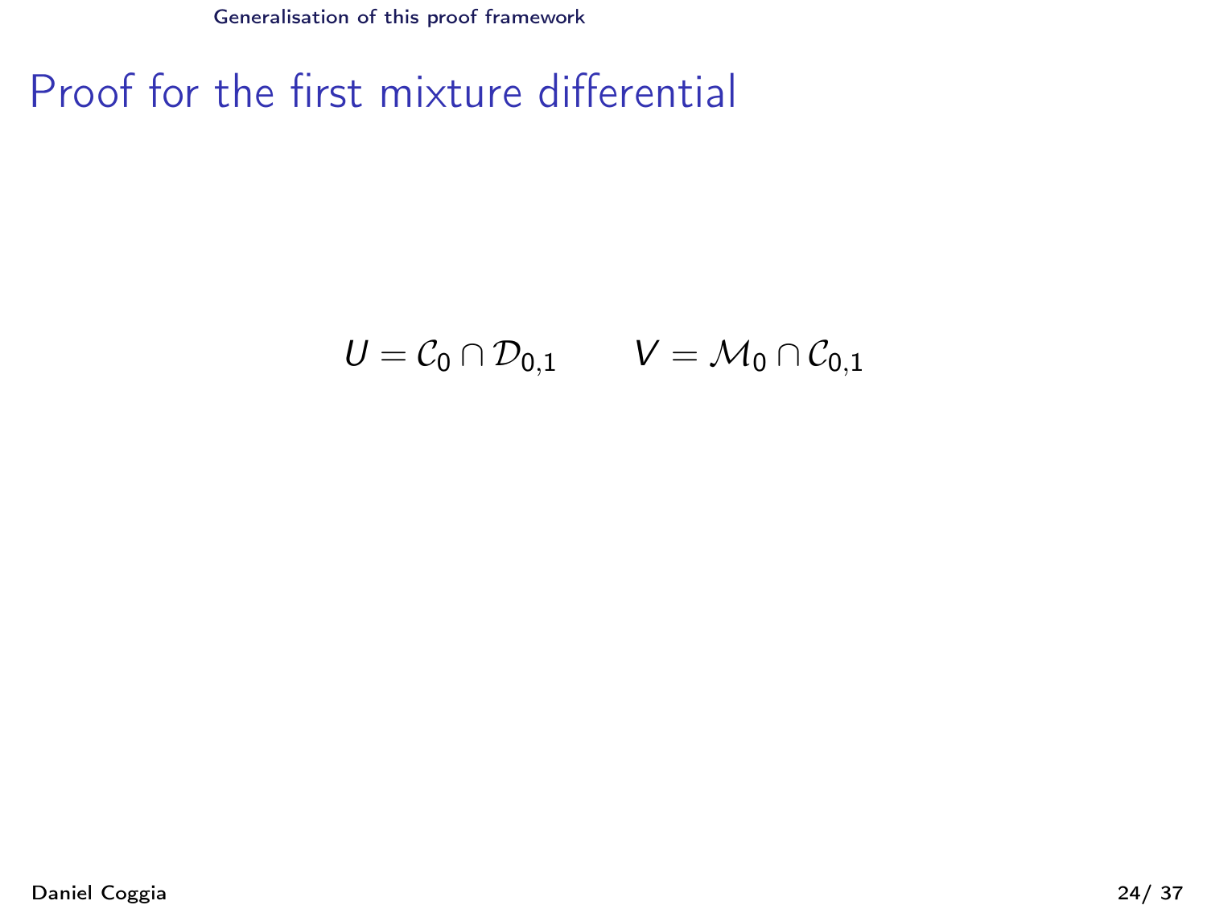# Proof for the first mixture differential

$$U = \mathcal{C}_0 \cap \mathcal{D}_{0,1} \qquad V = \mathcal{M}_0 \cap \mathcal{C}_{0,1}$$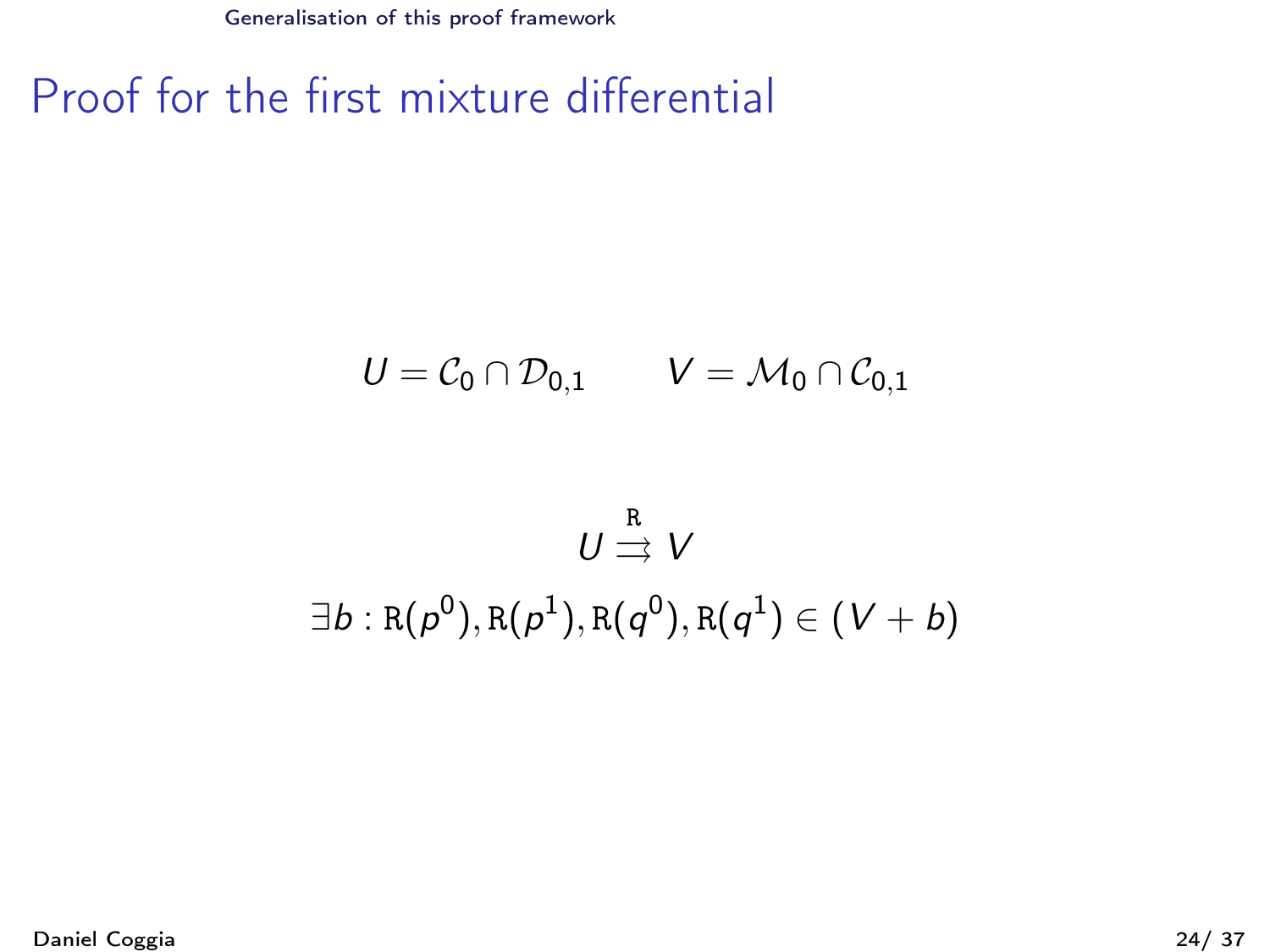# Proof for the first mixture differential

$$U = \mathcal{C}_0 \cap \mathcal{D}_{0,1} \qquad V = \mathcal{M}_0 \cap \mathcal{C}_{0,1}$$

$$U \overset{\mathtt{R}}{\rightrightarrows} V$$

$$\exists b : \mathtt{R}(p^0), \mathtt{R}(p^1), \mathtt{R}(q^0), \mathtt{R}(q^1) \in (V + b)$$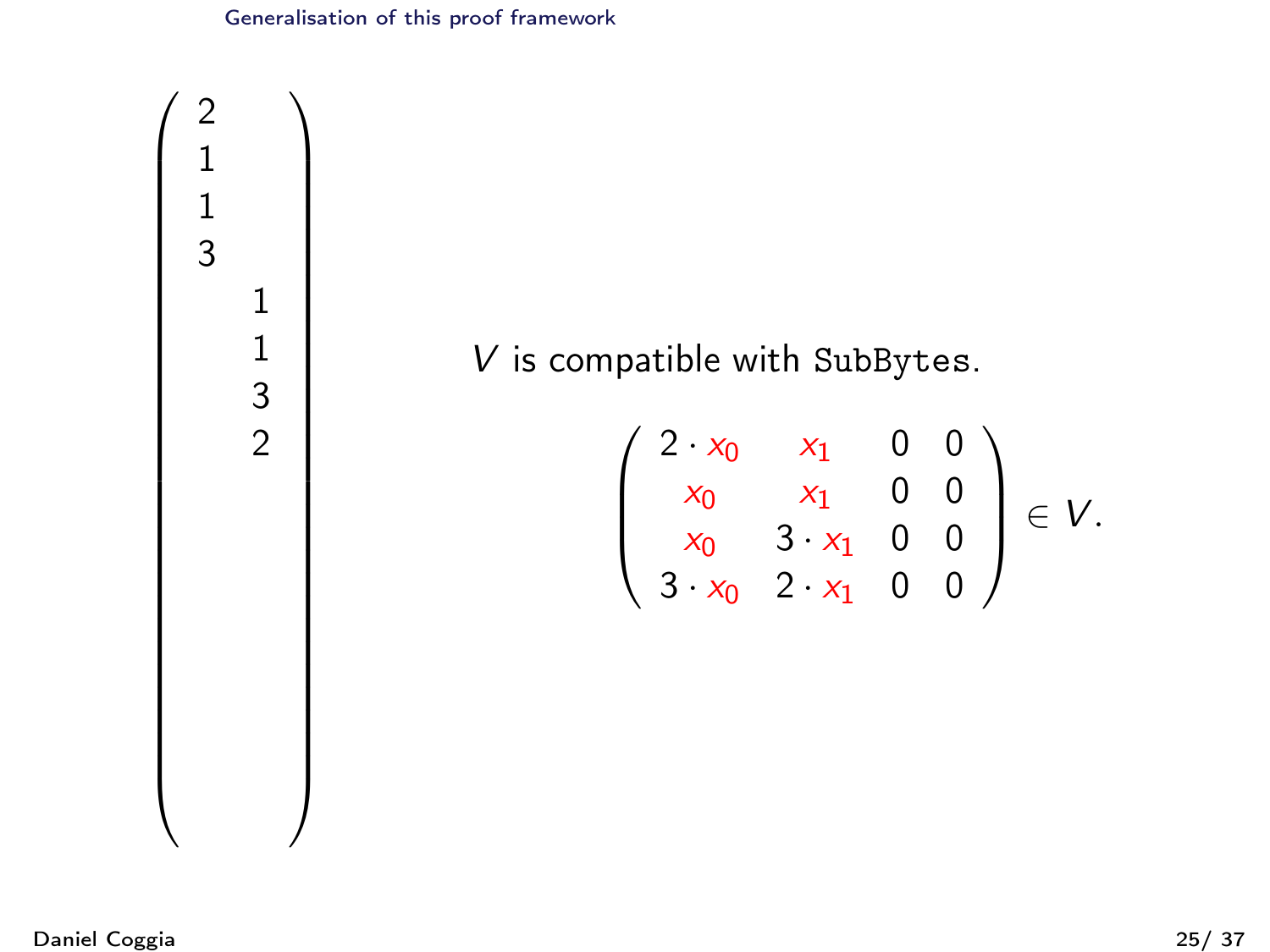$$
\begin{pmatrix}
2 & \\
1 & \\
1 & \\
3 & \\
 & 1 \\
 & 1 \\
 & 3 \\
 & 2 \\
 & \\
 & \\
 & \\
 & \\
 & \\
 & \\
 & \\
 &
\end{pmatrix}
$$

$V$ is compatible with SubBytes.

$$
\begin{pmatrix}
2 \cdot x_0 & x_1 & 0 & 0 \\
x_0 & x_1 & 0 & 0 \\
x_0 & 3 \cdot x_1 & 0 & 0 \\
3 \cdot x_0 & 2 \cdot x_1 & 0 & 0
\end{pmatrix} \in V.
$$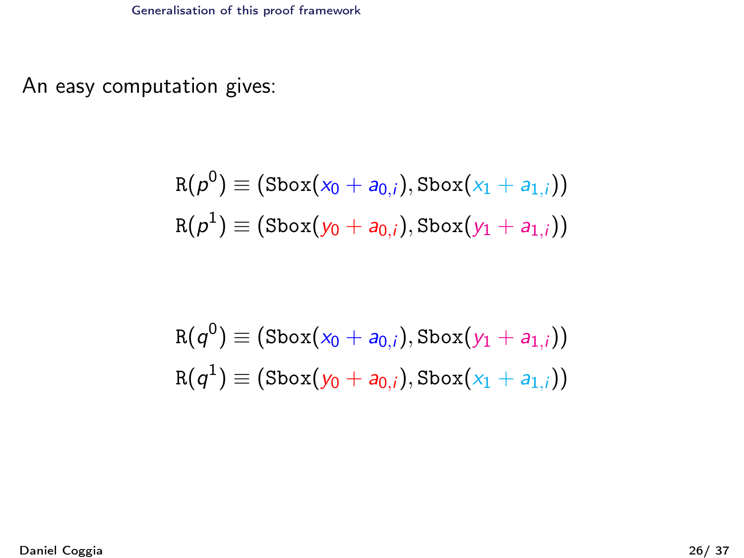An easy computation gives:

$$\mathtt{R}(p^0) \equiv (\mathtt{Sbox}(x_0 + a_{0,i}), \mathtt{Sbox}(x_1 + a_{1,i}))$$
$$\mathtt{R}(p^1) \equiv (\mathtt{Sbox}(y_0 + a_{0,i}), \mathtt{Sbox}(y_1 + a_{1,i}))$$

$$\mathtt{R}(q^0) \equiv (\mathtt{Sbox}(x_0 + a_{0,i}), \mathtt{Sbox}(y_1 + a_{1,i}))$$
$$\mathtt{R}(q^1) \equiv (\mathtt{Sbox}(y_0 + a_{0,i}), \mathtt{Sbox}(x_1 + a_{1,i}))$$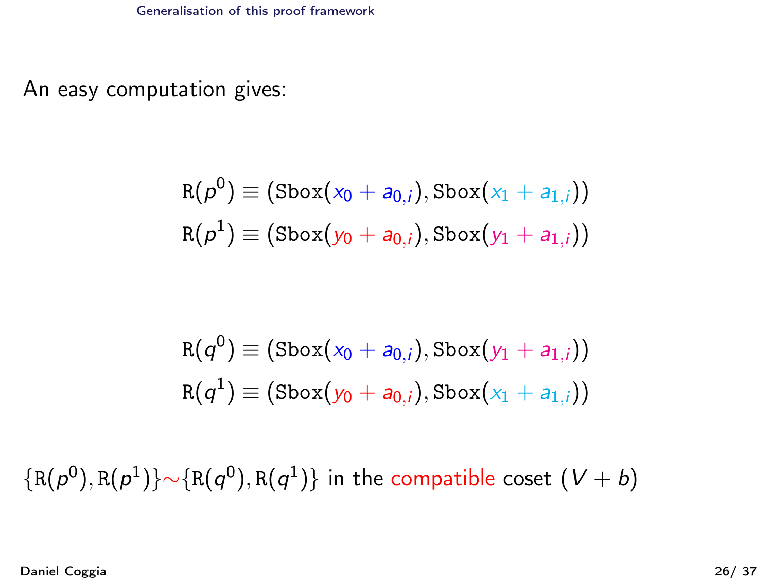An easy computation gives:

$$\mathtt{R}(p^0) \equiv (\mathtt{Sbox}(x_0 + a_{0,i}), \mathtt{Sbox}(x_1 + a_{1,i}))$$
$$\mathtt{R}(p^1) \equiv (\mathtt{Sbox}(y_0 + a_{0,i}), \mathtt{Sbox}(y_1 + a_{1,i}))$$

$$\mathtt{R}(q^0) \equiv (\mathtt{Sbox}(x_0 + a_{0,i}), \mathtt{Sbox}(y_1 + a_{1,i}))$$
$$\mathtt{R}(q^1) \equiv (\mathtt{Sbox}(y_0 + a_{0,i}), \mathtt{Sbox}(x_1 + a_{1,i}))$$

$\{\mathtt{R}(p^0), \mathtt{R}(p^1)\} \sim \{\mathtt{R}(q^0), \mathtt{R}(q^1)\}$ in the compatible coset $(V + b)$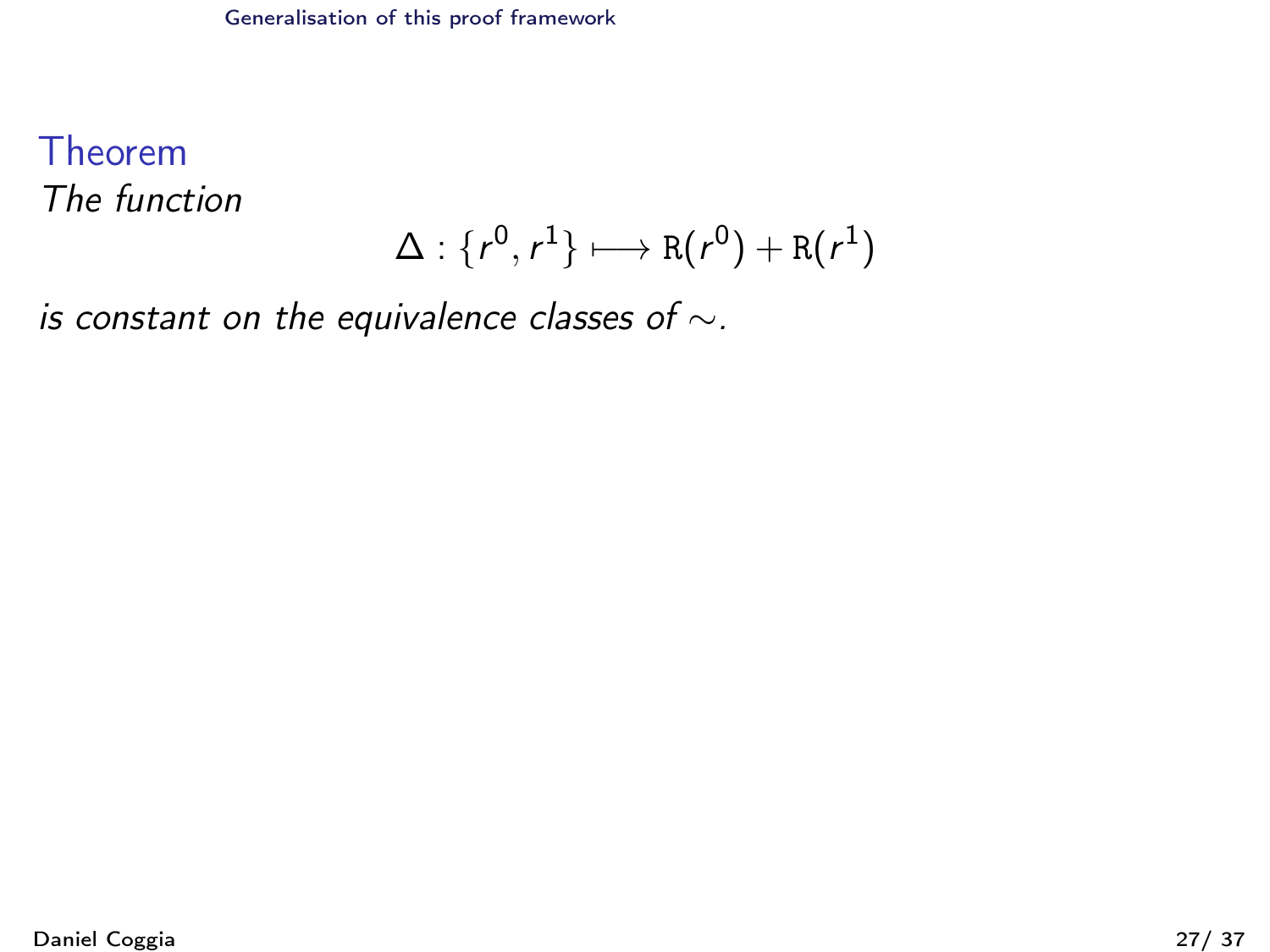**Theorem**

*The function*

$$\Delta : \{r^0, r^1\} \longmapsto \mathtt{R}(r^0) + \mathtt{R}(r^1)$$

*is constant on the equivalence classes of* $\sim$.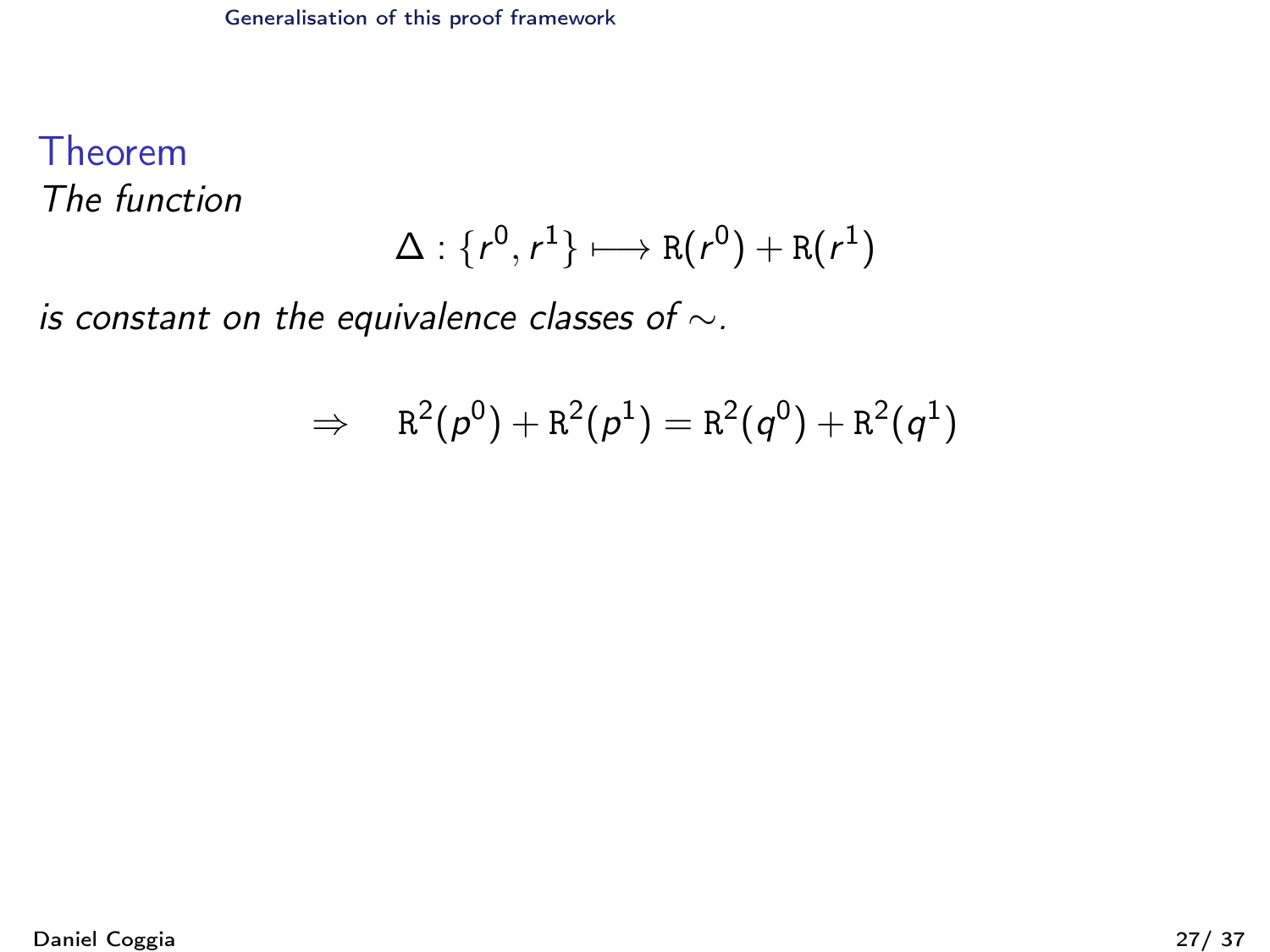**Theorem**

*The function*

$$\Delta : \{r^0, r^1\} \longmapsto \mathtt{R}(r^0) + \mathtt{R}(r^1)$$

*is constant on the equivalence classes of $\sim$.*

$$\Rightarrow \quad \mathtt{R}^2(p^0) + \mathtt{R}^2(p^1) = \mathtt{R}^2(q^0) + \mathtt{R}^2(q^1)$$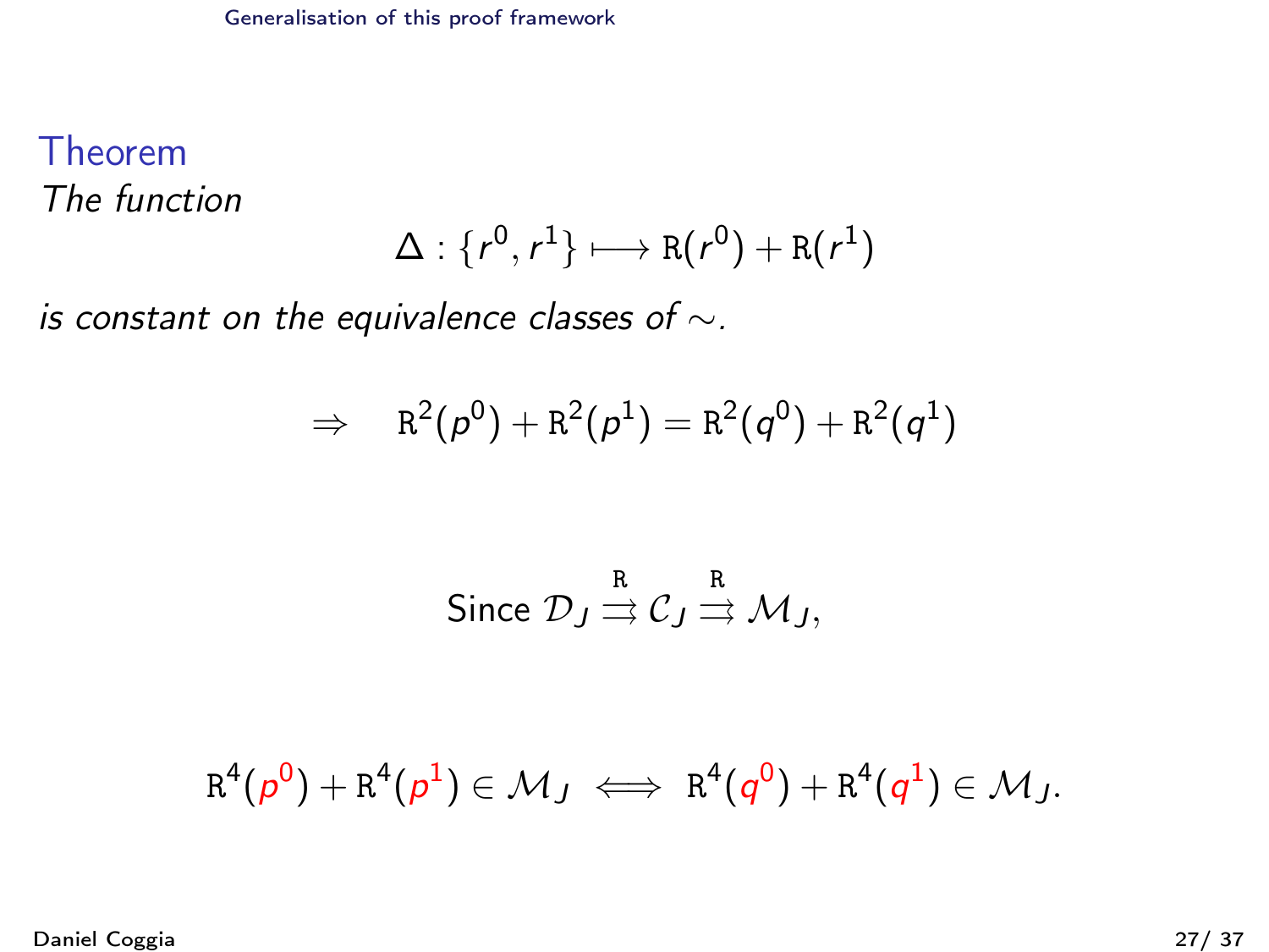**Theorem**

*The function*

$$\Delta : \{r^0, r^1\} \longmapsto \mathtt{R}(r^0) + \mathtt{R}(r^1)$$

*is constant on the equivalence classes of $\sim$.*

$$\Rightarrow \quad \mathtt{R}^2(p^0) + \mathtt{R}^2(p^1) = \mathtt{R}^2(q^0) + \mathtt{R}^2(q^1)$$

$$\text{Since } \mathcal{D}_J \overset{\mathtt{R}}{\rightrightarrows} \mathcal{C}_J \overset{\mathtt{R}}{\rightrightarrows} \mathcal{M}_J,$$

$$\mathtt{R}^4(p^0) + \mathtt{R}^4(p^1) \in \mathcal{M}_J \iff \mathtt{R}^4(q^0) + \mathtt{R}^4(q^1) \in \mathcal{M}_J.$$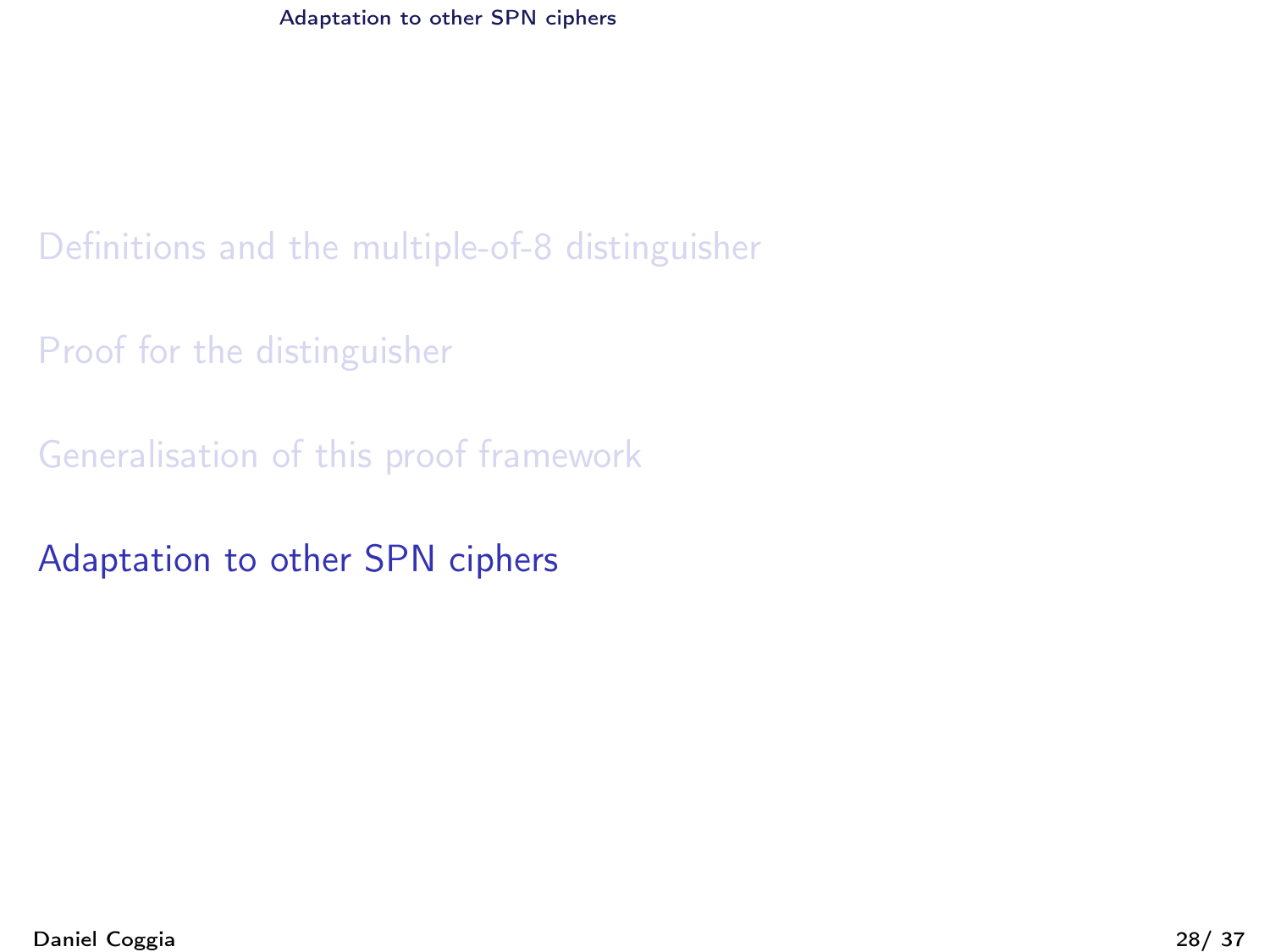Definitions and the multiple-of-8 distinguisher

Proof for the distinguisher

Generalisation of this proof framework

**Adaptation to other SPN ciphers**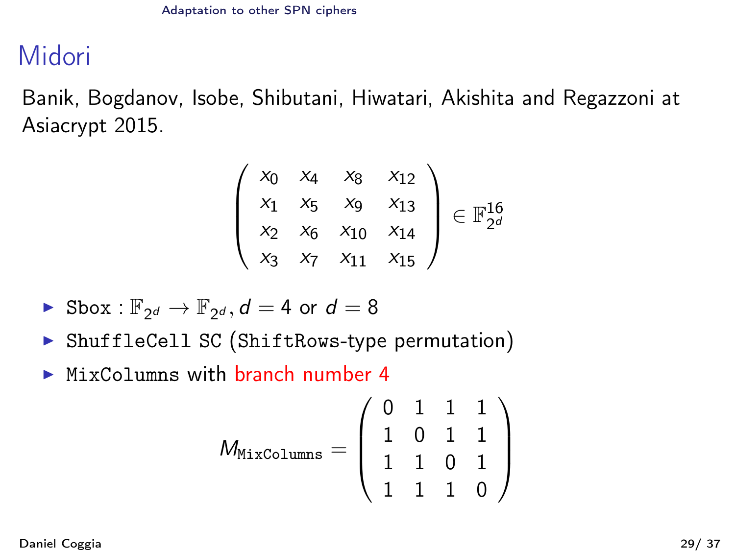# Midori

Banik, Bogdanov, Isobe, Shibutani, Hiwatari, Akishita and Regazzoni at Asiacrypt 2015.

$$\begin{pmatrix} x_0 & x_4 & x_8 & x_{12} \\ x_1 & x_5 & x_9 & x_{13} \\ x_2 & x_6 & x_{10} & x_{14} \\ x_3 & x_7 & x_{11} & x_{15} \end{pmatrix} \in \mathbb{F}_{2^d}^{16}$$

- $\texttt{Sbox} : \mathbb{F}_{2^d} \to \mathbb{F}_{2^d}, d = 4$ or $d = 8$
- `ShuffleCell` `SC` (`ShiftRows`-type permutation)
- `MixColumns` with branch number 4

$$M_{\texttt{MixColumns}} = \begin{pmatrix} 0 & 1 & 1 & 1 \\ 1 & 0 & 1 & 1 \\ 1 & 1 & 0 & 1 \\ 1 & 1 & 1 & 0 \end{pmatrix}$$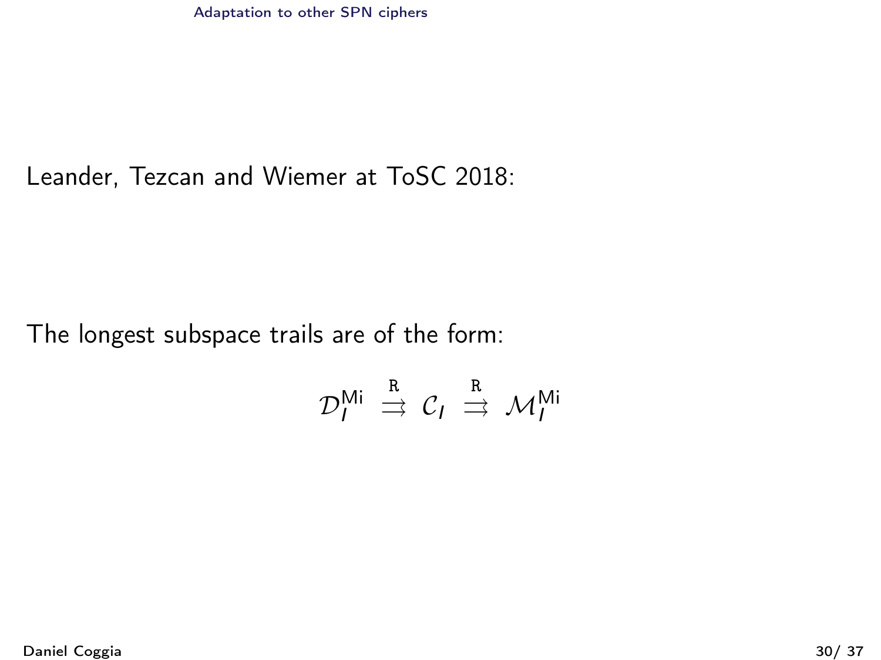Leander, Tezcan and Wiemer at ToSC 2018:

The longest subspace trails are of the form:

$$\mathcal{D}_I^{\mathsf{Mi}} \overset{\mathtt{R}}{\rightrightarrows} \mathcal{C}_I \overset{\mathtt{R}}{\rightrightarrows} \mathcal{M}_I^{\mathsf{Mi}}$$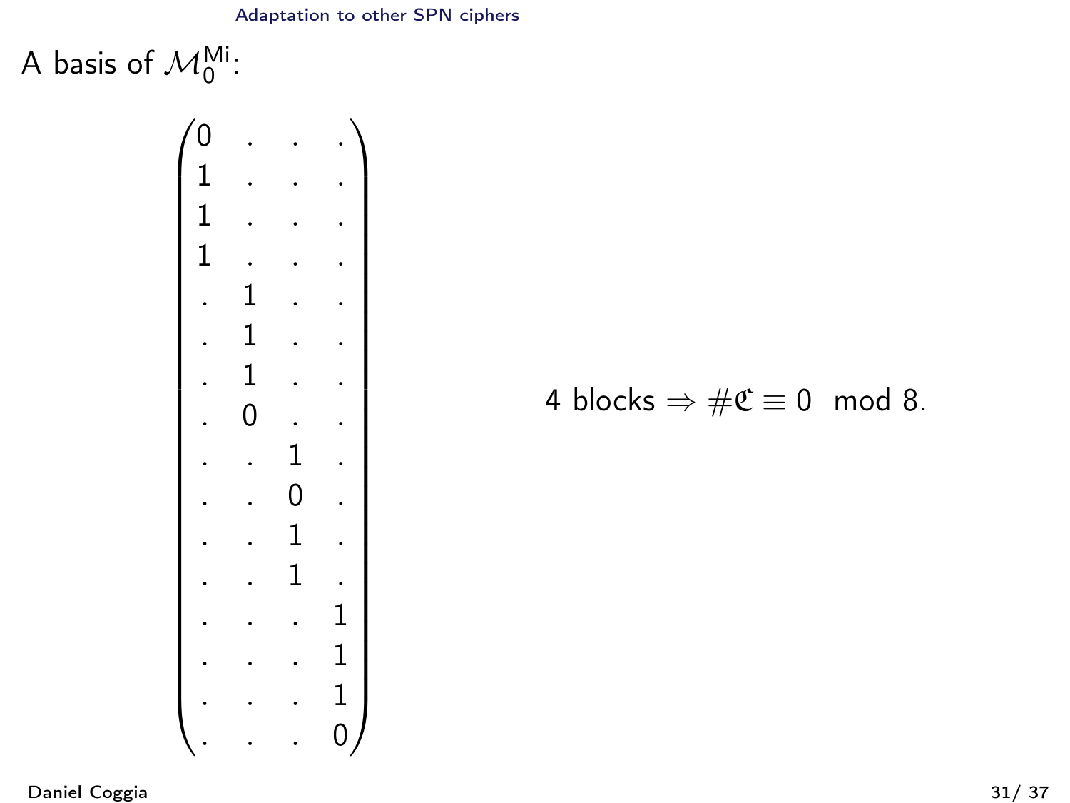A basis of $\mathcal{M}_0^{\mathsf{Mi}}$:

$$
\begin{pmatrix}
0 & . & . & . \\
1 & . & . & . \\
1 & . & . & . \\
1 & . & . & . \\
. & 1 & . & . \\
. & 1 & . & . \\
. & 1 & . & . \\
. & 0 & . & . \\
. & . & 1 & . \\
. & . & 0 & . \\
. & . & 1 & . \\
. & . & 1 & . \\
. & . & . & 1 \\
. & . & . & 1 \\
. & . & . & 1 \\
. & . & . & 0
\end{pmatrix}
$$

4 blocks $\Rightarrow \#\mathfrak{C} \equiv 0 \mod 8$.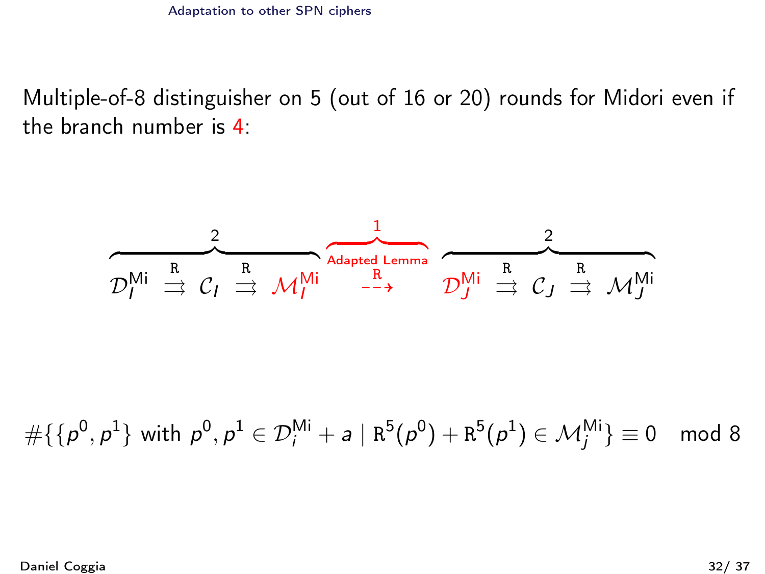Multiple-of-8 distinguisher on 5 (out of 16 or 20) rounds for Midori even if the branch number is 4:

$$\overbrace{\mathcal{D}_I^{\mathsf{Mi}} \overset{\mathtt{R}}{\rightrightarrows} \mathcal{C}_I \overset{\mathtt{R}}{\rightrightarrows} \mathcal{M}_I^{\mathsf{Mi}}}^{2} \quad \overbrace{\overset{\text{Adapted Lemma}}{\overset{\mathtt{R}}{\dashrightarrow}}}^{1} \quad \overbrace{\mathcal{D}_J^{\mathsf{Mi}} \overset{\mathtt{R}}{\rightrightarrows} \mathcal{C}_J \overset{\mathtt{R}}{\rightrightarrows} \mathcal{M}_J^{\mathsf{Mi}}}^{2}$$

$$\#\{\{p^0, p^1\} \text{ with } p^0, p^1 \in \mathcal{D}_i^{\mathsf{Mi}} + a \mid \mathtt{R}^5(p^0) + \mathtt{R}^5(p^1) \in \mathcal{M}_j^{\mathsf{Mi}}\} \equiv 0 \mod 8$$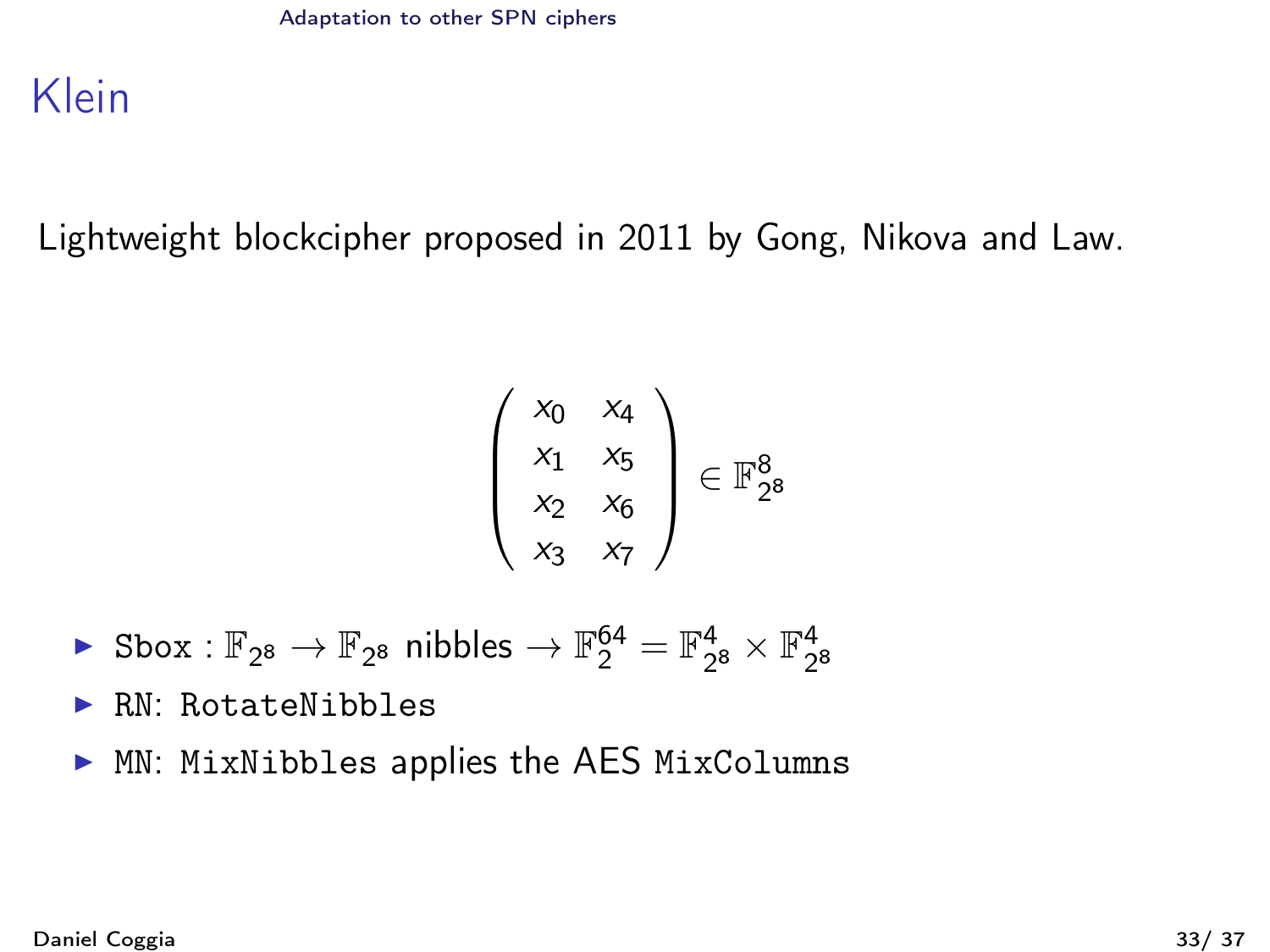# Klein

Lightweight blockcipher proposed in 2011 by Gong, Nikova and Law.

$$\begin{pmatrix} x_0 & x_4 \\ x_1 & x_5 \\ x_2 & x_6 \\ x_3 & x_7 \end{pmatrix} \in \mathbb{F}_{2^8}^8$$

- Sbox : $\mathbb{F}_{2^8} \rightarrow \mathbb{F}_{2^8}$ nibbles $\rightarrow \mathbb{F}_2^{64} = \mathbb{F}_{2^8}^4 \times \mathbb{F}_{2^8}^4$
- RN: RotateNibbles
- MN: MixNibbles applies the AES MixColumns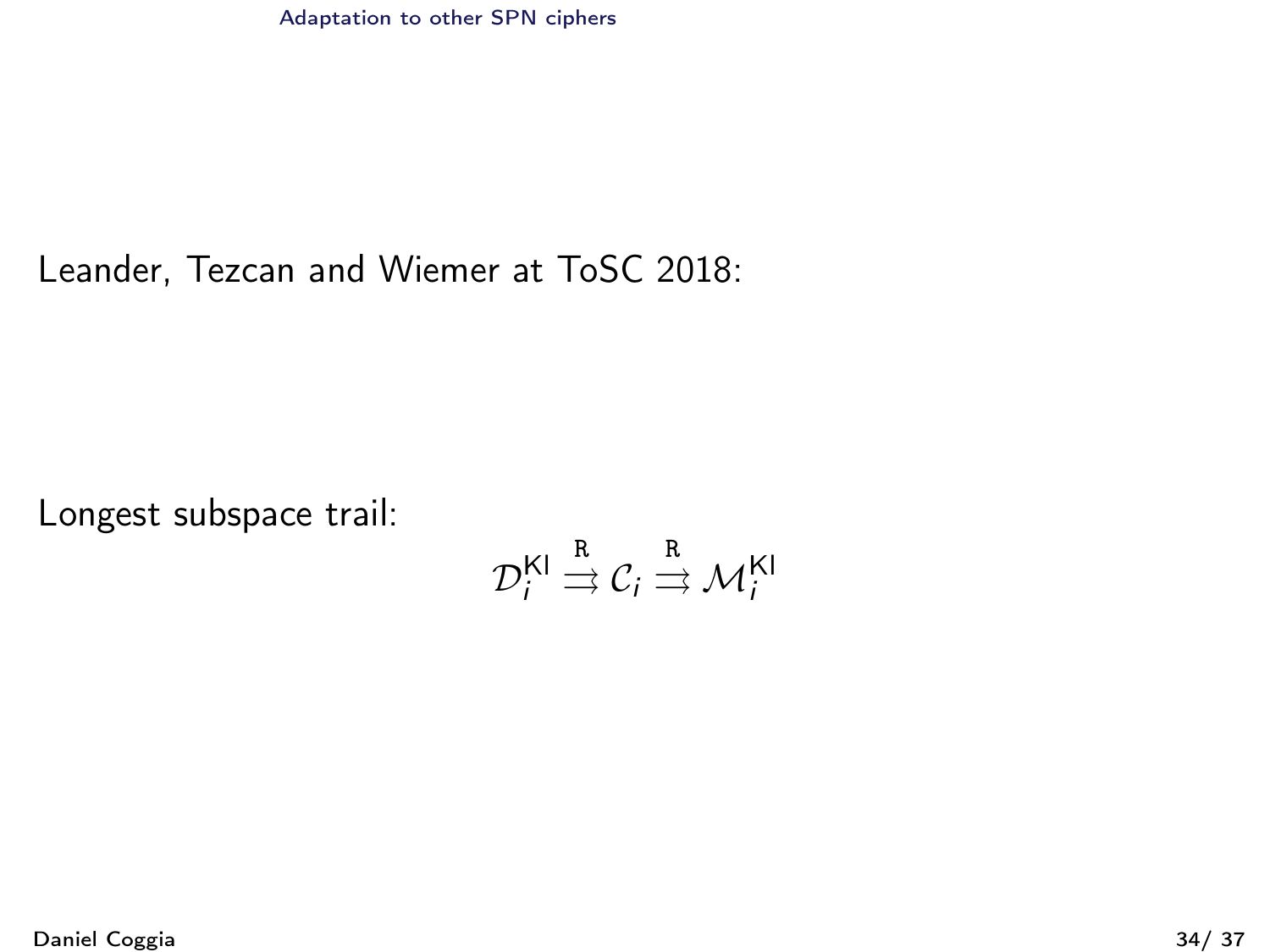Leander, Tezcan and Wiemer at ToSC 2018:

Longest subspace trail:

$$\mathcal{D}_i^{\mathsf{KI}} \overset{\mathtt{R}}{\rightrightarrows} \mathcal{C}_i \overset{\mathtt{R}}{\rightrightarrows} \mathcal{M}_i^{\mathsf{KI}}$$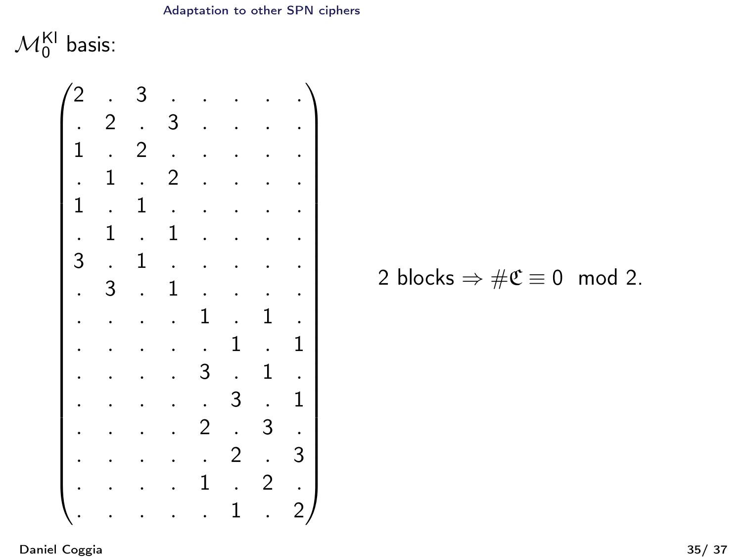$\mathcal{M}_0^{\mathsf{KI}}$ basis:

$$
\begin{pmatrix}
2 & . & 3 & . & . & . & . & . \\
. & 2 & . & 3 & . & . & . & . \\
1 & . & 2 & . & . & . & . & . \\
. & 1 & . & 2 & . & . & . & . \\
1 & . & 1 & . & . & . & . & . \\
. & 1 & . & 1 & . & . & . & . \\
3 & . & 1 & . & . & . & . & . \\
. & 3 & . & 1 & . & . & . & . \\
. & . & . & . & 1 & . & 1 & . \\
. & . & . & . & . & 1 & . & 1 \\
. & . & . & . & 3 & . & 1 & . \\
. & . & . & . & . & 3 & . & 1 \\
. & . & . & . & 2 & . & 3 & . \\
. & . & . & . & . & 2 & . & 3 \\
. & . & . & . & 1 & . & 2 & . \\
. & . & . & . & . & 1 & . & 2
\end{pmatrix}
$$

2 blocks $\Rightarrow \#\mathfrak{C} \equiv 0 \mod 2$.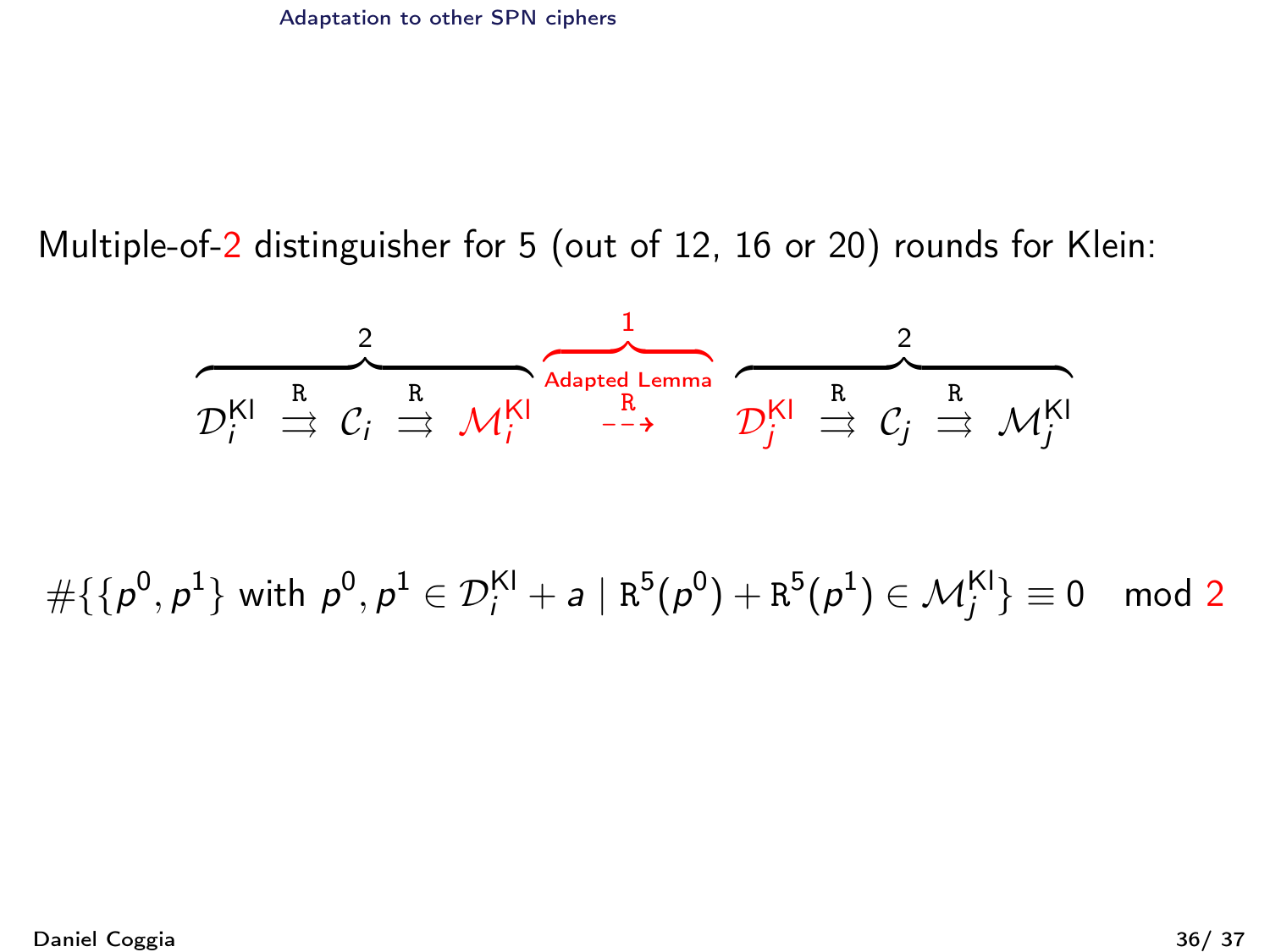Multiple-of-2 distinguisher for 5 (out of 12, 16 or 20) rounds for Klein:

$$\overbrace{\mathcal{D}_i^{\mathsf{Kl}} \overset{\mathtt{R}}{\rightrightarrows} \mathcal{C}_i \overset{\mathtt{R}}{\rightrightarrows} \mathcal{M}_i^{\mathsf{Kl}}}^{2} \overbrace{\overset{\mathtt{R}}{\underset{\text{Adapted Lemma}}{\dashrightarrow}}}^{1} \overbrace{\mathcal{D}_j^{\mathsf{Kl}} \overset{\mathtt{R}}{\rightrightarrows} \mathcal{C}_j \overset{\mathtt{R}}{\rightrightarrows} \mathcal{M}_j^{\mathsf{Kl}}}^{2}$$

$$\#\{\{p^0, p^1\} \text{ with } p^0, p^1 \in \mathcal{D}_i^{\mathsf{Kl}} + a \mid \mathtt{R}^5(p^0) + \mathtt{R}^5(p^1) \in \mathcal{M}_j^{\mathsf{Kl}}\} \equiv 0 \mod 2$$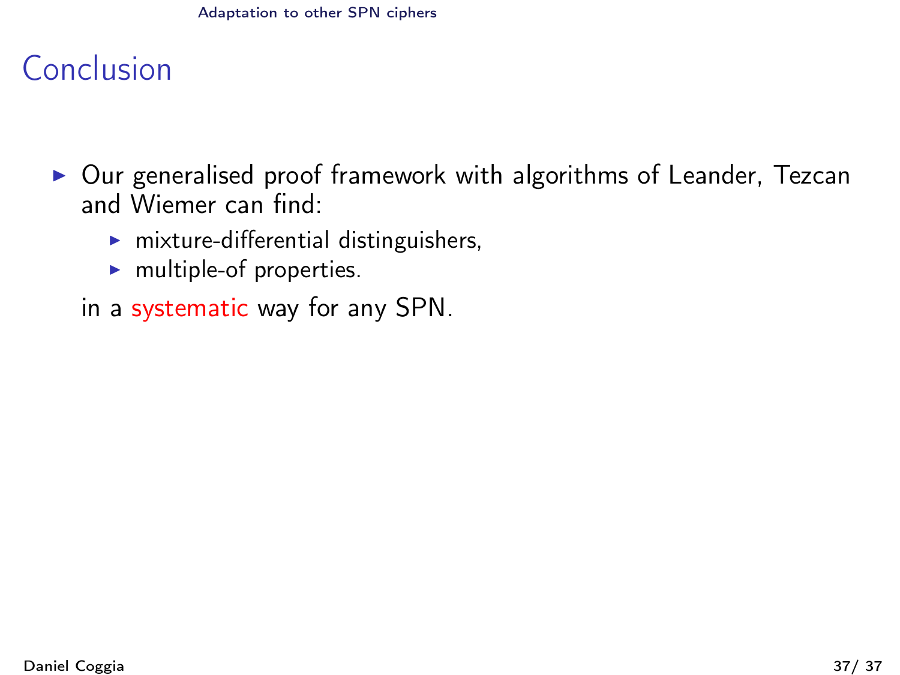## Conclusion

- Our generalised proof framework with algorithms of Leander, Tezcan and Wiemer can find:
  - mixture-differential distinguishers,
  - multiple-of properties.

  in a systematic way for any SPN.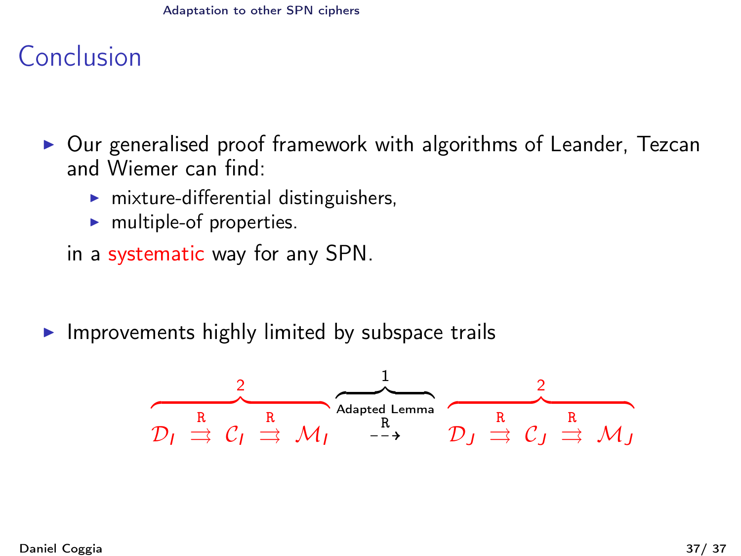# Conclusion

- Our generalised proof framework with algorithms of Leander, Tezcan and Wiemer can find:
  - mixture-differential distinguishers,
  - multiple-of properties.

  in a systematic way for any SPN.

- Improvements highly limited by subspace trails

$$\overbrace{\mathcal{D}_I \overset{\mathtt{R}}{\rightrightarrows} \mathcal{C}_I \overset{\mathtt{R}}{\rightrightarrows} \mathcal{M}_I}^{2} \quad \overbrace{\overset{\text{Adapted Lemma}}{\overset{\mathtt{R}}{\dashrightarrow}}}^{1} \quad \overbrace{\mathcal{D}_J \overset{\mathtt{R}}{\rightrightarrows} \mathcal{C}_J \overset{\mathtt{R}}{\rightrightarrows} \mathcal{M}_J}^{2}$$